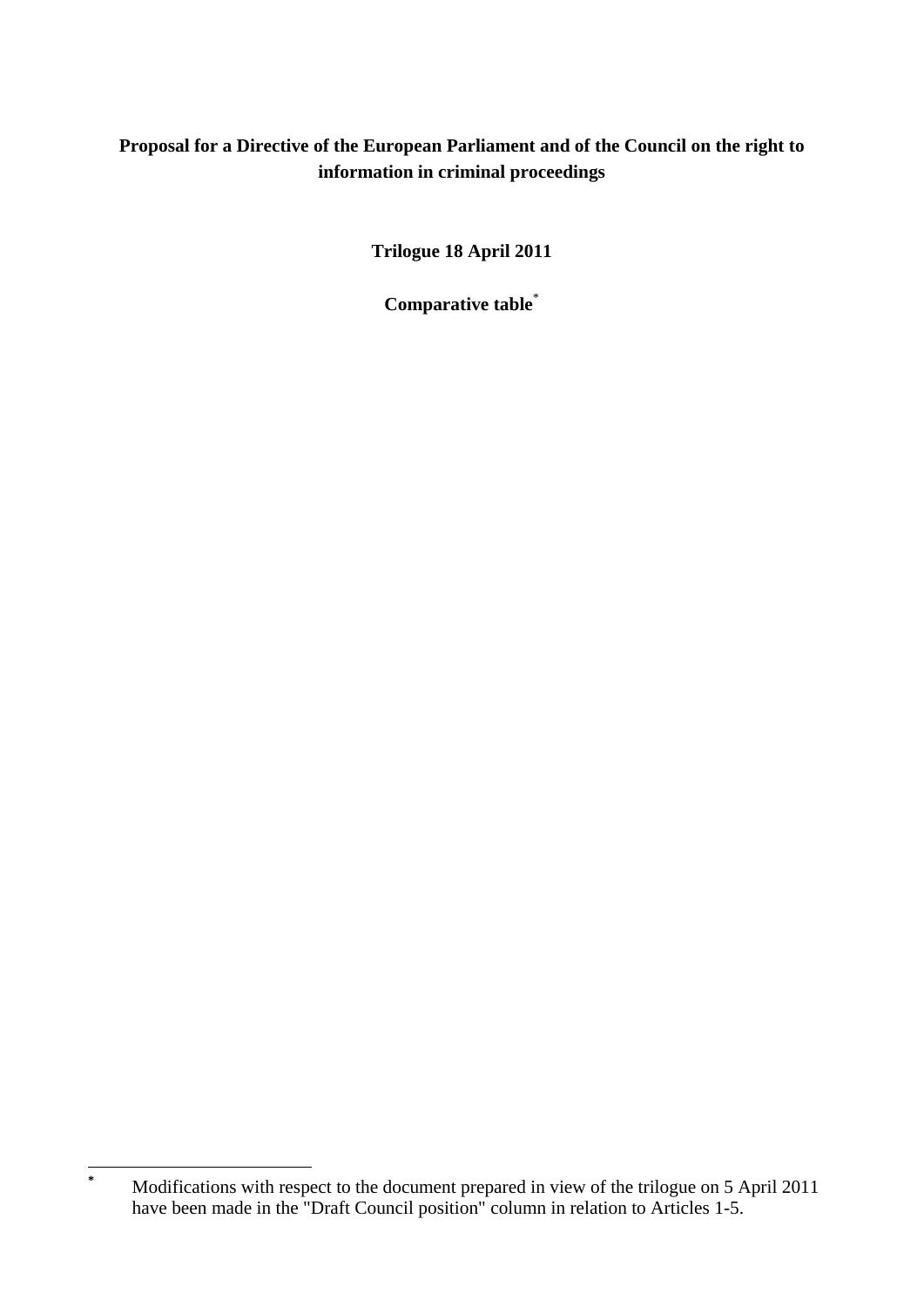**Proposal for a Directive of the European Parliament and of the Council on the right to information in criminal proceedings**

**Trilogue 18 April 2011**

**Comparative table**[*]

---

[*] Modifications with respect to the document prepared in view of the trilogue on 5 April 2011 have been made in the "Draft Council position" column in relation to Articles 1-5.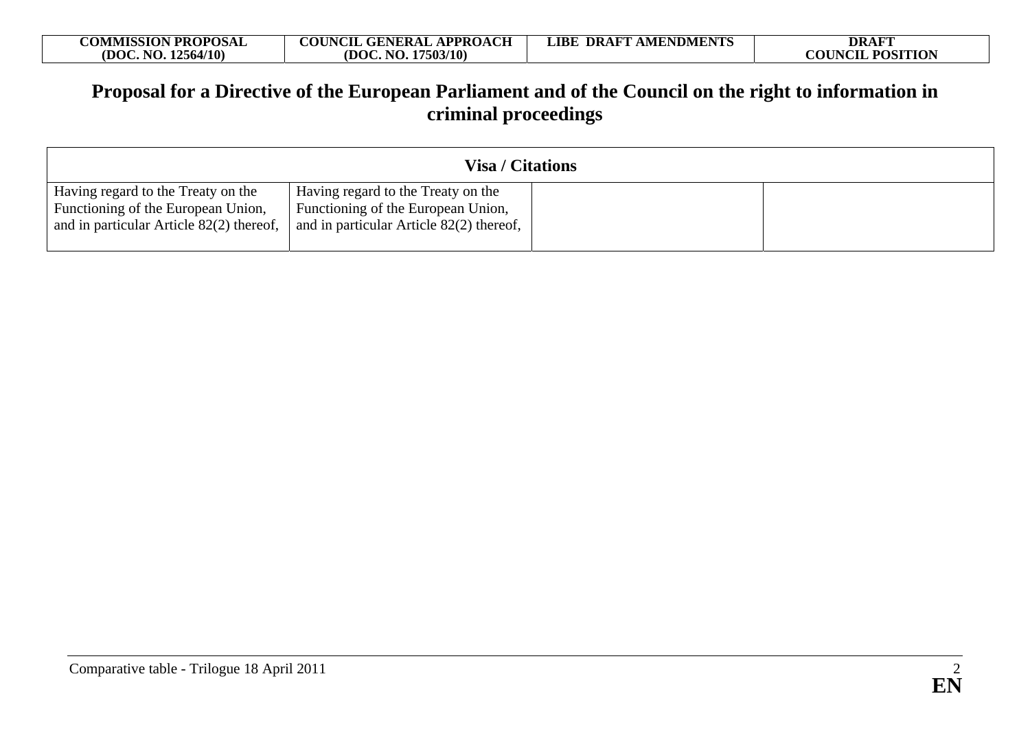| COMMISSION PROPOSAL (DOC. NO. 12564/10) | COUNCIL GENERAL APPROACH (DOC. NO. 17503/10) | LIBE DRAFT AMENDMENTS | DRAFT COUNCIL POSITION |
|---|---|---|---|

# Proposal for a Directive of the European Parliament and of the Council on the right to information in criminal proceedings

| Visa / Citations | | | |
|---|---|---|---|
| Having regard to the Treaty on the Functioning of the European Union, and in particular Article 82(2) thereof, | Having regard to the Treaty on the Functioning of the European Union, and in particular Article 82(2) thereof, | | |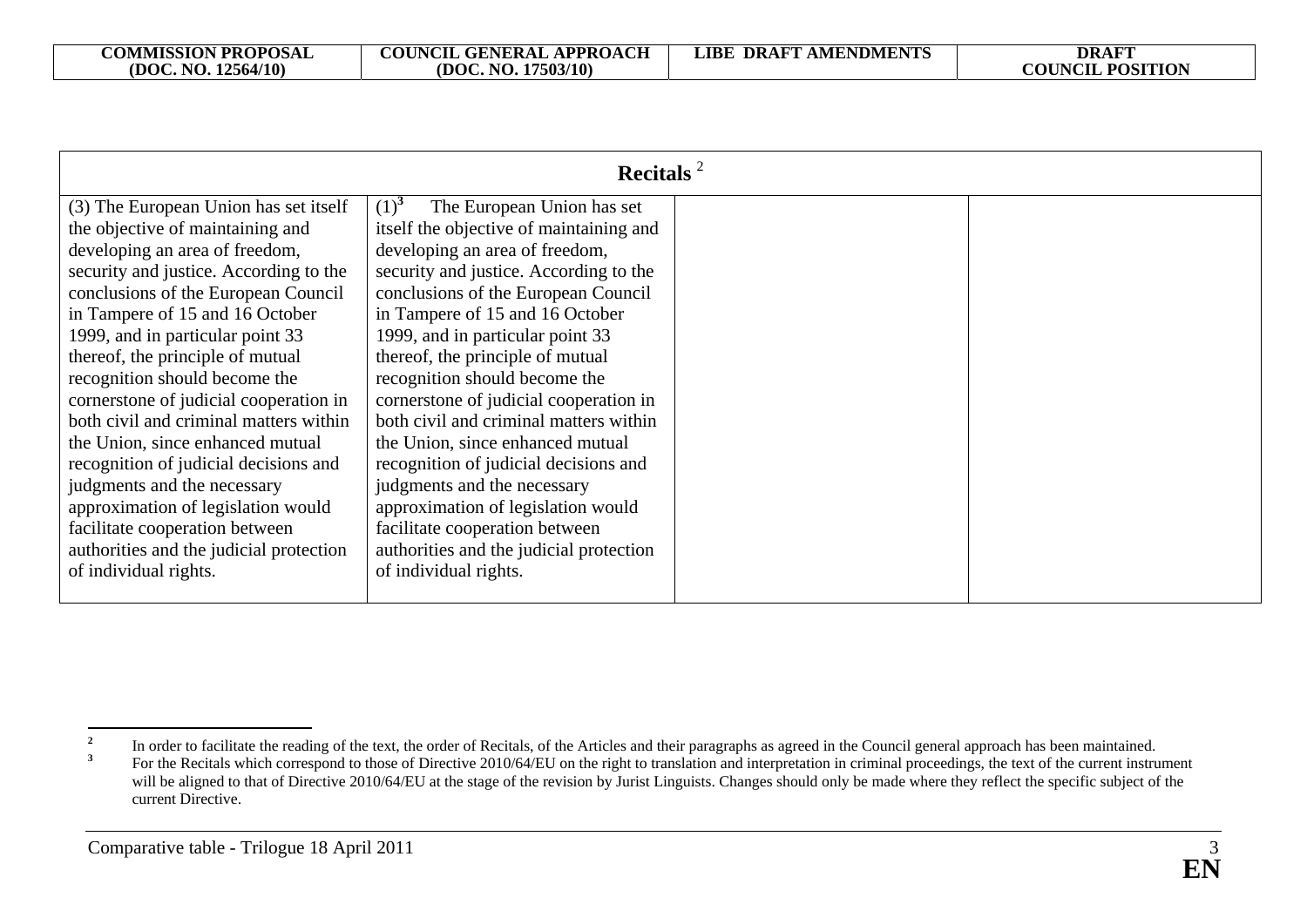| COMMISSION PROPOSAL (DOC. NO. 12564/10) | COUNCIL GENERAL APPROACH (DOC. NO. 17503/10) | LIBE DRAFT AMENDMENTS | DRAFT COUNCIL POSITION |
|---|---|---|---|
| **Recitals** [2] | | | |
| (3) The European Union has set itself the objective of maintaining and developing an area of freedom, security and justice. According to the conclusions of the European Council in Tampere of 15 and 16 October 1999, and in particular point 33 thereof, the principle of mutual recognition should become the cornerstone of judicial cooperation in both civil and criminal matters within the Union, since enhanced mutual recognition of judicial decisions and judgments and the necessary approximation of legislation would facilitate cooperation between authorities and the judicial protection of individual rights. | (1)[3] The European Union has set itself the objective of maintaining and developing an area of freedom, security and justice. According to the conclusions of the European Council in Tampere of 15 and 16 October 1999, and in particular point 33 thereof, the principle of mutual recognition should become the cornerstone of judicial cooperation in both civil and criminal matters within the Union, since enhanced mutual recognition of judicial decisions and judgments and the necessary approximation of legislation would facilitate cooperation between authorities and the judicial protection of individual rights. | | |

[2] In order to facilitate the reading of the text, the order of Recitals, of the Articles and their paragraphs as agreed in the Council general approach has been maintained.

[3] For the Recitals which correspond to those of Directive 2010/64/EU on the right to translation and interpretation in criminal proceedings, the text of the current instrument will be aligned to that of Directive 2010/64/EU at the stage of the revision by Jurist Linguists. Changes should only be made where they reflect the specific subject of the current Directive.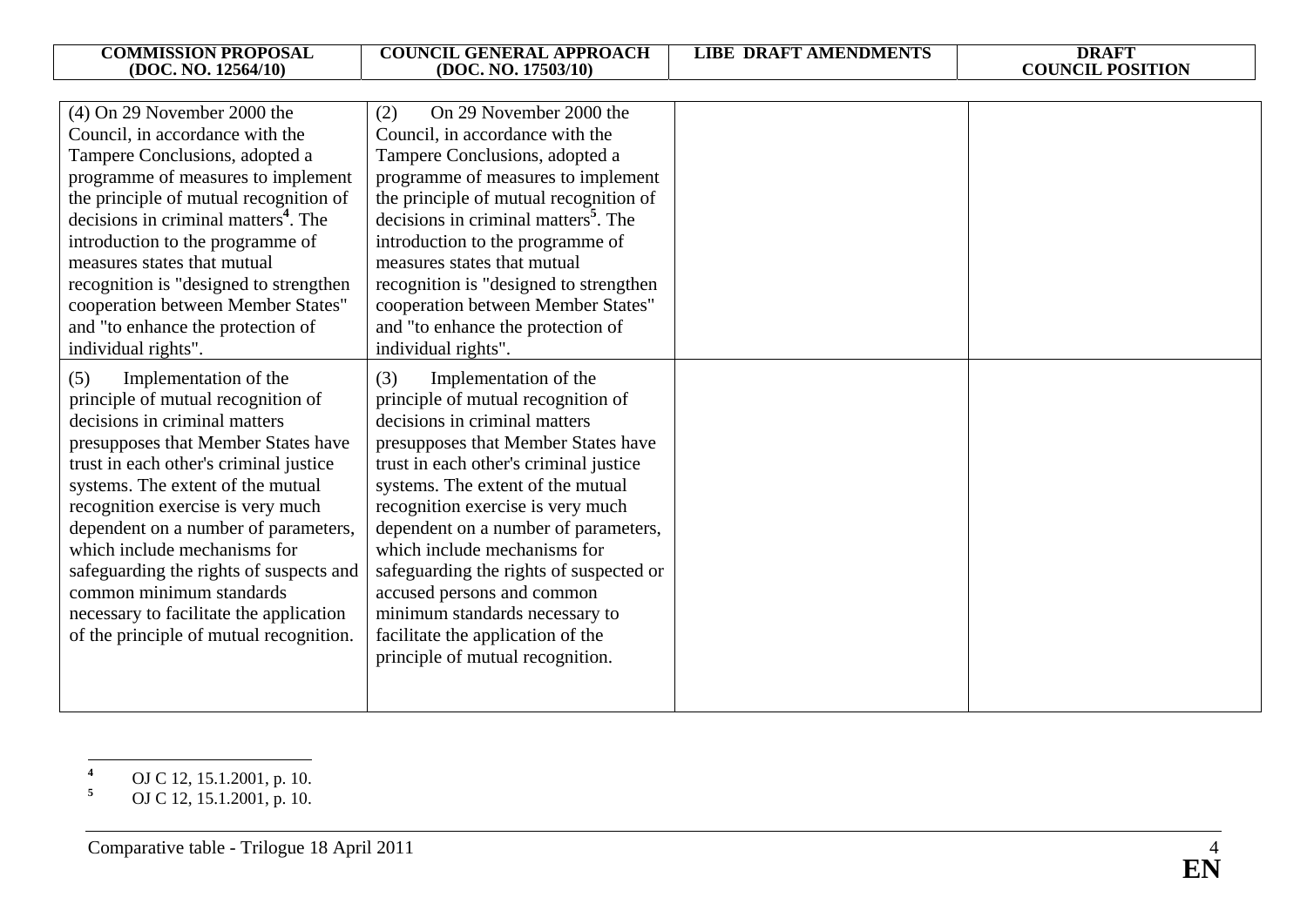| COMMISSION PROPOSAL (DOC. NO. 12564/10) | COUNCIL GENERAL APPROACH (DOC. NO. 17503/10) | LIBE DRAFT AMENDMENTS | DRAFT COUNCIL POSITION |
|---|---|---|---|
| (4) On 29 November 2000 the Council, in accordance with the Tampere Conclusions, adopted a programme of measures to implement the principle of mutual recognition of decisions in criminal matters[4]. The introduction to the programme of measures states that mutual recognition is "designed to strengthen cooperation between Member States" and "to enhance the protection of individual rights". | (2) On 29 November 2000 the Council, in accordance with the Tampere Conclusions, adopted a programme of measures to implement the principle of mutual recognition of decisions in criminal matters[5]. The introduction to the programme of measures states that mutual recognition is "designed to strengthen cooperation between Member States" and "to enhance the protection of individual rights". | | |
| (5) Implementation of the principle of mutual recognition of decisions in criminal matters presupposes that Member States have trust in each other's criminal justice systems. The extent of the mutual recognition exercise is very much dependent on a number of parameters, which include mechanisms for safeguarding the rights of suspects and common minimum standards necessary to facilitate the application of the principle of mutual recognition. | (3) Implementation of the principle of mutual recognition of decisions in criminal matters presupposes that Member States have trust in each other's criminal justice systems. The extent of the mutual recognition exercise is very much dependent on a number of parameters, which include mechanisms for safeguarding the rights of suspected or accused persons and common minimum standards necessary to facilitate the application of the principle of mutual recognition. | | |

[4] OJ C 12, 15.1.2001, p. 10.

[5] OJ C 12, 15.1.2001, p. 10.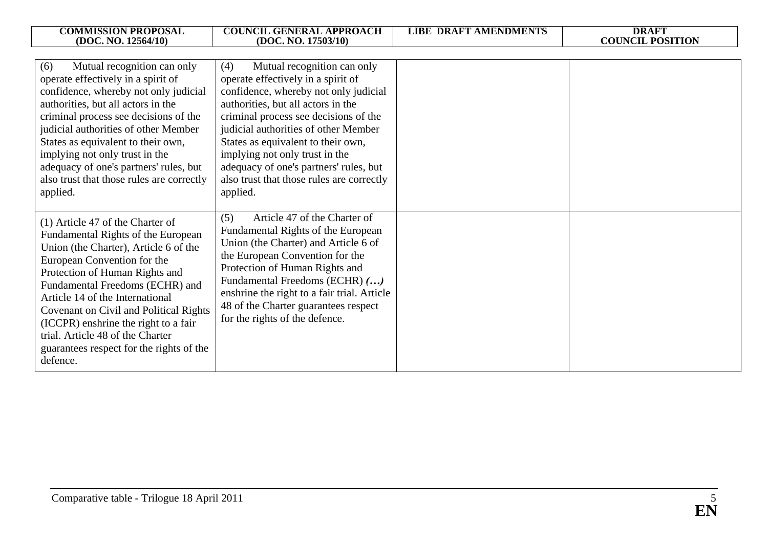| COMMISSION PROPOSAL (DOC. NO. 12564/10) | COUNCIL GENERAL APPROACH (DOC. NO. 17503/10) | LIBE DRAFT AMENDMENTS | DRAFT COUNCIL POSITION |
| --- | --- | --- | --- |
| (6) Mutual recognition can only operate effectively in a spirit of confidence, whereby not only judicial authorities, but all actors in the criminal process see decisions of the judicial authorities of other Member States as equivalent to their own, implying not only trust in the adequacy of one's partners' rules, but also trust that those rules are correctly applied. | (4) Mutual recognition can only operate effectively in a spirit of confidence, whereby not only judicial authorities, but all actors in the criminal process see decisions of the judicial authorities of other Member States as equivalent to their own, implying not only trust in the adequacy of one's partners' rules, but also trust that those rules are correctly applied. | | |
| (1) Article 47 of the Charter of Fundamental Rights of the European Union (the Charter), Article 6 of the European Convention for the Protection of Human Rights and Fundamental Freedoms (ECHR) and Article 14 of the International Covenant on Civil and Political Rights (ICCPR) enshrine the right to a fair trial. Article 48 of the Charter guarantees respect for the rights of the defence. | (5) Article 47 of the Charter of Fundamental Rights of the European Union (the Charter) and Article 6 of the European Convention for the Protection of Human Rights and Fundamental Freedoms (ECHR) ***(…)*** enshrine the right to a fair trial. Article 48 of the Charter guarantees respect for the rights of the defence. | | |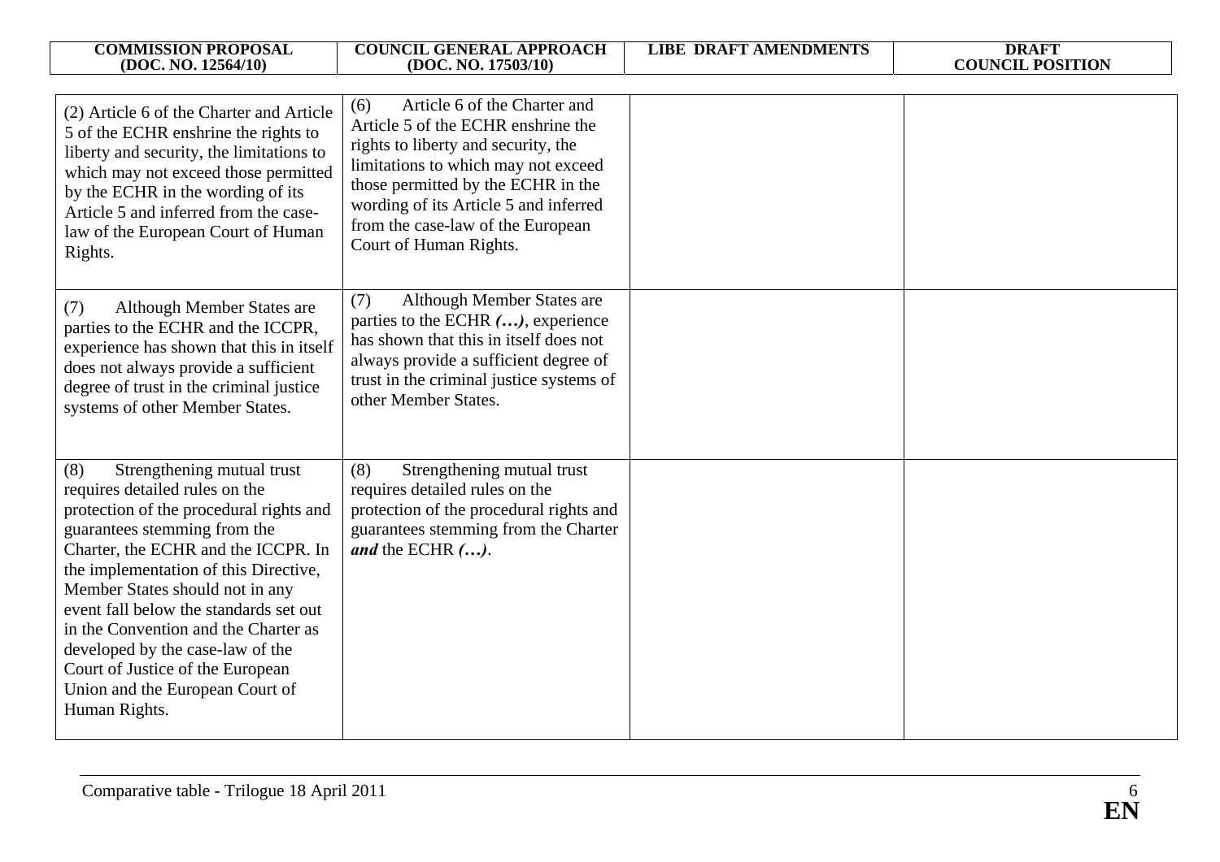| COMMISSION PROPOSAL (DOC. NO. 12564/10) | COUNCIL GENERAL APPROACH (DOC. NO. 17503/10) | LIBE DRAFT AMENDMENTS | DRAFT COUNCIL POSITION |
|---|---|---|---|
| (2) Article 6 of the Charter and Article 5 of the ECHR enshrine the rights to liberty and security, the limitations to which may not exceed those permitted by the ECHR in the wording of its Article 5 and inferred from the case-law of the European Court of Human Rights. | (6) Article 6 of the Charter and Article 5 of the ECHR enshrine the rights to liberty and security, the limitations to which may not exceed those permitted by the ECHR in the wording of its Article 5 and inferred from the case-law of the European Court of Human Rights. | | |
| (7) Although Member States are parties to the ECHR and the ICCPR, experience has shown that this in itself does not always provide a sufficient degree of trust in the criminal justice systems of other Member States. | (7) Although Member States are parties to the ECHR ***(…)***, experience has shown that this in itself does not always provide a sufficient degree of trust in the criminal justice systems of other Member States. | | |
| (8) Strengthening mutual trust requires detailed rules on the protection of the procedural rights and guarantees stemming from the Charter, the ECHR and the ICCPR. In the implementation of this Directive, Member States should not in any event fall below the standards set out in the Convention and the Charter as developed by the case-law of the Court of Justice of the European Union and the European Court of Human Rights. | (8) Strengthening mutual trust requires detailed rules on the protection of the procedural rights and guarantees stemming from the Charter ***and*** the ECHR ***(…)***. | | |

Comparative table - Trilogue 18 April 2011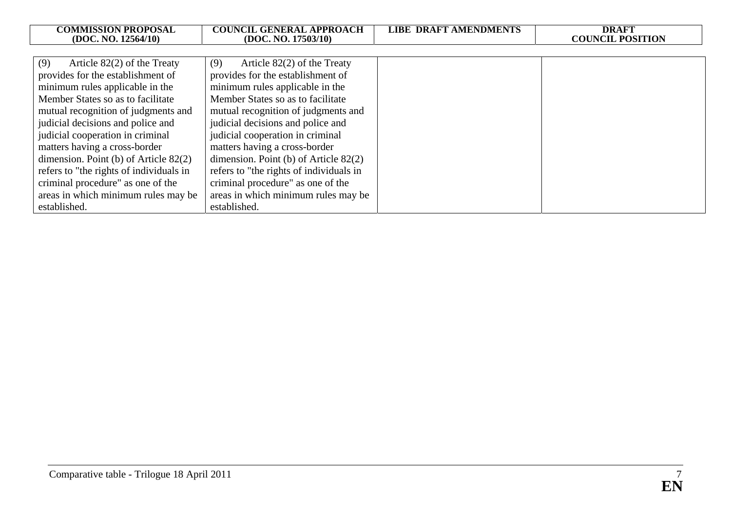| COMMISSION PROPOSAL (DOC. NO. 12564/10) | COUNCIL GENERAL APPROACH (DOC. NO. 17503/10) | LIBE DRAFT AMENDMENTS | DRAFT COUNCIL POSITION |
|---|---|---|---|
| (9) Article 82(2) of the Treaty provides for the establishment of minimum rules applicable in the Member States so as to facilitate mutual recognition of judgments and judicial decisions and police and judicial cooperation in criminal matters having a cross-border dimension. Point (b) of Article 82(2) refers to "the rights of individuals in criminal procedure" as one of the areas in which minimum rules may be established. | (9) Article 82(2) of the Treaty provides for the establishment of minimum rules applicable in the Member States so as to facilitate mutual recognition of judgments and judicial decisions and police and judicial cooperation in criminal matters having a cross-border dimension. Point (b) of Article 82(2) refers to "the rights of individuals in criminal procedure" as one of the areas in which minimum rules may be established. | | |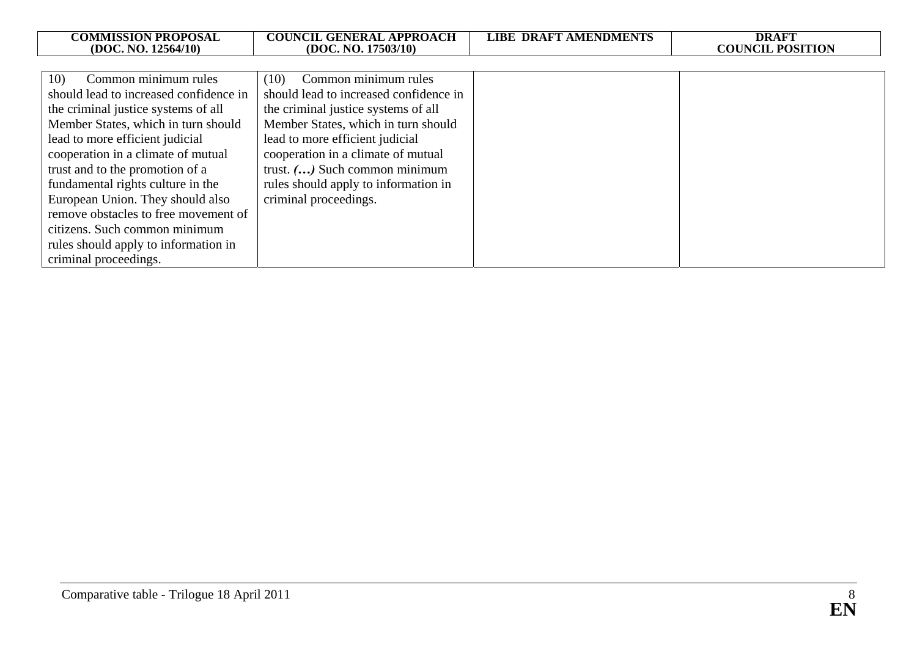| COMMISSION PROPOSAL (DOC. NO. 12564/10) | COUNCIL GENERAL APPROACH (DOC. NO. 17503/10) | LIBE DRAFT AMENDMENTS | DRAFT COUNCIL POSITION |
|---|---|---|---|
| 10) Common minimum rules should lead to increased confidence in the criminal justice systems of all Member States, which in turn should lead to more efficient judicial cooperation in a climate of mutual trust and to the promotion of a fundamental rights culture in the European Union. They should also remove obstacles to free movement of citizens. Such common minimum rules should apply to information in criminal proceedings. | (10) Common minimum rules should lead to increased confidence in the criminal justice systems of all Member States, which in turn should lead to more efficient judicial cooperation in a climate of mutual trust. ***(…)*** Such common minimum rules should apply to information in criminal proceedings. | | |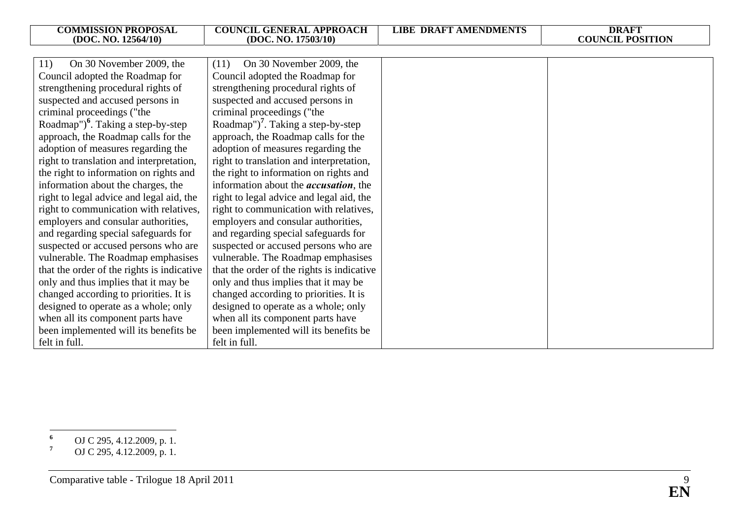| COMMISSION PROPOSAL (DOC. NO. 12564/10) | COUNCIL GENERAL APPROACH (DOC. NO. 17503/10) | LIBE DRAFT AMENDMENTS | DRAFT COUNCIL POSITION |
|---|---|---|---|
| 11) On 30 November 2009, the Council adopted the Roadmap for strengthening procedural rights of suspected and accused persons in criminal proceedings ("the Roadmap")[6]. Taking a step-by-step approach, the Roadmap calls for the adoption of measures regarding the right to translation and interpretation, the right to information on rights and information about the charges, the right to legal advice and legal aid, the right to communication with relatives, employers and consular authorities, and regarding special safeguards for suspected or accused persons who are vulnerable. The Roadmap emphasises that the order of the rights is indicative only and thus implies that it may be changed according to priorities. It is designed to operate as a whole; only when all its component parts have been implemented will its benefits be felt in full. | (11) On 30 November 2009, the Council adopted the Roadmap for strengthening procedural rights of suspected and accused persons in criminal proceedings ("the Roadmap")[7]. Taking a step-by-step approach, the Roadmap calls for the adoption of measures regarding the right to translation and interpretation, the right to information on rights and information about the ***accusation***, the right to legal advice and legal aid, the right to communication with relatives, employers and consular authorities, and regarding special safeguards for suspected or accused persons who are vulnerable. The Roadmap emphasises that the order of the rights is indicative only and thus implies that it may be changed according to priorities. It is designed to operate as a whole; only when all its component parts have been implemented will its benefits be felt in full. | | |

[6] OJ C 295, 4.12.2009, p. 1.

[7] OJ C 295, 4.12.2009, p. 1.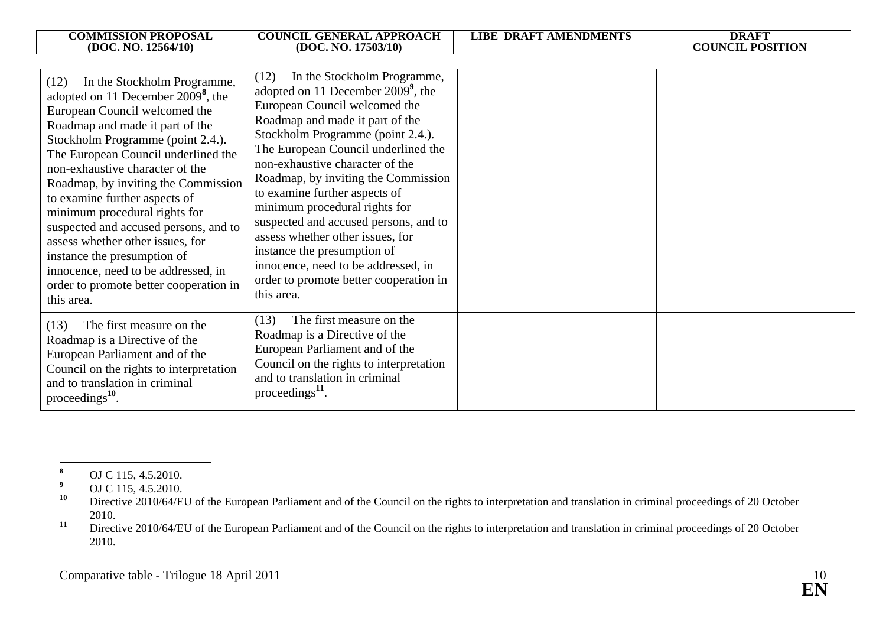| COMMISSION PROPOSAL (DOC. NO. 12564/10) | COUNCIL GENERAL APPROACH (DOC. NO. 17503/10) | LIBE DRAFT AMENDMENTS | DRAFT COUNCIL POSITION |
|---|---|---|---|
| (12) In the Stockholm Programme, adopted on 11 December 2009[8], the European Council welcomed the Roadmap and made it part of the Stockholm Programme (point 2.4.). The European Council underlined the non-exhaustive character of the Roadmap, by inviting the Commission to examine further aspects of minimum procedural rights for suspected and accused persons, and to assess whether other issues, for instance the presumption of innocence, need to be addressed, in order to promote better cooperation in this area. | (12) In the Stockholm Programme, adopted on 11 December 2009[9], the European Council welcomed the Roadmap and made it part of the Stockholm Programme (point 2.4.). The European Council underlined the non-exhaustive character of the Roadmap, by inviting the Commission to examine further aspects of minimum procedural rights for suspected and accused persons, and to assess whether other issues, for instance the presumption of innocence, need to be addressed, in order to promote better cooperation in this area. | | |
| (13) The first measure on the Roadmap is a Directive of the European Parliament and of the Council on the rights to interpretation and to translation in criminal proceedings[10]. | (13) The first measure on the Roadmap is a Directive of the European Parliament and of the Council on the rights to interpretation and to translation in criminal proceedings[11]. | | |

[8] OJ C 115, 4.5.2010.

[9] OJ C 115, 4.5.2010.

[10] Directive 2010/64/EU of the European Parliament and of the Council on the rights to interpretation and translation in criminal proceedings of 20 October 2010.

[11] Directive 2010/64/EU of the European Parliament and of the Council on the rights to interpretation and translation in criminal proceedings of 20 October 2010.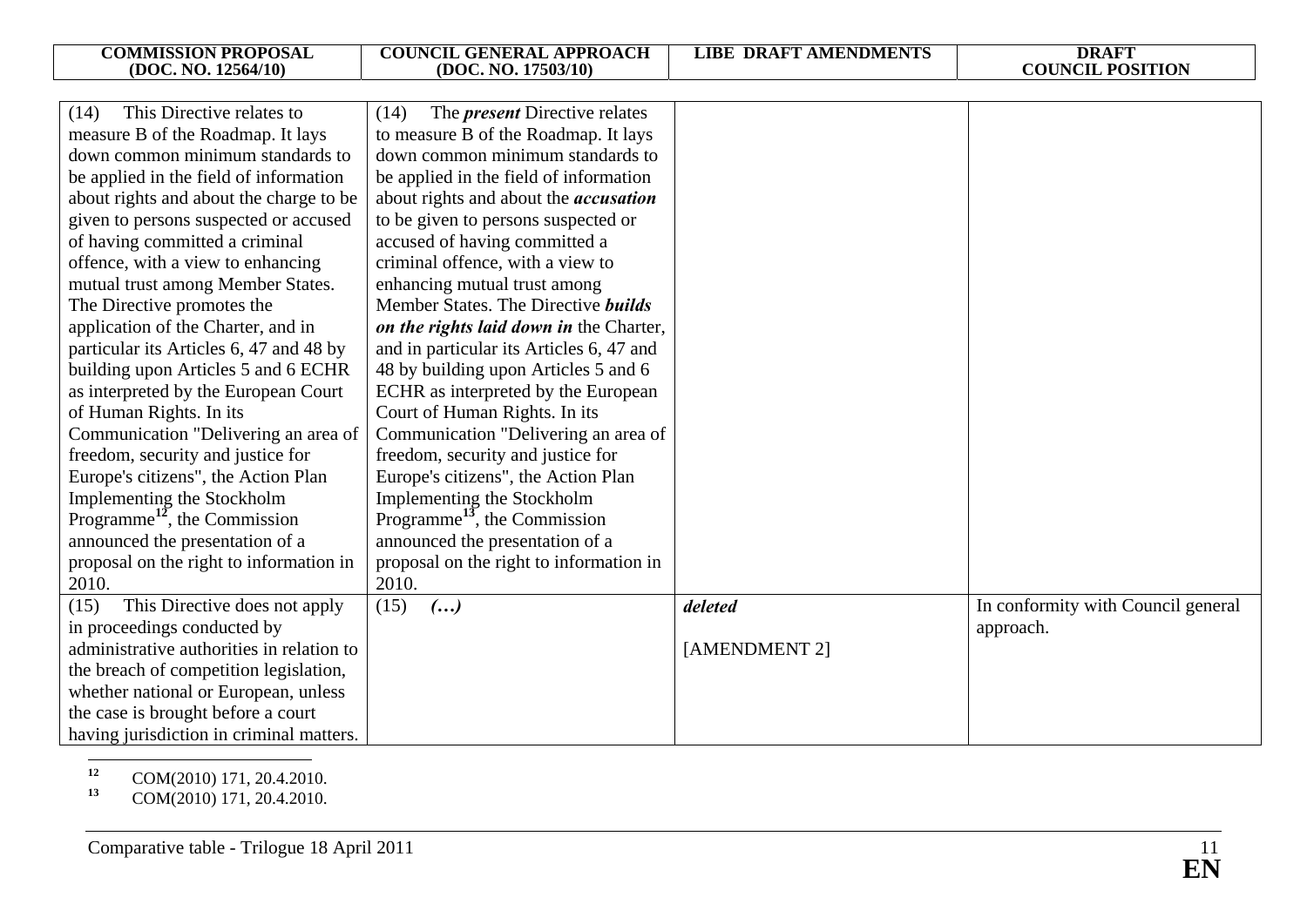| COMMISSION PROPOSAL (DOC. NO. 12564/10) | COUNCIL GENERAL APPROACH (DOC. NO. 17503/10) | LIBE DRAFT AMENDMENTS | DRAFT COUNCIL POSITION |
|---|---|---|---|
| (14) This Directive relates to measure B of the Roadmap. It lays down common minimum standards to be applied in the field of information about rights and about the charge to be given to persons suspected or accused of having committed a criminal offence, with a view to enhancing mutual trust among Member States. The Directive promotes the application of the Charter, and in particular its Articles 6, 47 and 48 by building upon Articles 5 and 6 ECHR as interpreted by the European Court of Human Rights. In its Communication "Delivering an area of freedom, security and justice for Europe's citizens", the Action Plan Implementing the Stockholm Programme[12], the Commission announced the presentation of a proposal on the right to information in 2010. | (14) The ***present*** Directive relates to measure B of the Roadmap. It lays down common minimum standards to be applied in the field of information about rights and about the ***accusation*** to be given to persons suspected or accused of having committed a criminal offence, with a view to enhancing mutual trust among Member States. The Directive ***builds on the rights laid down in*** the Charter, and in particular its Articles 6, 47 and 48 by building upon Articles 5 and 6 ECHR as interpreted by the European Court of Human Rights. In its Communication "Delivering an area of freedom, security and justice for Europe's citizens", the Action Plan Implementing the Stockholm Programme[13], the Commission announced the presentation of a proposal on the right to information in 2010. | | |
| (15) This Directive does not apply in proceedings conducted by administrative authorities in relation to the breach of competition legislation, whether national or European, unless the case is brought before a court having jurisdiction in criminal matters. | (15) ***(…)*** | ***deleted*** [AMENDMENT 2] | In conformity with Council general approach. |

[12] COM(2010) 171, 20.4.2010.
[13] COM(2010) 171, 20.4.2010.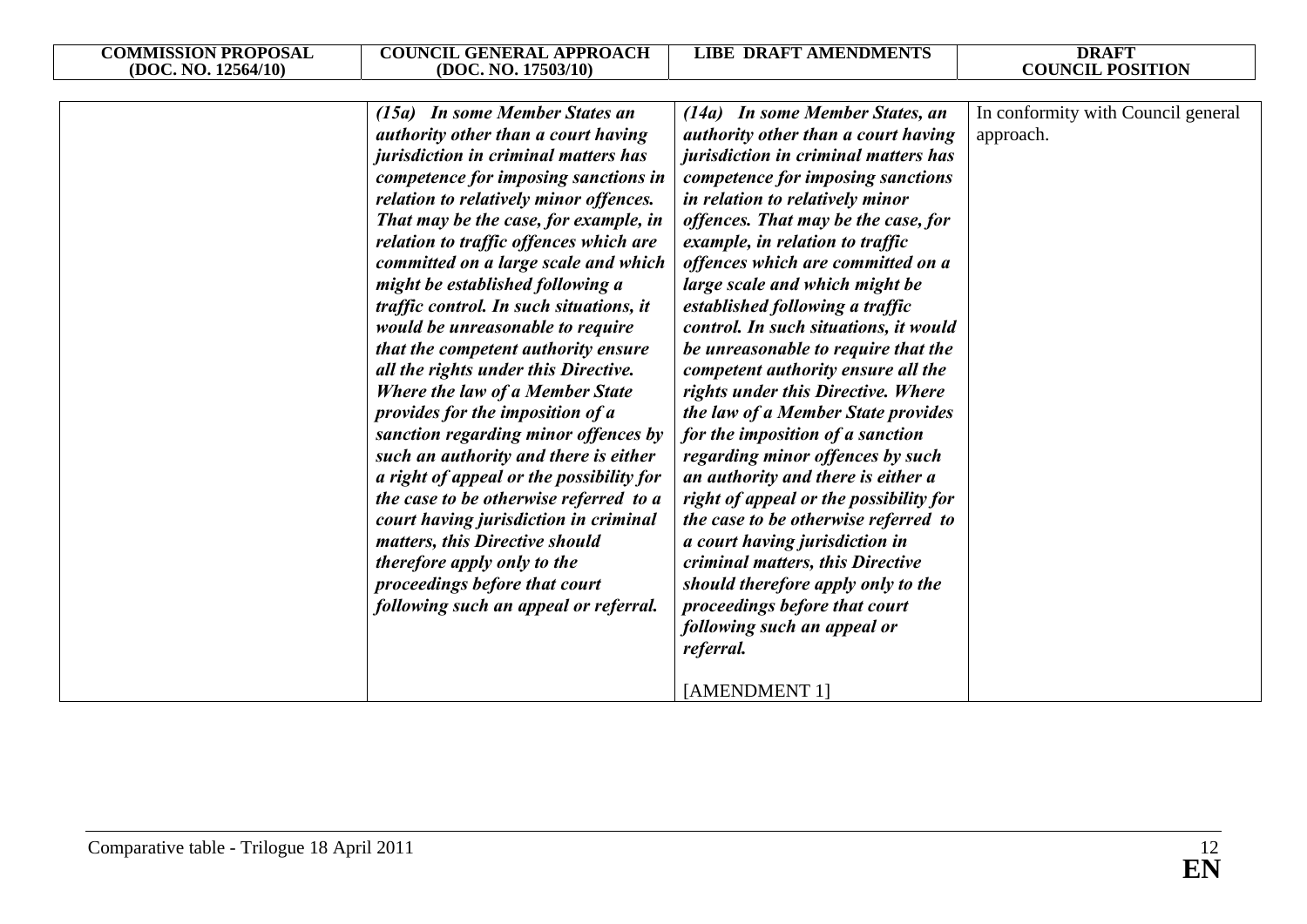| COMMISSION PROPOSAL (DOC. NO. 12564/10) | COUNCIL GENERAL APPROACH (DOC. NO. 17503/10) | LIBE DRAFT AMENDMENTS | DRAFT COUNCIL POSITION |
|---|---|---|---|
| | ***(15a) In some Member States an authority other than a court having jurisdiction in criminal matters has competence for imposing sanctions in relation to relatively minor offences. That may be the case, for example, in relation to traffic offences which are committed on a large scale and which might be established following a traffic control. In such situations, it would be unreasonable to require that the competent authority ensure all the rights under this Directive. Where the law of a Member State provides for the imposition of a sanction regarding minor offences by such an authority and there is either a right of appeal or the possibility for the case to be otherwise referred to a court having jurisdiction in criminal matters, this Directive should therefore apply only to the proceedings before that court following such an appeal or referral.*** | ***(14a) In some Member States, an authority other than a court having jurisdiction in criminal matters has competence for imposing sanctions in relation to relatively minor offences. That may be the case, for example, in relation to traffic offences which are committed on a large scale and which might be established following a traffic control. In such situations, it would be unreasonable to require that the competent authority ensure all the rights under this Directive. Where the law of a Member State provides for the imposition of a sanction regarding minor offences by such an authority and there is either a right of appeal or the possibility for the case to be otherwise referred to a court having jurisdiction in criminal matters, this Directive should therefore apply only to the proceedings before that court following such an appeal or referral.*** [AMENDMENT 1] | In conformity with Council general approach. |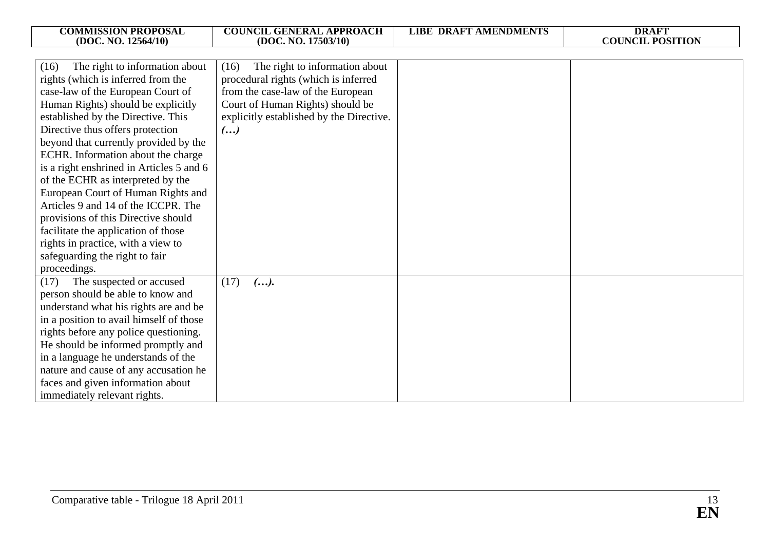| COMMISSION PROPOSAL (DOC. NO. 12564/10) | COUNCIL GENERAL APPROACH (DOC. NO. 17503/10) | LIBE DRAFT AMENDMENTS | DRAFT COUNCIL POSITION |
|---|---|---|---|
| (16) The right to information about rights (which is inferred from the case-law of the European Court of Human Rights) should be explicitly established by the Directive. This Directive thus offers protection beyond that currently provided by the ECHR. Information about the charge is a right enshrined in Articles 5 and 6 of the ECHR as interpreted by the European Court of Human Rights and Articles 9 and 14 of the ICCPR. The provisions of this Directive should facilitate the application of those rights in practice, with a view to safeguarding the right to fair proceedings. | (16) The right to information about procedural rights (which is inferred from the case-law of the European Court of Human Rights) should be explicitly established by the Directive. ***(…)*** | | |
| (17) The suspected or accused person should be able to know and understand what his rights are and be in a position to avail himself of those rights before any police questioning. He should be informed promptly and in a language he understands of the nature and cause of any accusation he faces and given information about immediately relevant rights. | (17) ***(…).*** | | |

Comparative table - Trilogue 18 April 2011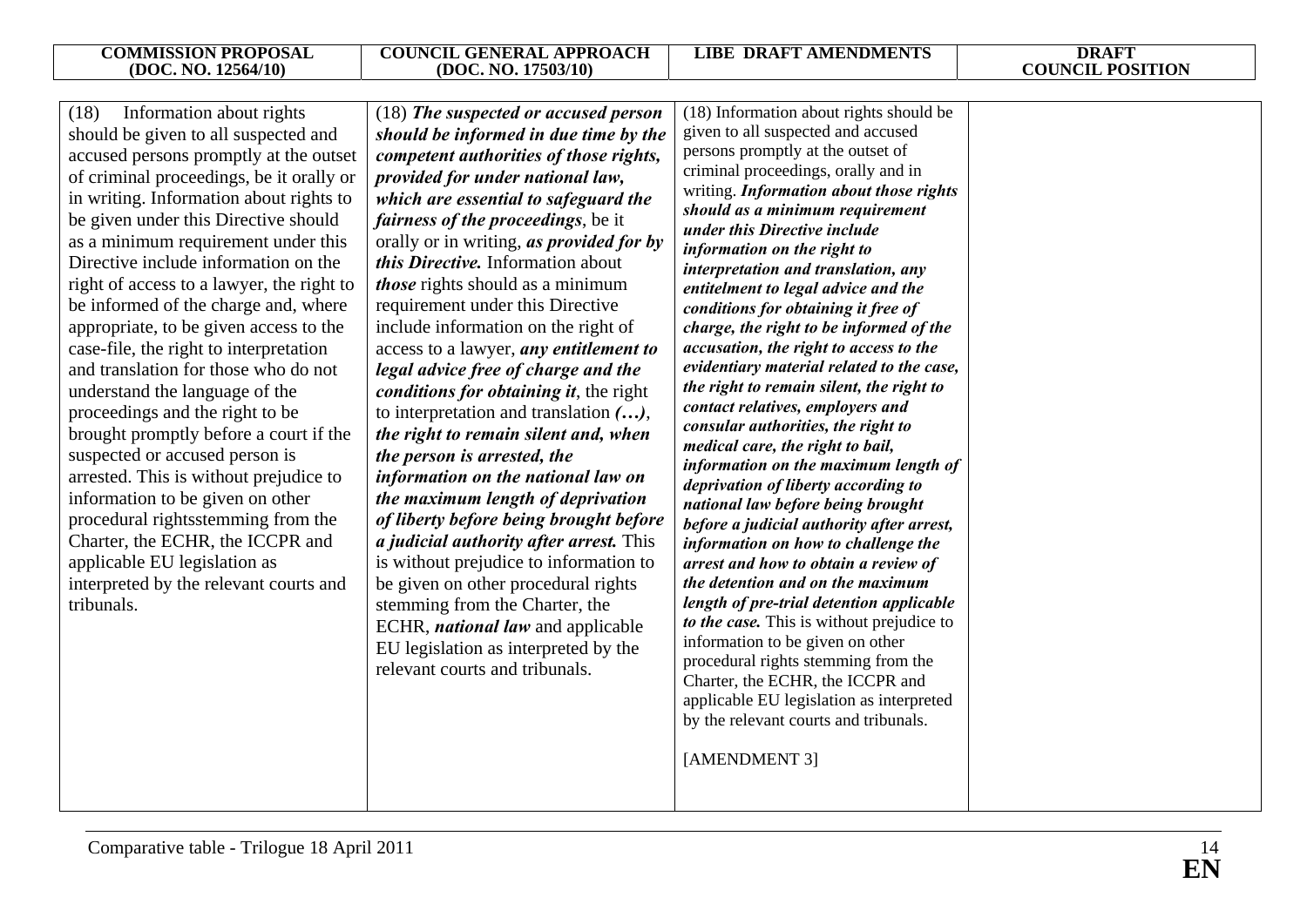| COMMISSION PROPOSAL (DOC. NO. 12564/10) | COUNCIL GENERAL APPROACH (DOC. NO. 17503/10) | LIBE DRAFT AMENDMENTS | DRAFT COUNCIL POSITION |
|---|---|---|---|
| (18) Information about rights should be given to all suspected and accused persons promptly at the outset of criminal proceedings, be it orally or in writing. Information about rights to be given under this Directive should as a minimum requirement under this Directive include information on the right of access to a lawyer, the right to be informed of the charge and, where appropriate, to be given access to the case-file, the right to interpretation and translation for those who do not understand the language of the proceedings and the right to be brought promptly before a court if the suspected or accused person is arrested. This is without prejudice to information to be given on other procedural rightsstemming from the Charter, the ECHR, the ICCPR and applicable EU legislation as interpreted by the relevant courts and tribunals. | (18) ***The suspected or accused person should be informed in due time by the competent authorities of those rights, provided for under national law, which are essential to safeguard the fairness of the proceedings***, be it orally or in writing, ***as provided for by this Directive.*** Information about ***those*** rights should as a minimum requirement under this Directive include information on the right of access to a lawyer, ***any entitlement to legal advice free of charge and the conditions for obtaining it***, the right to interpretation and translation ***(…)***, ***the right to remain silent and, when the person is arrested, the information on the national law on the maximum length of deprivation of liberty before being brought before a judicial authority after arrest.*** This is without prejudice to information to be given on other procedural rights stemming from the Charter, the ECHR, ***national law*** and applicable EU legislation as interpreted by the relevant courts and tribunals. | (18) Information about rights should be given to all suspected and accused persons promptly at the outset of criminal proceedings, orally and in writing. ***Information about those rights should as a minimum requirement under this Directive include information on the right to interpretation and translation, any entitelment to legal advice and the conditions for obtaining it free of charge, the right to be informed of the accusation, the right to access to the evidentiary material related to the case, the right to remain silent, the right to contact relatives, employers and consular authorities, the right to medical care, the right to bail, information on the maximum length of deprivation of liberty according to national law before being brought before a judicial authority after arrest, information on how to challenge the arrest and how to obtain a review of the detention and on the maximum length of pre-trial detention applicable to the case.*** This is without prejudice to information to be given on other procedural rights stemming from the Charter, the ECHR, the ICCPR and applicable EU legislation as interpreted by the relevant courts and tribunals.<br><br>[AMENDMENT 3] | |

Comparative table - Trilogue 18 April 2011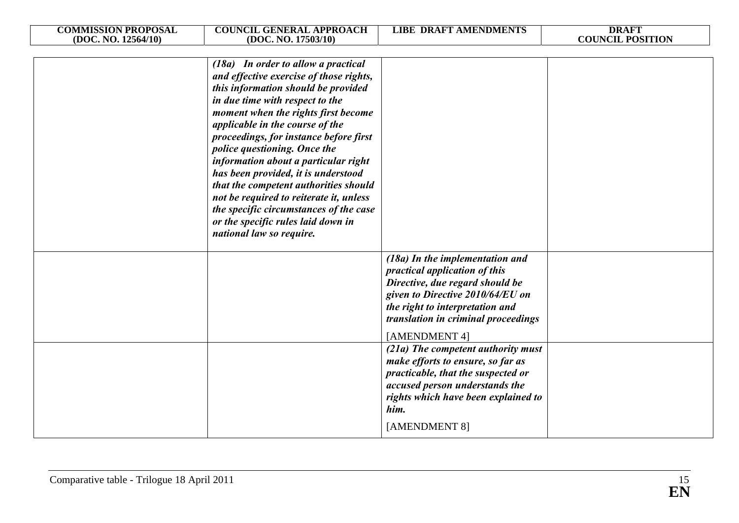| COMMISSION PROPOSAL (DOC. NO. 12564/10) | COUNCIL GENERAL APPROACH (DOC. NO. 17503/10) | LIBE DRAFT AMENDMENTS | DRAFT COUNCIL POSITION |
|---|---|---|---|
| | ***(18a) In order to allow a practical and effective exercise of those rights, this information should be provided in due time with respect to the moment when the rights first become applicable in the course of the proceedings, for instance before first police questioning. Once the information about a particular right has been provided, it is understood that the competent authorities should not be required to reiterate it, unless the specific circumstances of the case or the specific rules laid down in national law so require.*** | | |
| | | ***(18a) In the implementation and practical application of this Directive, due regard should be given to Directive 2010/64/EU on the right to interpretation and translation in criminal proceedings*** [AMENDMENT 4] | |
| | | ***(21a) The competent authority must make efforts to ensure, so far as practicable, that the suspected or accused person understands the rights which have been explained to him.*** [AMENDMENT 8] | |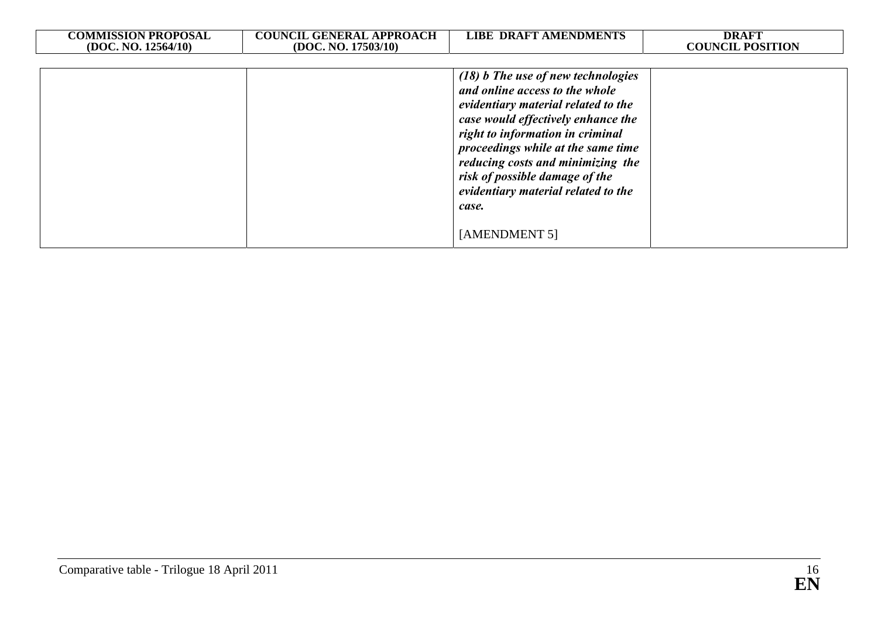| COMMISSION PROPOSAL (DOC. NO. 12564/10) | COUNCIL GENERAL APPROACH (DOC. NO. 17503/10) | LIBE DRAFT AMENDMENTS | DRAFT COUNCIL POSITION |
|---|---|---|---|
| | | ***(18) b The use of new technologies and online access to the whole evidentiary material related to the case would effectively enhance the right to information in criminal proceedings while at the same time reducing costs and minimizing the risk of possible damage of the evidentiary material related to the case.***<br><br>[AMENDMENT 5] | |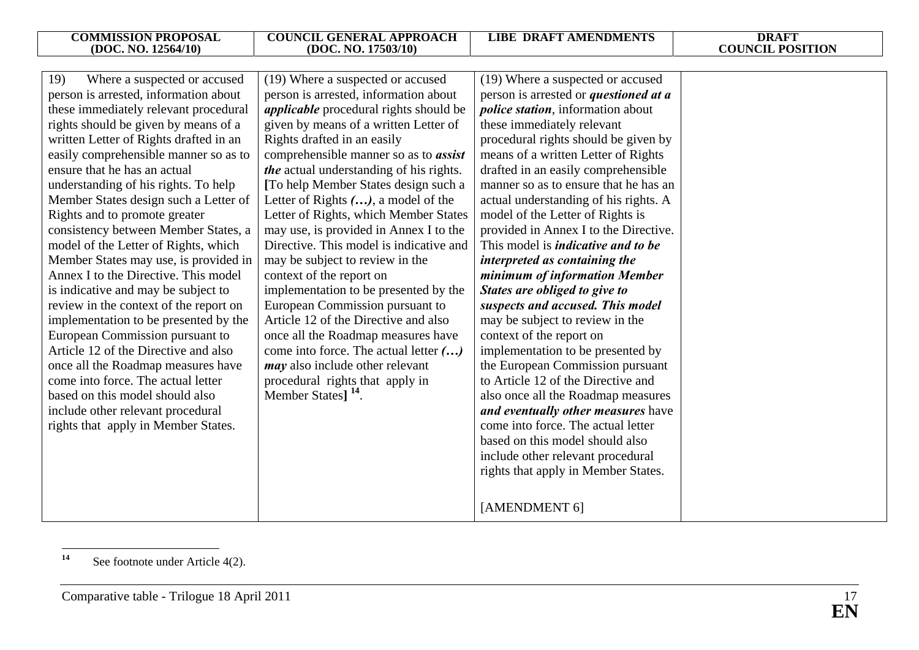| COMMISSION PROPOSAL (DOC. NO. 12564/10) | COUNCIL GENERAL APPROACH (DOC. NO. 17503/10) | LIBE DRAFT AMENDMENTS | DRAFT COUNCIL POSITION |
|---|---|---|---|
| 19) Where a suspected or accused person is arrested, information about these immediately relevant procedural rights should be given by means of a written Letter of Rights drafted in an easily comprehensible manner so as to ensure that he has an actual understanding of his rights. To help Member States design such a Letter of Rights and to promote greater consistency between Member States, a model of the Letter of Rights, which Member States may use, is provided in Annex I to the Directive. This model is indicative and may be subject to review in the context of the report on implementation to be presented by the European Commission pursuant to Article 12 of the Directive and also once all the Roadmap measures have come into force. The actual letter based on this model should also include other relevant procedural rights that apply in Member States. | (19) Where a suspected or accused person is arrested, information about ***applicable*** procedural rights should be given by means of a written Letter of Rights drafted in an easily comprehensible manner so as to ***assist the*** actual understanding of his rights. **[**To help Member States design such a Letter of Rights ***(…)***, a model of the Letter of Rights, which Member States may use, is provided in Annex I to the Directive. This model is indicative and may be subject to review in the context of the report on implementation to be presented by the European Commission pursuant to Article 12 of the Directive and also once all the Roadmap measures have come into force. The actual letter ***(…) may*** also include other relevant procedural rights that apply in Member States**]** [14]. | (19) Where a suspected or accused person is arrested or ***questioned at a police station***, information about these immediately relevant procedural rights should be given by means of a written Letter of Rights drafted in an easily comprehensible manner so as to ensure that he has an actual understanding of his rights. A model of the Letter of Rights is provided in Annex I to the Directive. This model is ***indicative and to be interpreted as containing the minimum of information Member States are obliged to give to suspects and accused. This model*** may be subject to review in the context of the report on implementation to be presented by the European Commission pursuant to Article 12 of the Directive and also once all the Roadmap measures ***and eventually other measures*** have come into force. The actual letter based on this model should also include other relevant procedural rights that apply in Member States. <br><br> [AMENDMENT 6] | |

[14] See footnote under Article 4(2).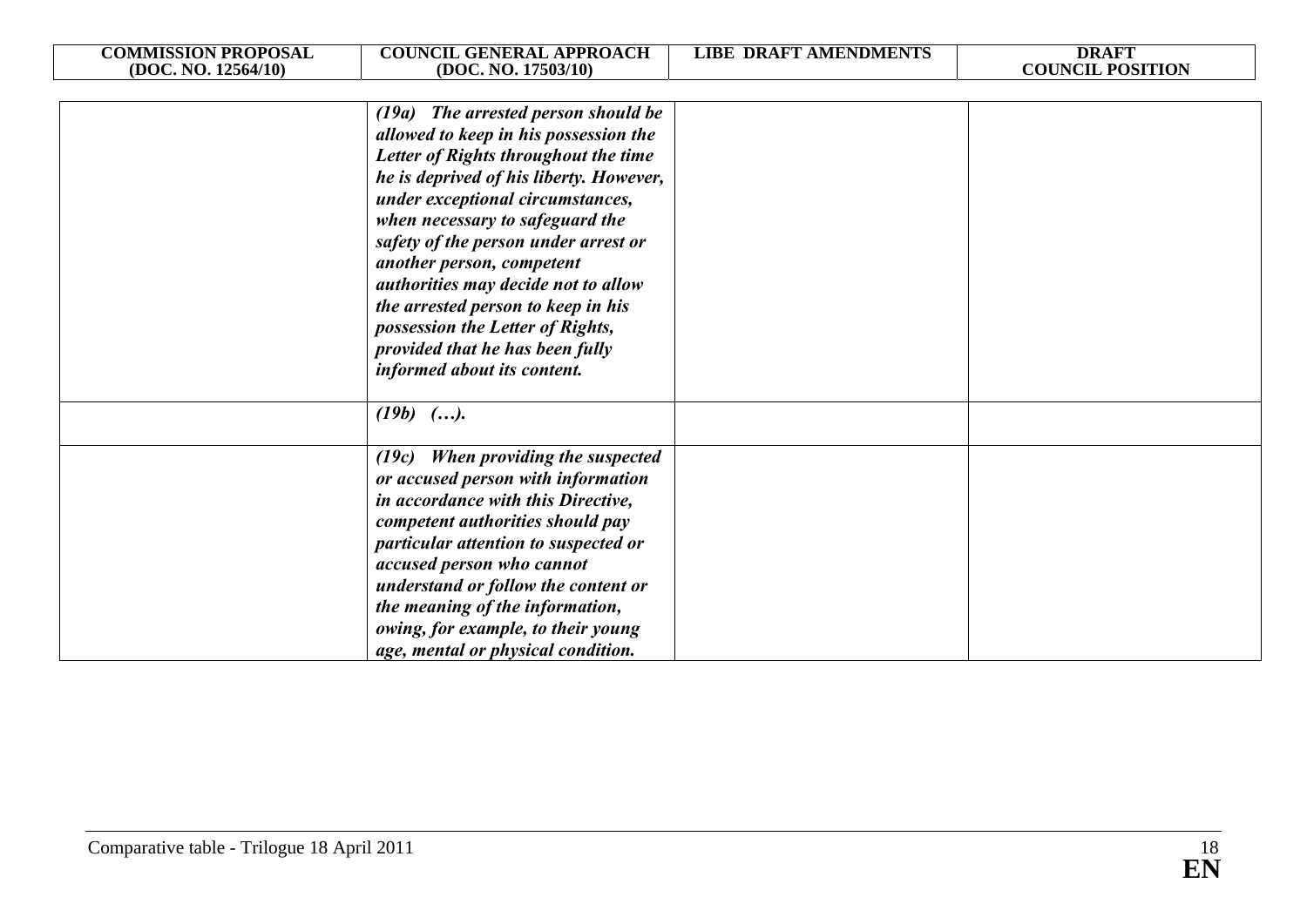| COMMISSION PROPOSAL (DOC. NO. 12564/10) | COUNCIL GENERAL APPROACH (DOC. NO. 17503/10) | LIBE DRAFT AMENDMENTS | DRAFT COUNCIL POSITION |
|---|---|---|---|
| | ***(19a) The arrested person should be allowed to keep in his possession the Letter of Rights throughout the time he is deprived of his liberty. However, under exceptional circumstances, when necessary to safeguard the safety of the person under arrest or another person, competent authorities may decide not to allow the arrested person to keep in his possession the Letter of Rights, provided that he has been fully informed about its content.*** | | |
| | ***(19b) (…).*** | | |
| | ***(19c) When providing the suspected or accused person with information in accordance with this Directive, competent authorities should pay particular attention to suspected or accused person who cannot understand or follow the content or the meaning of the information, owing, for example, to their young age, mental or physical condition.*** | | |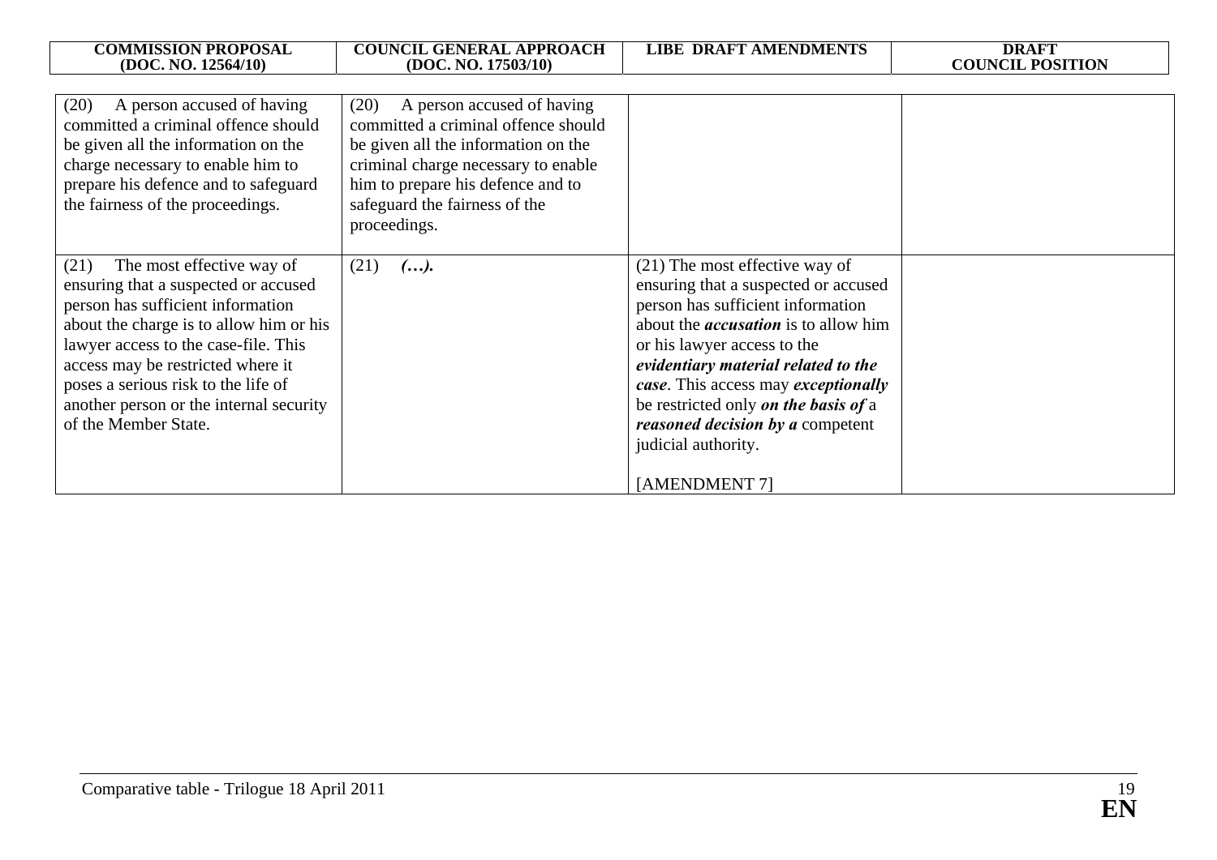| COMMISSION PROPOSAL (DOC. NO. 12564/10) | COUNCIL GENERAL APPROACH (DOC. NO. 17503/10) | LIBE DRAFT AMENDMENTS | DRAFT COUNCIL POSITION |
|---|---|---|---|
| (20) A person accused of having committed a criminal offence should be given all the information on the charge necessary to enable him to prepare his defence and to safeguard the fairness of the proceedings. | (20) A person accused of having committed a criminal offence should be given all the information on the criminal charge necessary to enable him to prepare his defence and to safeguard the fairness of the proceedings. | | |
| (21) The most effective way of ensuring that a suspected or accused person has sufficient information about the charge is to allow him or his lawyer access to the case-file. This access may be restricted where it poses a serious risk to the life of another person or the internal security of the Member State. | (21) ***(…).*** | (21) The most effective way of ensuring that a suspected or accused person has sufficient information about the ***accusation*** is to allow him or his lawyer access to the ***evidentiary material related to the case***. This access may ***exceptionally*** be restricted only ***on the basis of*** a ***reasoned decision by a*** competent judicial authority.<br><br>[AMENDMENT 7] | |

Comparative table - Trilogue 18 April 2011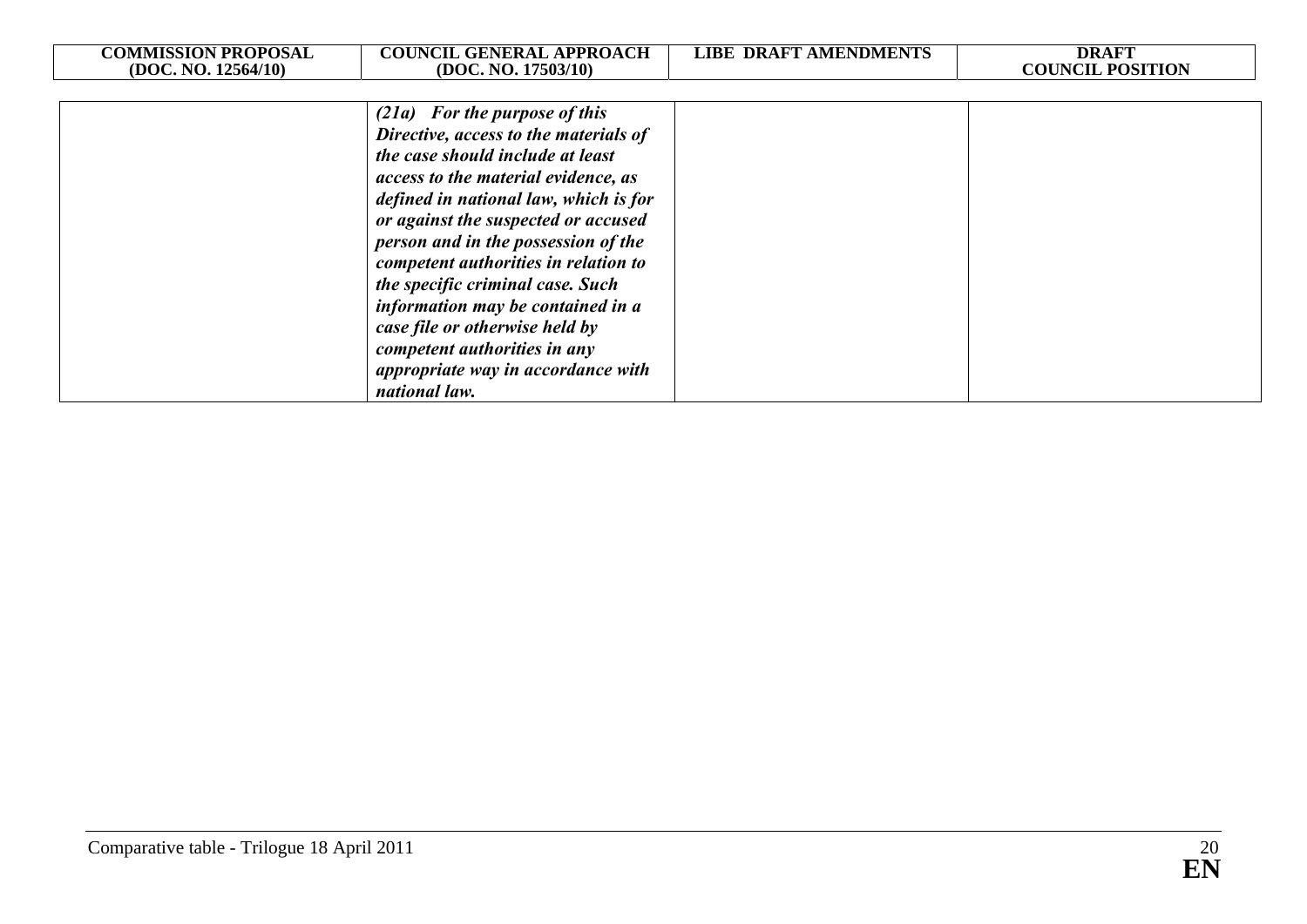| COMMISSION PROPOSAL (DOC. NO. 12564/10) | COUNCIL GENERAL APPROACH (DOC. NO. 17503/10) | LIBE DRAFT AMENDMENTS | DRAFT COUNCIL POSITION |
|---|---|---|---|
| | ***(21a) For the purpose of this Directive, access to the materials of the case should include at least access to the material evidence, as defined in national law, which is for or against the suspected or accused person and in the possession of the competent authorities in relation to the specific criminal case. Such information may be contained in a case file or otherwise held by competent authorities in any appropriate way in accordance with national law.*** | | |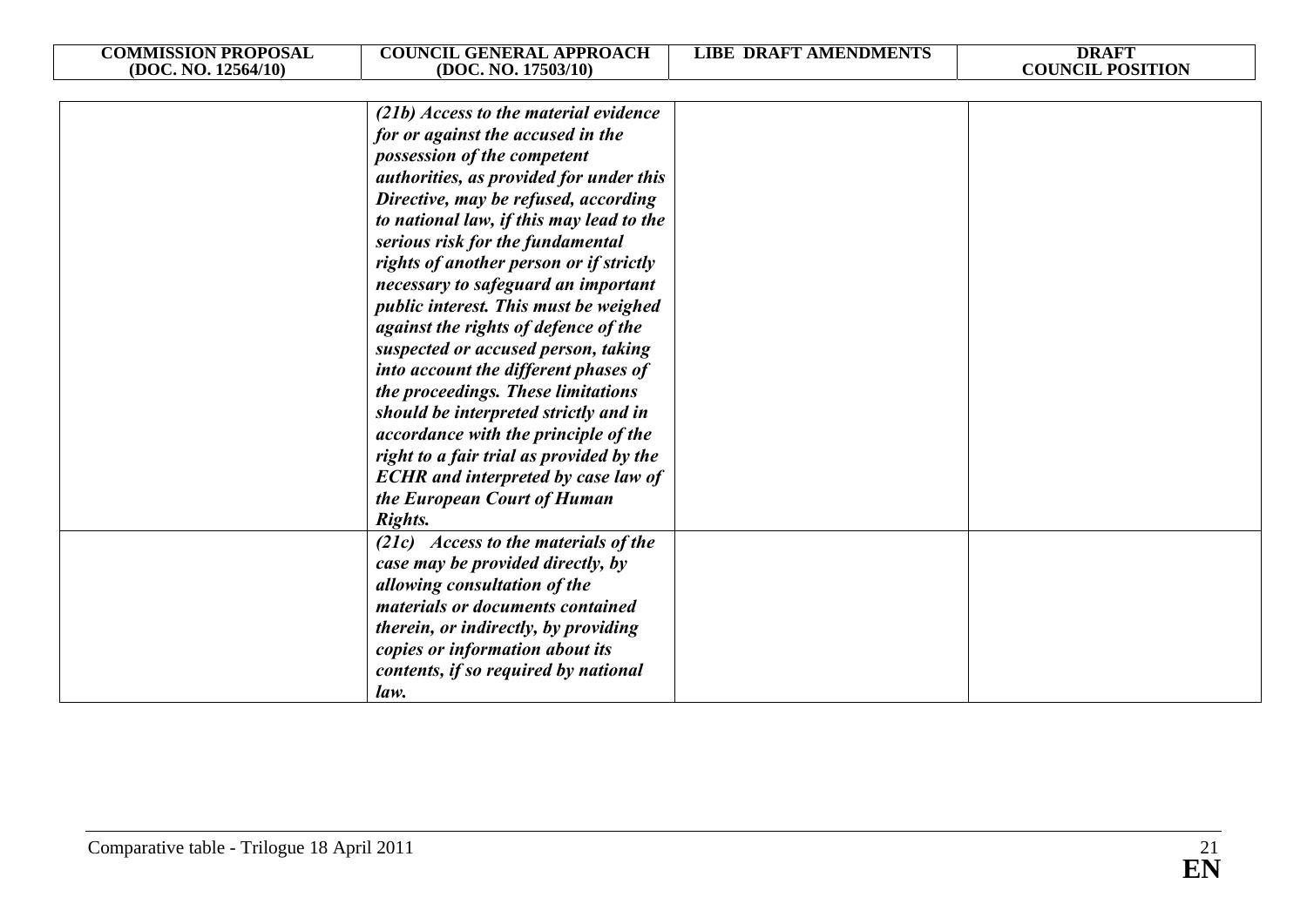| COMMISSION PROPOSAL (DOC. NO. 12564/10) | COUNCIL GENERAL APPROACH (DOC. NO. 17503/10) | LIBE DRAFT AMENDMENTS | DRAFT COUNCIL POSITION |
|---|---|---|---|
| | ***(21b) Access to the material evidence for or against the accused in the possession of the competent authorities, as provided for under this Directive, may be refused, according to national law, if this may lead to the serious risk for the fundamental rights of another person or if strictly necessary to safeguard an important public interest. This must be weighed against the rights of defence of the suspected or accused person, taking into account the different phases of the proceedings. These limitations should be interpreted strictly and in accordance with the principle of the right to a fair trial as provided by the ECHR and interpreted by case law of the European Court of Human Rights.*** | | |
| | ***(21c) Access to the materials of the case may be provided directly, by allowing consultation of the materials or documents contained therein, or indirectly, by providing copies or information about its contents, if so required by national law.*** | | |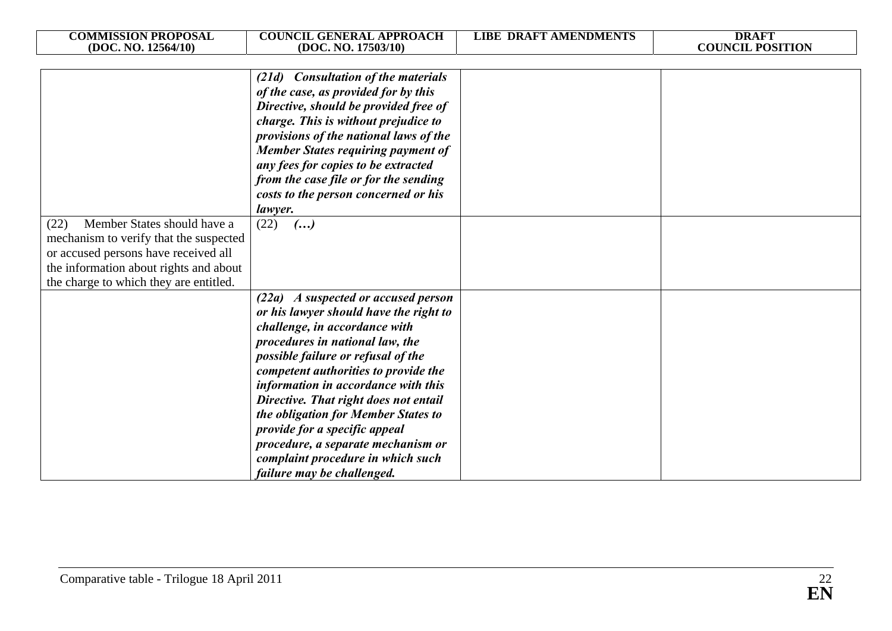| COMMISSION PROPOSAL (DOC. NO. 12564/10) | COUNCIL GENERAL APPROACH (DOC. NO. 17503/10) | LIBE DRAFT AMENDMENTS | DRAFT COUNCIL POSITION |
|---|---|---|---|
| | ***(21d) Consultation of the materials of the case, as provided for by this Directive, should be provided free of charge. This is without prejudice to provisions of the national laws of the Member States requiring payment of any fees for copies to be extracted from the case file or for the sending costs to the person concerned or his lawyer.*** | | |
| (22) Member States should have a mechanism to verify that the suspected or accused persons have received all the information about rights and about the charge to which they are entitled. | (22) ***(…)*** | | |
| | ***(22a) A suspected or accused person or his lawyer should have the right to challenge, in accordance with procedures in national law, the possible failure or refusal of the competent authorities to provide the information in accordance with this Directive. That right does not entail the obligation for Member States to provide for a specific appeal procedure, a separate mechanism or complaint procedure in which such failure may be challenged.*** | | |

Comparative table - Trilogue 18 April 2011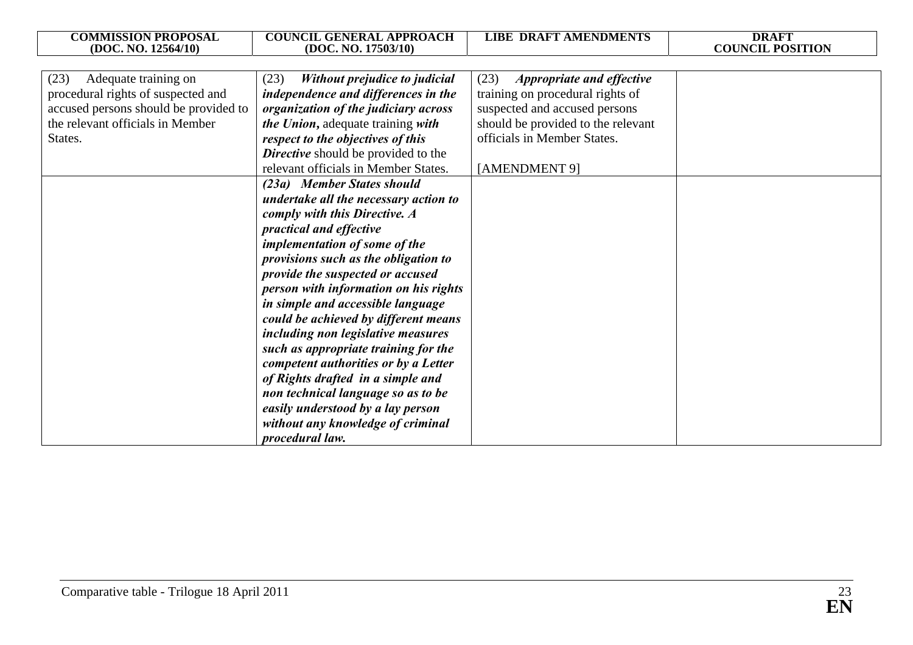| COMMISSION PROPOSAL (DOC. NO. 12564/10) | COUNCIL GENERAL APPROACH (DOC. NO. 17503/10) | LIBE DRAFT AMENDMENTS | DRAFT COUNCIL POSITION |
|---|---|---|---|
| (23) Adequate training on procedural rights of suspected and accused persons should be provided to the relevant officials in Member States. | (23) ***Without prejudice to judicial independence and differences in the organization of the judiciary across the Union,*** adequate training ***with respect to the objectives of this Directive*** should be provided to the relevant officials in Member States. | (23) ***Appropriate and effective*** training on procedural rights of suspected and accused persons should be provided to the relevant officials in Member States.<br><br>[AMENDMENT 9] | |
| | ***(23a) Member States should undertake all the necessary action to comply with this Directive. A practical and effective implementation of some of the provisions such as the obligation to provide the suspected or accused person with information on his rights in simple and accessible language could be achieved by different means including non legislative measures such as appropriate training for the competent authorities or by a Letter of Rights drafted in a simple and non technical language so as to be easily understood by a lay person without any knowledge of criminal procedural law.*** | | |

Comparative table - Trilogue 18 April 2011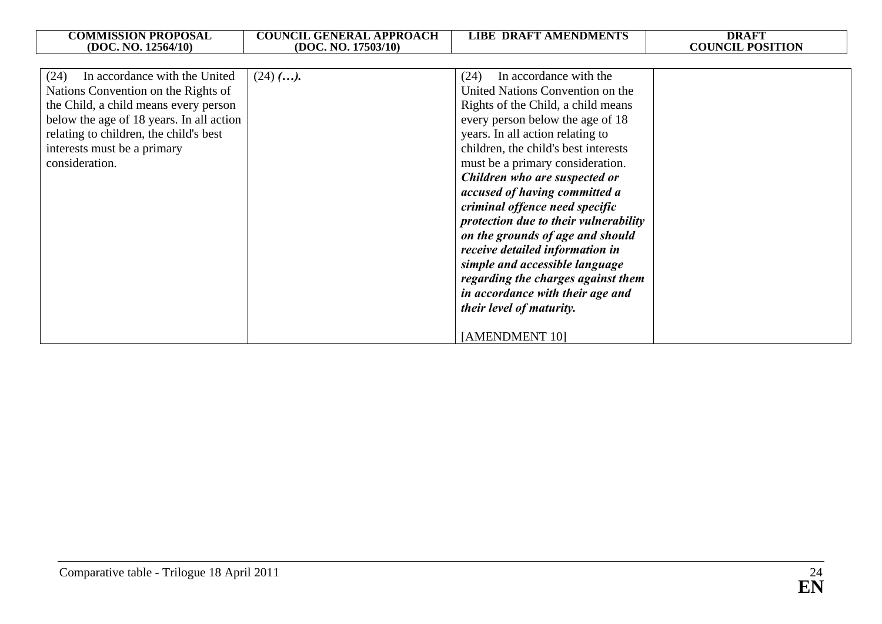| COMMISSION PROPOSAL (DOC. NO. 12564/10) | COUNCIL GENERAL APPROACH (DOC. NO. 17503/10) | LIBE DRAFT AMENDMENTS | DRAFT COUNCIL POSITION |
|---|---|---|---|
| (24) In accordance with the United Nations Convention on the Rights of the Child, a child means every person below the age of 18 years. In all action relating to children, the child's best interests must be a primary consideration. | (24) ***(…).*** | (24) In accordance with the United Nations Convention on the Rights of the Child, a child means every person below the age of 18 years. In all action relating to children, the child's best interests must be a primary consideration. ***Children who are suspected or accused of having committed a criminal offence need specific protection due to their vulnerability on the grounds of age and should receive detailed information in simple and accessible language regarding the charges against them in accordance with their age and their level of maturity.*** <br><br> [AMENDMENT 10] | |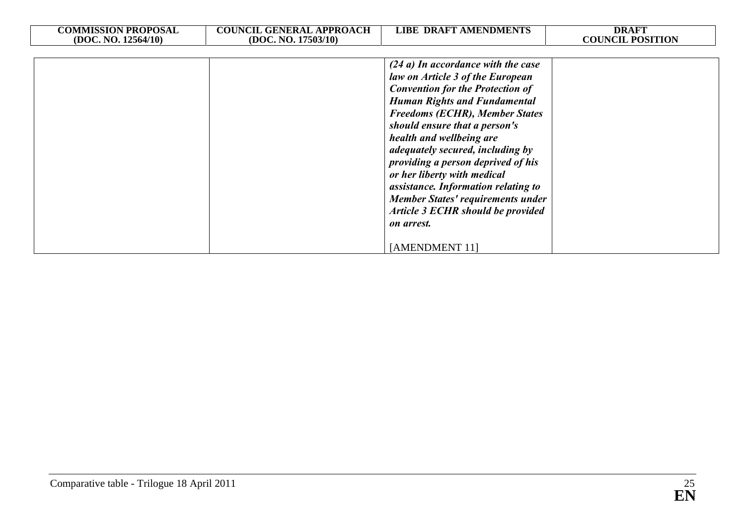| COMMISSION PROPOSAL (DOC. NO. 12564/10) | COUNCIL GENERAL APPROACH (DOC. NO. 17503/10) | LIBE DRAFT AMENDMENTS | DRAFT COUNCIL POSITION |
|---|---|---|---|
| | | ***(24 a) In accordance with the case law on Article 3 of the European Convention for the Protection of Human Rights and Fundamental Freedoms (ECHR), Member States should ensure that a person's health and wellbeing are adequately secured, including by providing a person deprived of his or her liberty with medical assistance. Information relating to Member States' requirements under Article 3 ECHR should be provided on arrest.***<br><br>[AMENDMENT 11] | |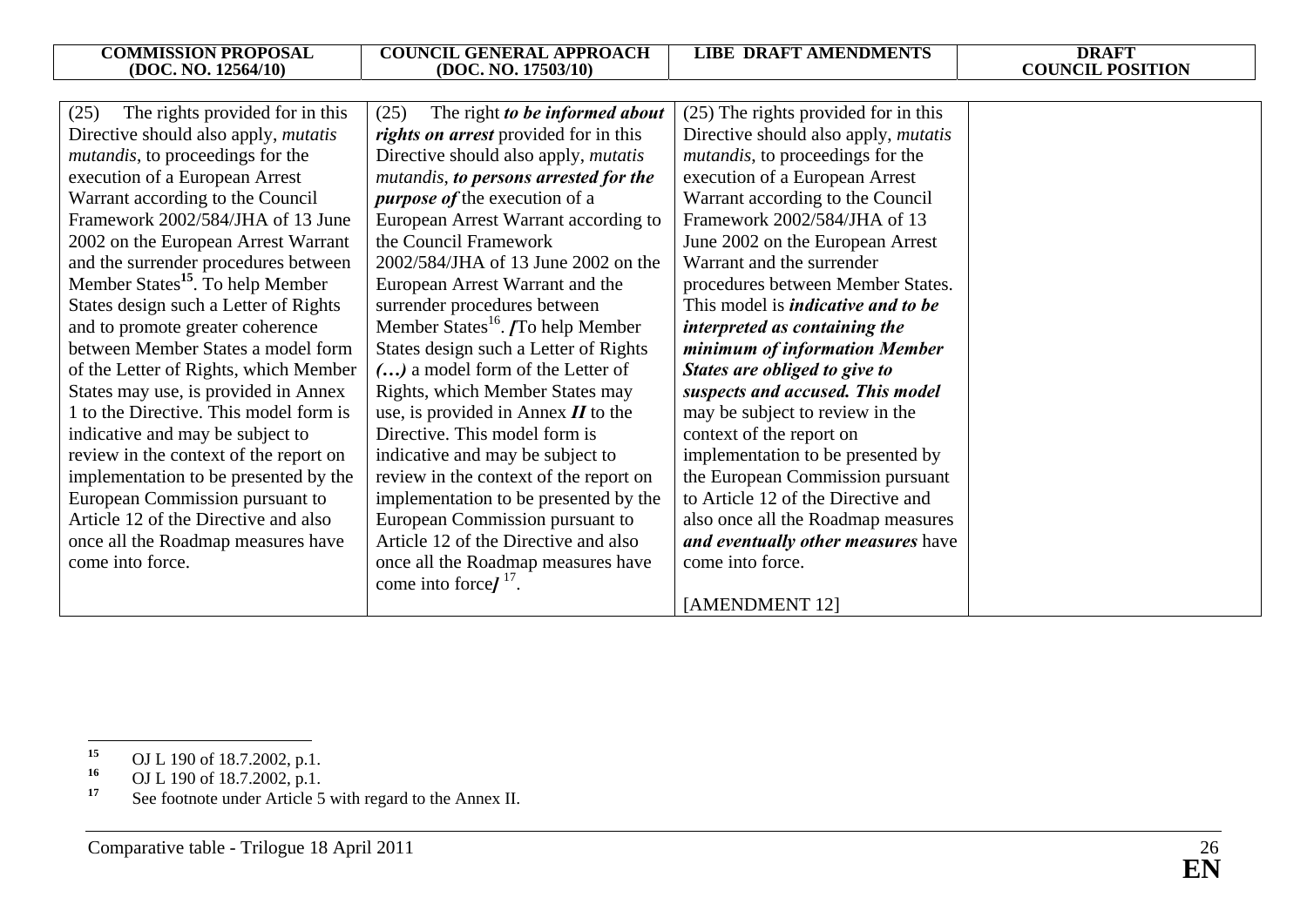| COMMISSION PROPOSAL (DOC. NO. 12564/10) | COUNCIL GENERAL APPROACH (DOC. NO. 17503/10) | LIBE DRAFT AMENDMENTS | DRAFT COUNCIL POSITION |
|---|---|---|---|
| (25) The rights provided for in this Directive should also apply, *mutatis mutandis*, to proceedings for the execution of a European Arrest Warrant according to the Council Framework 2002/584/JHA of 13 June 2002 on the European Arrest Warrant and the surrender procedures between Member States[15]. To help Member States design such a Letter of Rights and to promote greater coherence between Member States a model form of the Letter of Rights, which Member States may use, is provided in Annex 1 to the Directive. This model form is indicative and may be subject to review in the context of the report on implementation to be presented by the European Commission pursuant to Article 12 of the Directive and also once all the Roadmap measures have come into force. | (25) The right ***to be informed about rights on arrest*** provided for in this Directive should also apply, *mutatis mutandis*, ***to persons arrested for the purpose of*** the execution of a European Arrest Warrant according to the Council Framework 2002/584/JHA of 13 June 2002 on the European Arrest Warrant and the surrender procedures between Member States[16]. ***[***To help Member States design such a Letter of Rights ***(…)*** a model form of the Letter of Rights, which Member States may use, is provided in Annex ***II*** to the Directive. This model form is indicative and may be subject to review in the context of the report on implementation to be presented by the European Commission pursuant to Article 12 of the Directive and also once all the Roadmap measures have come into force***]*** [17]. | (25) The rights provided for in this Directive should also apply, *mutatis mutandis*, to proceedings for the execution of a European Arrest Warrant according to the Council Framework 2002/584/JHA of 13 June 2002 on the European Arrest Warrant and the surrender procedures between Member States. This model is ***indicative and to be interpreted as containing the minimum of information Member States are obliged to give to suspects and accused. This model*** may be subject to review in the context of the report on implementation to be presented by the European Commission pursuant to Article 12 of the Directive and also once all the Roadmap measures ***and eventually other measures*** have come into force.<br><br>[AMENDMENT 12] | |

[15] OJ L 190 of 18.7.2002, p.1.

[16] OJ L 190 of 18.7.2002, p.1.

[17] See footnote under Article 5 with regard to the Annex II.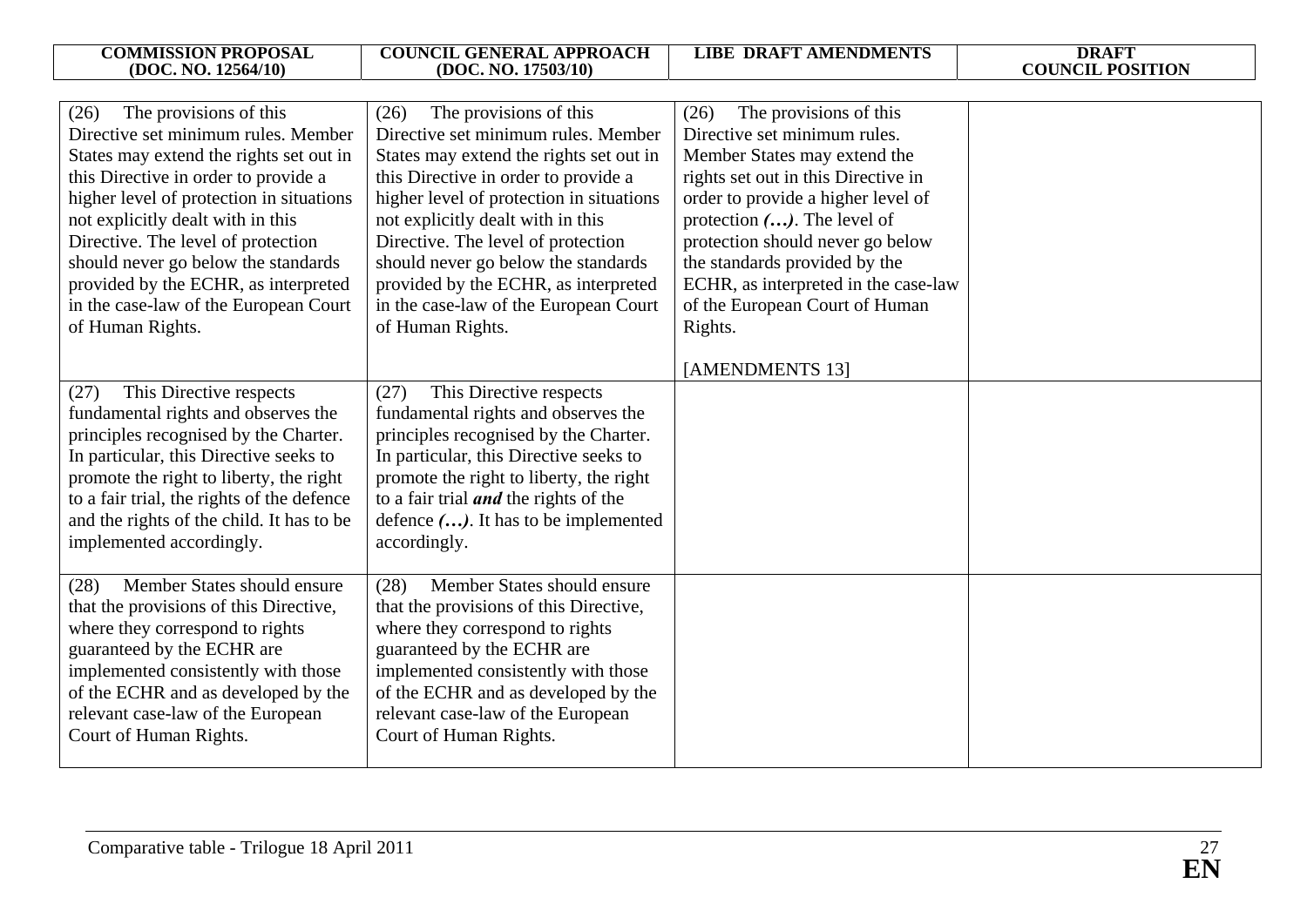| COMMISSION PROPOSAL (DOC. NO. 12564/10) | COUNCIL GENERAL APPROACH (DOC. NO. 17503/10) | LIBE DRAFT AMENDMENTS | DRAFT COUNCIL POSITION |
|---|---|---|---|
| (26) The provisions of this Directive set minimum rules. Member States may extend the rights set out in this Directive in order to provide a higher level of protection in situations not explicitly dealt with in this Directive. The level of protection should never go below the standards provided by the ECHR, as interpreted in the case-law of the European Court of Human Rights. | (26) The provisions of this Directive set minimum rules. Member States may extend the rights set out in this Directive in order to provide a higher level of protection in situations not explicitly dealt with in this Directive. The level of protection should never go below the standards provided by the ECHR, as interpreted in the case-law of the European Court of Human Rights. | (26) The provisions of this Directive set minimum rules. Member States may extend the rights set out in this Directive in order to provide a higher level of protection ***(…)***. The level of protection should never go below the standards provided by the ECHR, as interpreted in the case-law of the European Court of Human Rights.<br><br>[AMENDMENTS 13] | |
| (27) This Directive respects fundamental rights and observes the principles recognised by the Charter. In particular, this Directive seeks to promote the right to liberty, the right to a fair trial, the rights of the defence and the rights of the child. It has to be implemented accordingly. | (27) This Directive respects fundamental rights and observes the principles recognised by the Charter. In particular, this Directive seeks to promote the right to liberty, the right to a fair trial ***and*** the rights of the defence ***(…)***. It has to be implemented accordingly. | | |
| (28) Member States should ensure that the provisions of this Directive, where they correspond to rights guaranteed by the ECHR are implemented consistently with those of the ECHR and as developed by the relevant case-law of the European Court of Human Rights. | (28) Member States should ensure that the provisions of this Directive, where they correspond to rights guaranteed by the ECHR are implemented consistently with those of the ECHR and as developed by the relevant case-law of the European Court of Human Rights. | | |

Comparative table - Trilogue 18 April 2011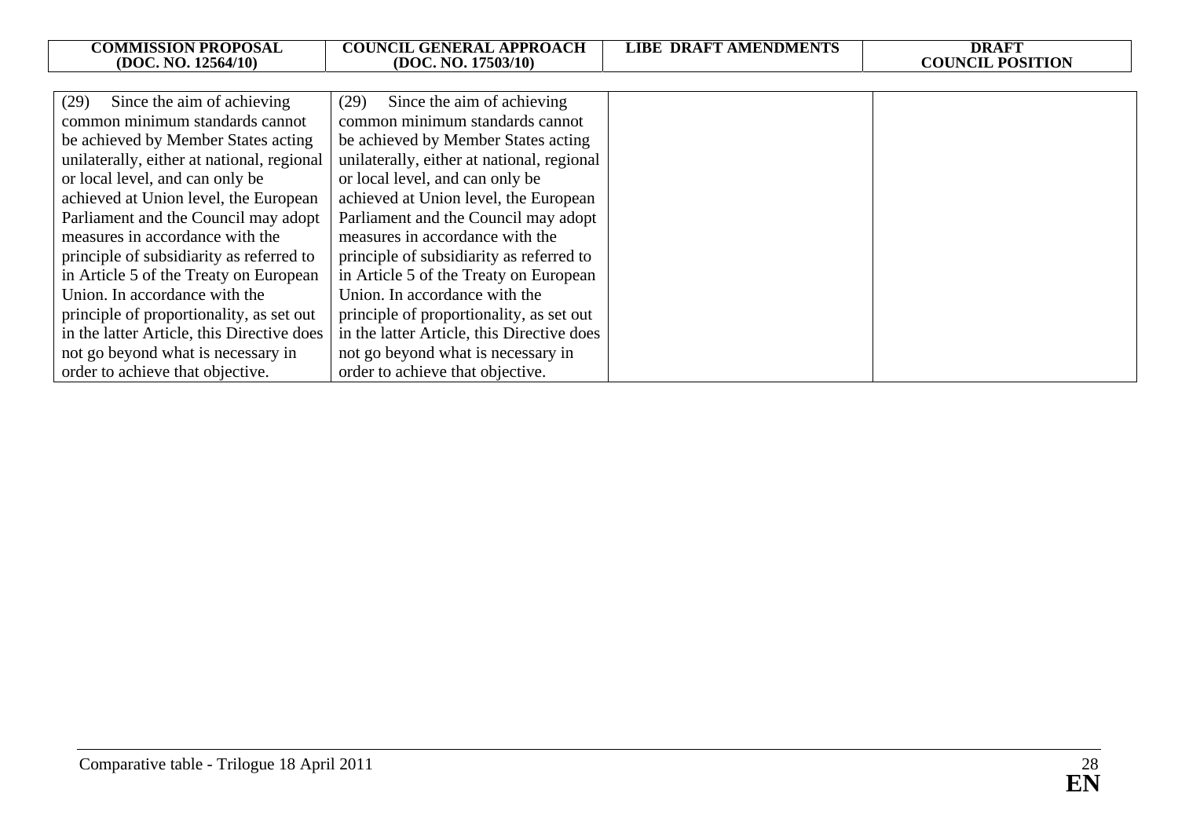| COMMISSION PROPOSAL (DOC. NO. 12564/10) | COUNCIL GENERAL APPROACH (DOC. NO. 17503/10) | LIBE DRAFT AMENDMENTS | DRAFT COUNCIL POSITION |
|---|---|---|---|
| (29) Since the aim of achieving common minimum standards cannot be achieved by Member States acting unilaterally, either at national, regional or local level, and can only be achieved at Union level, the European Parliament and the Council may adopt measures in accordance with the principle of subsidiarity as referred to in Article 5 of the Treaty on European Union. In accordance with the principle of proportionality, as set out in the latter Article, this Directive does not go beyond what is necessary in order to achieve that objective. | (29) Since the aim of achieving common minimum standards cannot be achieved by Member States acting unilaterally, either at national, regional or local level, and can only be achieved at Union level, the European Parliament and the Council may adopt measures in accordance with the principle of subsidiarity as referred to in Article 5 of the Treaty on European Union. In accordance with the principle of proportionality, as set out in the latter Article, this Directive does not go beyond what is necessary in order to achieve that objective. | | |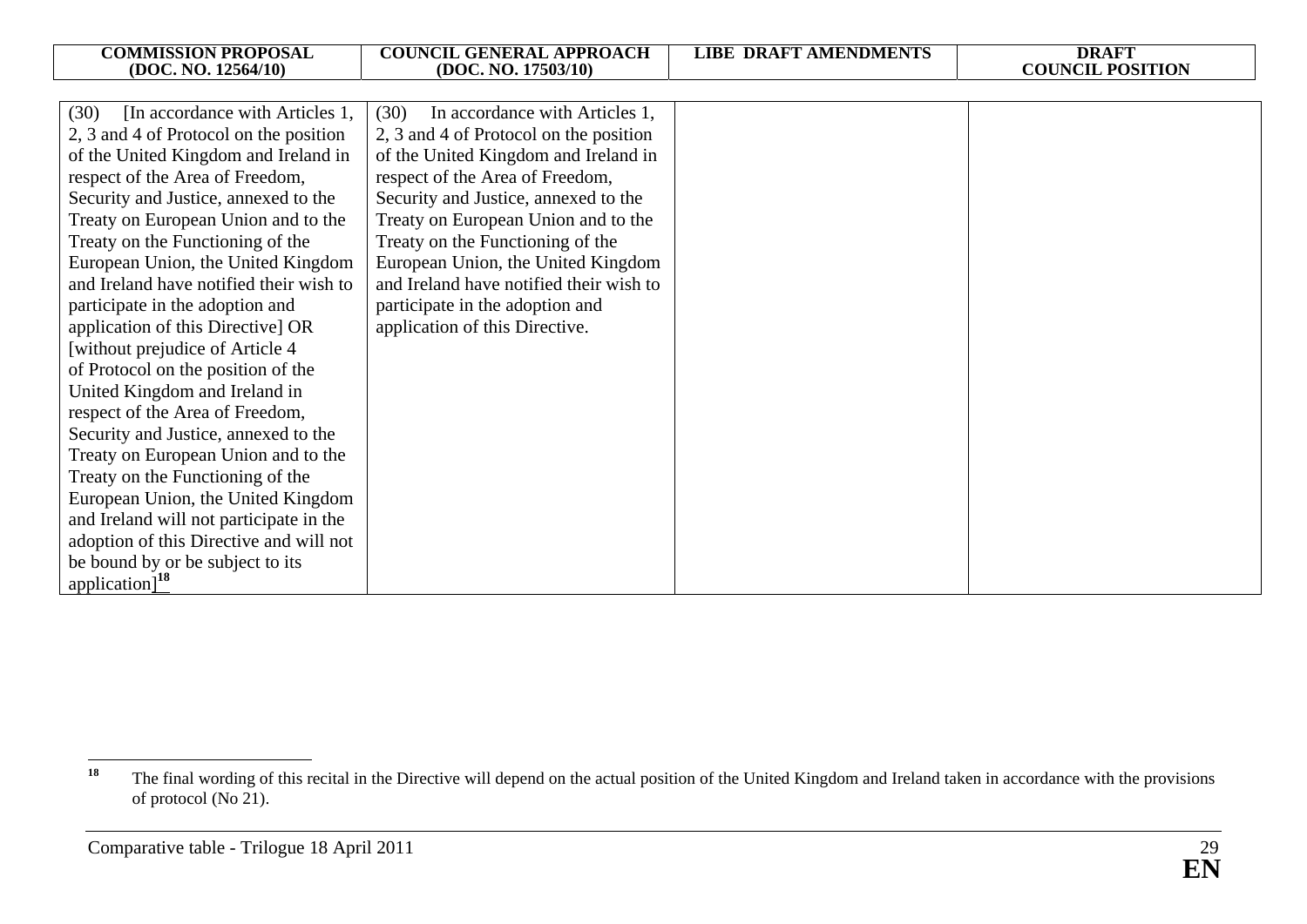| COMMISSION PROPOSAL (DOC. NO. 12564/10) | COUNCIL GENERAL APPROACH (DOC. NO. 17503/10) | LIBE DRAFT AMENDMENTS | DRAFT COUNCIL POSITION |
|---|---|---|---|
| (30) [In accordance with Articles 1, 2, 3 and 4 of Protocol on the position of the United Kingdom and Ireland in respect of the Area of Freedom, Security and Justice, annexed to the Treaty on European Union and to the Treaty on the Functioning of the European Union, the United Kingdom and Ireland have notified their wish to participate in the adoption and application of this Directive] OR [without prejudice of Article 4 of Protocol on the position of the United Kingdom and Ireland in respect of the Area of Freedom, Security and Justice, annexed to the Treaty on European Union and to the Treaty on the Functioning of the European Union, the United Kingdom and Ireland will not participate in the adoption of this Directive and will not be bound by or be subject to its application][18] | (30) In accordance with Articles 1, 2, 3 and 4 of Protocol on the position of the United Kingdom and Ireland in respect of the Area of Freedom, Security and Justice, annexed to the Treaty on European Union and to the Treaty on the Functioning of the European Union, the United Kingdom and Ireland have notified their wish to participate in the adoption and application of this Directive. | | |

[18] The final wording of this recital in the Directive will depend on the actual position of the United Kingdom and Ireland taken in accordance with the provisions of protocol (No 21).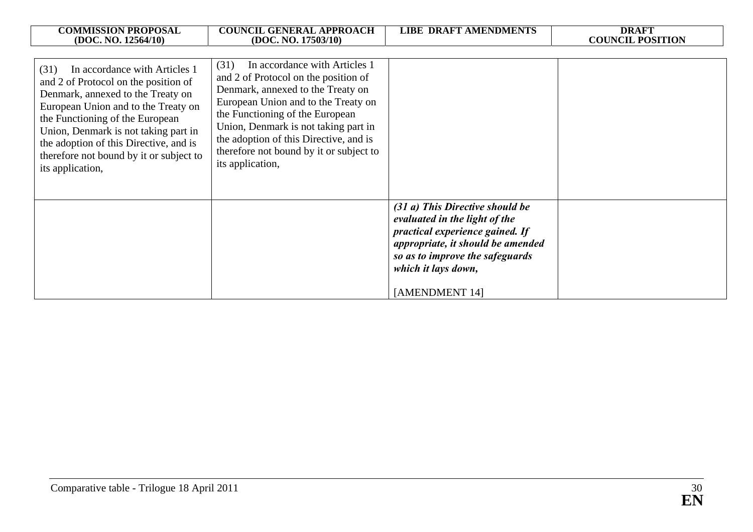| COMMISSION PROPOSAL (DOC. NO. 12564/10) | COUNCIL GENERAL APPROACH (DOC. NO. 17503/10) | LIBE DRAFT AMENDMENTS | DRAFT COUNCIL POSITION |
|---|---|---|---|
| (31) In accordance with Articles 1 and 2 of Protocol on the position of Denmark, annexed to the Treaty on European Union and to the Treaty on the Functioning of the European Union, Denmark is not taking part in the adoption of this Directive, and is therefore not bound by it or subject to its application, | (31) In accordance with Articles 1 and 2 of Protocol on the position of Denmark, annexed to the Treaty on European Union and to the Treaty on the Functioning of the European Union, Denmark is not taking part in the adoption of this Directive, and is therefore not bound by it or subject to its application, | | |
| | | ***(31 a) This Directive should be evaluated in the light of the practical experience gained. If appropriate, it should be amended so as to improve the safeguards which it lays down,*** <br><br> [AMENDMENT 14] | |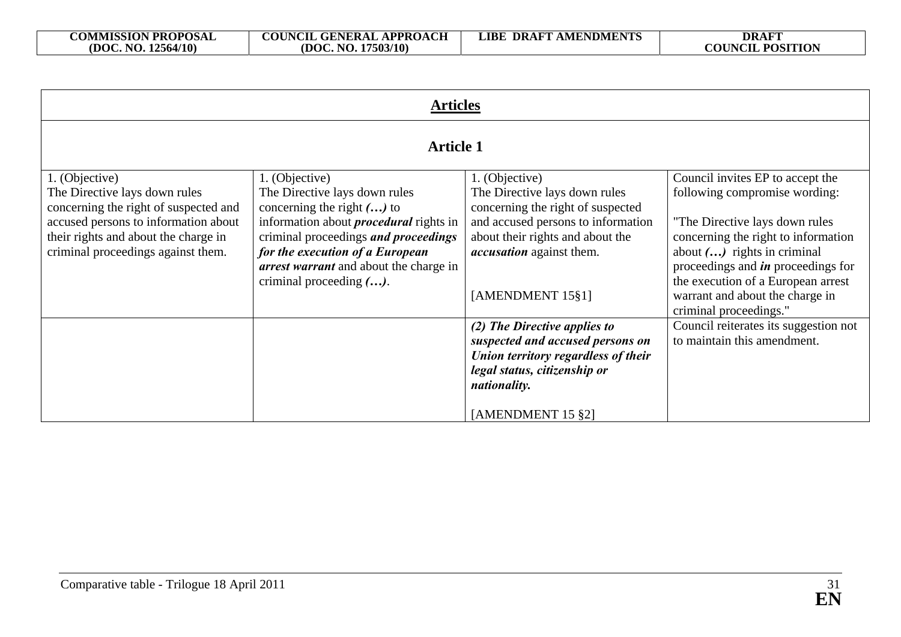| COMMISSION PROPOSAL (DOC. NO. 12564/10) | COUNCIL GENERAL APPROACH (DOC. NO. 17503/10) | LIBE DRAFT AMENDMENTS | DRAFT COUNCIL POSITION |
|---|---|---|---|
| **Articles** | | | |
| **Article 1** | | | |
| 1. (Objective)<br>The Directive lays down rules concerning the right of suspected and accused persons to information about their rights and about the charge in criminal proceedings against them. | 1. (Objective)<br>The Directive lays down rules concerning the right ***(…)*** to information about ***procedural*** rights in criminal proceedings ***and proceedings for the execution of a European arrest warrant*** and about the charge in criminal proceeding ***(…)***. | 1. (Objective)<br>The Directive lays down rules concerning the right of suspected and accused persons to information about their rights and about the ***accusation*** against them.<br><br>[AMENDMENT 15§1] | Council invites EP to accept the following compromise wording:<br><br>"The Directive lays down rules concerning the right to information about ***(…)*** rights in criminal proceedings and ***in*** proceedings for the execution of a European arrest warrant and about the charge in criminal proceedings." |
| | | ***(2) The Directive applies to suspected and accused persons on Union territory regardless of their legal status, citizenship or nationality.***<br><br>[AMENDMENT 15 §2] | Council reiterates its suggestion not to maintain this amendment. |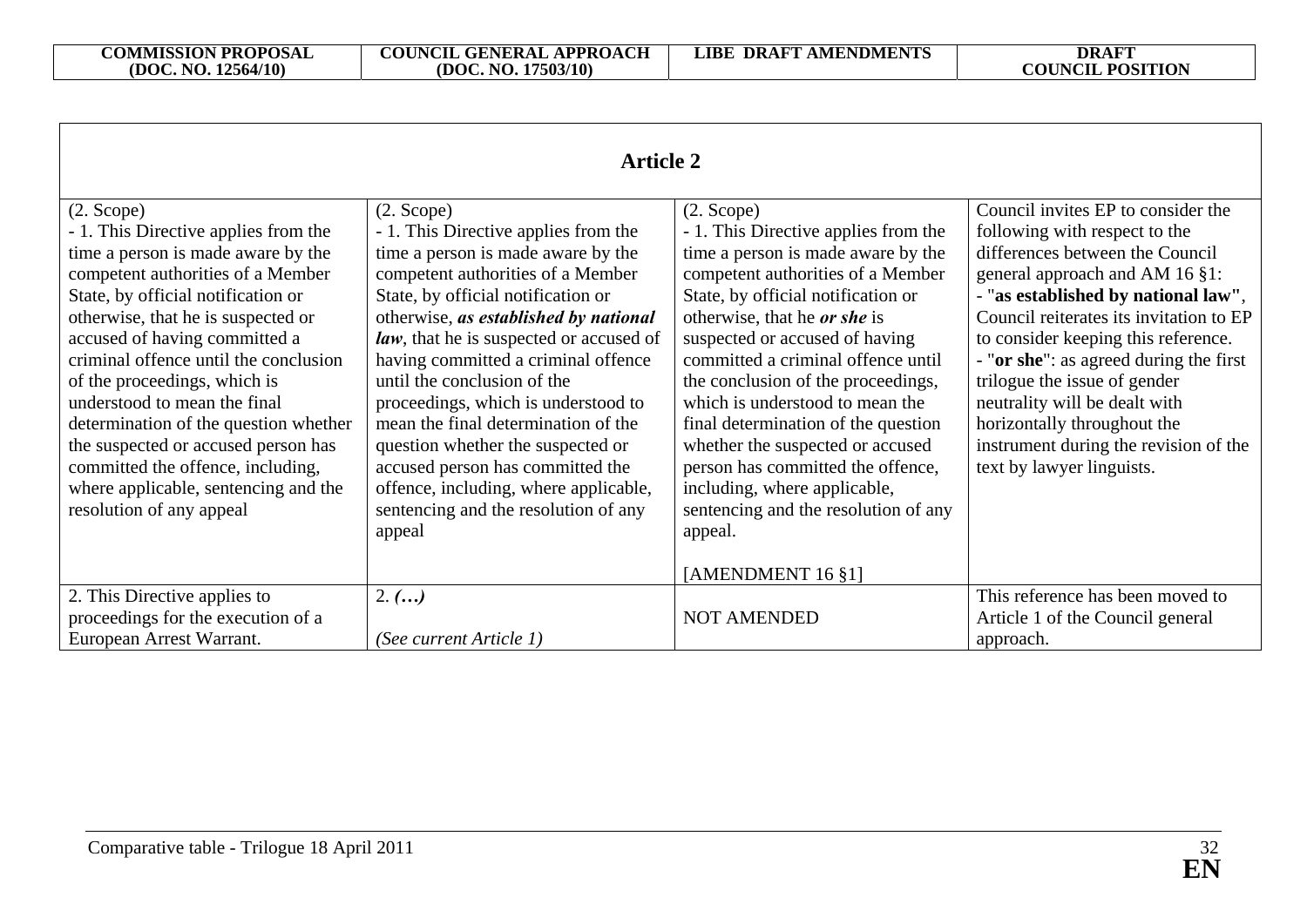| COMMISSION PROPOSAL (DOC. NO. 12564/10) | COUNCIL GENERAL APPROACH (DOC. NO. 17503/10) | LIBE DRAFT AMENDMENTS | DRAFT COUNCIL POSITION |
|---|---|---|---|
| **Article 2** | | | |
| (2. Scope)<br>- 1. This Directive applies from the time a person is made aware by the competent authorities of a Member State, by official notification or otherwise, that he is suspected or accused of having committed a criminal offence until the conclusion of the proceedings, which is understood to mean the final determination of the question whether the suspected or accused person has committed the offence, including, where applicable, sentencing and the resolution of any appeal | (2. Scope)<br>- 1. This Directive applies from the time a person is made aware by the competent authorities of a Member State, by official notification or otherwise, ***as established by national law***, that he is suspected or accused of having committed a criminal offence until the conclusion of the proceedings, which is understood to mean the final determination of the question whether the suspected or accused person has committed the offence, including, where applicable, sentencing and the resolution of any appeal | (2. Scope)<br>- 1. This Directive applies from the time a person is made aware by the competent authorities of a Member State, by official notification or otherwise, that he ***or she*** is suspected or accused of having committed a criminal offence until the conclusion of the proceedings, which is understood to mean the final determination of the question whether the suspected or accused person has committed the offence, including, where applicable, sentencing and the resolution of any appeal.<br><br>[AMENDMENT 16 §1] | Council invites EP to consider the following with respect to the differences between the Council general approach and AM 16 §1:<br>- "**as established by national law"**, Council reiterates its invitation to EP to consider keeping this reference.<br>- "**or she**": as agreed during the first trilogue the issue of gender neutrality will be dealt with horizontally throughout the instrument during the revision of the text by lawyer linguists. |
| 2. This Directive applies to proceedings for the execution of a European Arrest Warrant. | 2. ***(…)***<br><br>*(See current Article 1)* | NOT AMENDED | This reference has been moved to Article 1 of the Council general approach. |

Comparative table - Trilogue 18 April 2011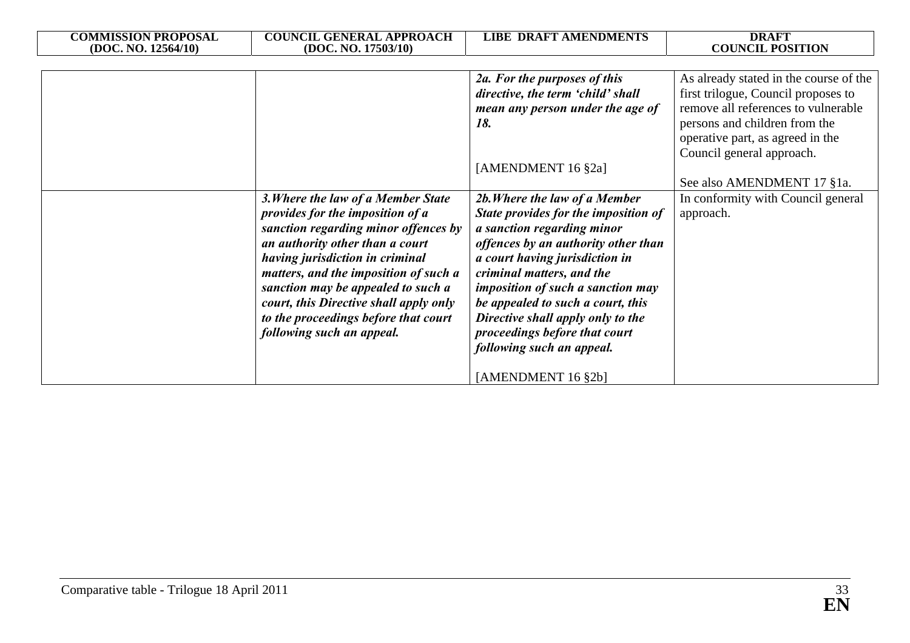| COMMISSION PROPOSAL (DOC. NO. 12564/10) | COUNCIL GENERAL APPROACH (DOC. NO. 17503/10) | LIBE DRAFT AMENDMENTS | DRAFT COUNCIL POSITION |
|---|---|---|---|
| | | ***2a. For the purposes of this directive, the term 'child' shall mean any person under the age of 18.***<br><br>[AMENDMENT 16 §2a] | As already stated in the course of the first trilogue, Council proposes to remove all references to vulnerable persons and children from the operative part, as agreed in the Council general approach.<br><br>See also AMENDMENT 17 §1a. |
| | ***3.Where the law of a Member State provides for the imposition of a sanction regarding minor offences by an authority other than a court having jurisdiction in criminal matters, and the imposition of such a sanction may be appealed to such a court, this Directive shall apply only to the proceedings before that court following such an appeal.*** | ***2b.Where the law of a Member State provides for the imposition of a sanction regarding minor offences by an authority other than a court having jurisdiction in criminal matters, and the imposition of such a sanction may be appealed to such a court, this Directive shall apply only to the proceedings before that court following such an appeal.***<br><br>[AMENDMENT 16 §2b] | In conformity with Council general approach. |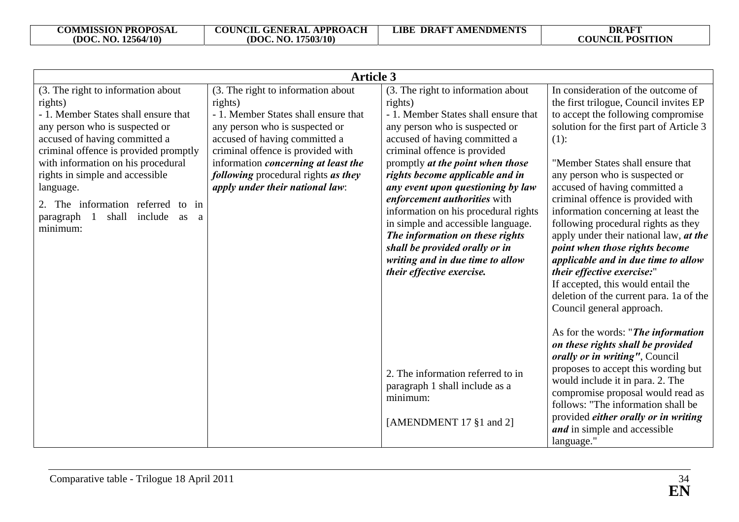| COMMISSION PROPOSAL (DOC. NO. 12564/10) | COUNCIL GENERAL APPROACH (DOC. NO. 17503/10) | LIBE DRAFT AMENDMENTS | DRAFT COUNCIL POSITION |
|---|---|---|---|
| **Article 3** | | | |
| (3. The right to information about rights)<br>- 1. Member States shall ensure that any person who is suspected or accused of having committed a criminal offence is provided promptly with information on his procedural rights in simple and accessible language.<br><br>2. The information referred to in paragraph 1 shall include as a minimum: | (3. The right to information about rights)<br>- 1. Member States shall ensure that any person who is suspected or accused of having committed a criminal offence is provided with information *concerning at least the following* procedural rights *as they apply under their national law*: | (3. The right to information about rights)<br>- 1. Member States shall ensure that any person who is suspected or accused of having committed a criminal offence is provided promptly ***at the point when those rights become applicable and in any event upon questioning by law enforcement authorities*** with information on his procedural rights in simple and accessible language. ***The information on these rights shall be provided orally or in writing and in due time to allow their effective exercise.***<br><br>2. The information referred to in paragraph 1 shall include as a minimum:<br><br>[AMENDMENT 17 §1 and 2] | In consideration of the outcome of the first trilogue, Council invites EP to accept the following compromise solution for the first part of Article 3 (1):<br><br>"Member States shall ensure that any person who is suspected or accused of having committed a criminal offence is provided with information concerning at least the following procedural rights as they apply under their national law, ***at the point when those rights become applicable and in due time to allow their effective exercise:***"<br>If accepted, this would entail the deletion of the current para. 1a of the Council general approach.<br><br>As for the words: "***The information on these rights shall be provided orally or in writing"***, Council proposes to accept this wording but would include it in para. 2. The compromise proposal would read as follows: "The information shall be provided ***either orally or in writing and*** in simple and accessible language." |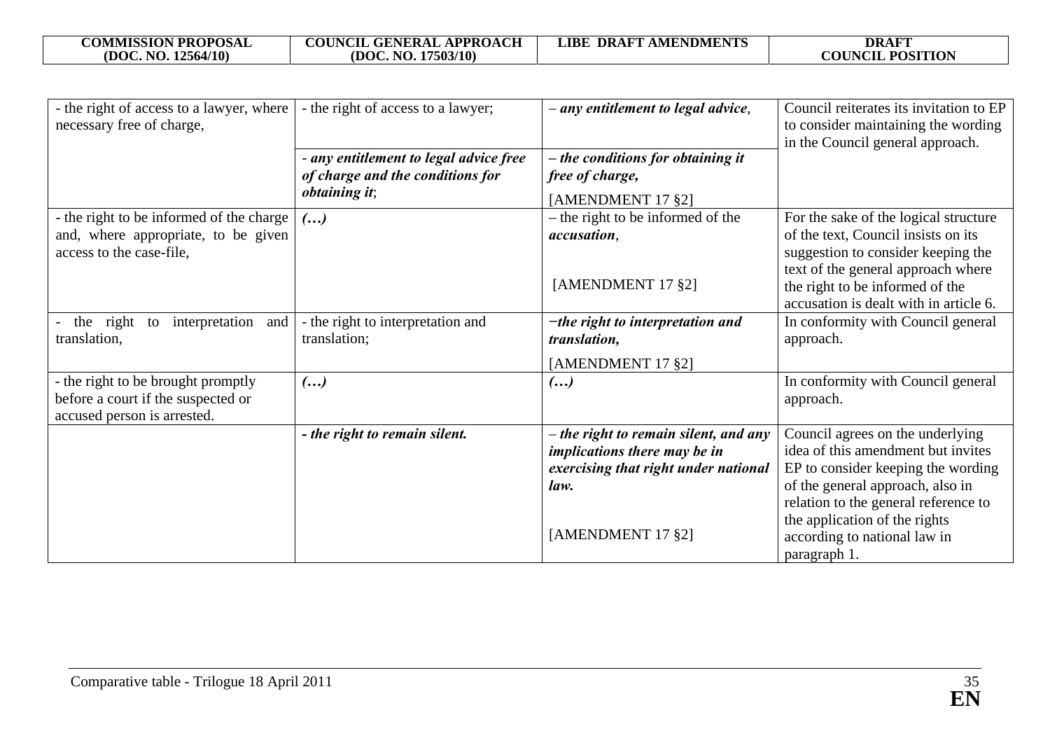| COMMISSION PROPOSAL (DOC. NO. 12564/10) | COUNCIL GENERAL APPROACH (DOC. NO. 17503/10) | LIBE DRAFT AMENDMENTS | DRAFT COUNCIL POSITION |
|---|---|---|---|
| - the right of access to a lawyer, where necessary free of charge, | - the right of access to a lawyer; | – ***any entitlement to legal advice***, | Council reiterates its invitation to EP to consider maintaining the wording in the Council general approach. |
| | ***- any entitlement to legal advice free of charge and the conditions for obtaining it***; | ***– the conditions for obtaining it free of charge,*** [AMENDMENT 17 §2] | |
| - the right to be informed of the charge and, where appropriate, to be given access to the case-file, | ***(…)*** | – the right to be informed of the ***accusation***, [AMENDMENT 17 §2] | For the sake of the logical structure of the text, Council insists on its suggestion to consider keeping the text of the general approach where the right to be informed of the accusation is dealt with in article 6. |
| - the right to interpretation and translation, | - the right to interpretation and translation; | ***–the right to interpretation and translation,*** [AMENDMENT 17 §2] | In conformity with Council general approach. |
| - the right to be brought promptly before a court if the suspected or accused person is arrested. | ***(…)*** | ***(…)*** | In conformity with Council general approach. |
| | ***- the right to remain silent.*** | ***– the right to remain silent, and any implications there may be in exercising that right under national law.*** [AMENDMENT 17 §2] | Council agrees on the underlying idea of this amendment but invites EP to consider keeping the wording of the general approach, also in relation to the general reference to the application of the rights according to national law in paragraph 1. |

Comparative table - Trilogue 18 April 2011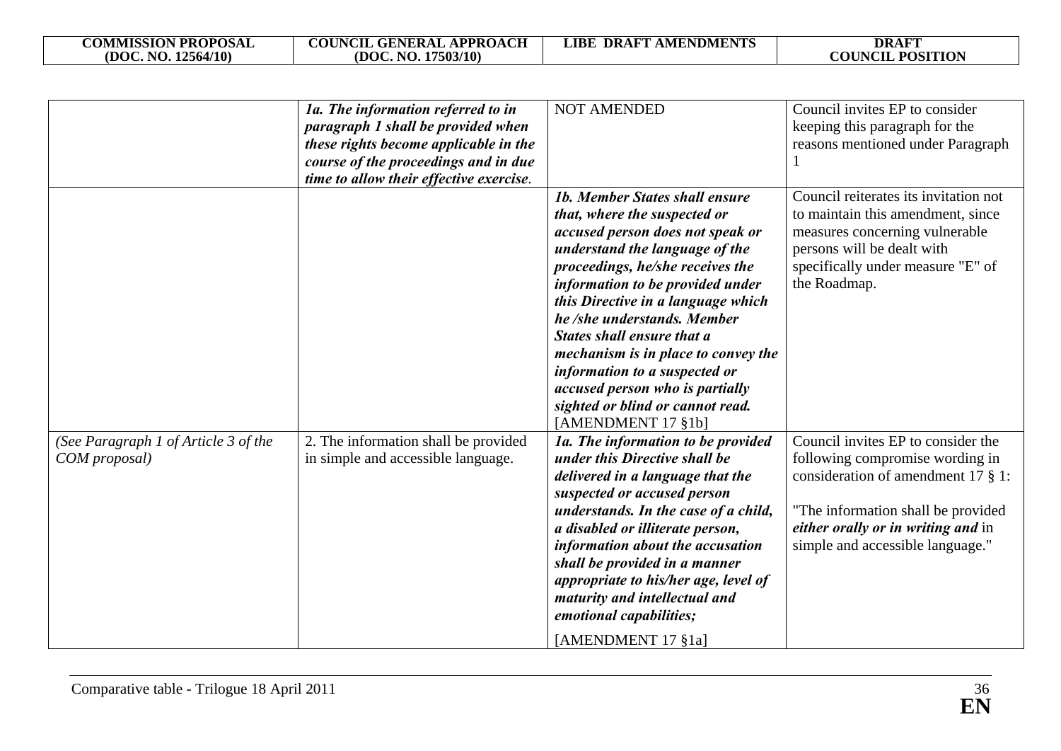| COMMISSION PROPOSAL (DOC. NO. 12564/10) | COUNCIL GENERAL APPROACH (DOC. NO. 17503/10) | LIBE DRAFT AMENDMENTS | DRAFT COUNCIL POSITION |
|---|---|---|---|
| | ***1a. The information referred to in paragraph 1 shall be provided when these rights become applicable in the course of the proceedings and in due time to allow their effective exercise*.** | NOT AMENDED | Council invites EP to consider keeping this paragraph for the reasons mentioned under Paragraph 1 |
| | | ***1b. Member States shall ensure that, where the suspected or accused person does not speak or understand the language of the proceedings, he/she receives the information to be provided under this Directive in a language which he /she understands. Member States shall ensure that a mechanism is in place to convey the information to a suspected or accused person who is partially sighted or blind or cannot read.*** [AMENDMENT 17 §1b] | Council reiterates its invitation not to maintain this amendment, since measures concerning vulnerable persons will be dealt with specifically under measure "E" of the Roadmap. |
| *(See Paragraph 1 of Article 3 of the COM proposal)* | 2. The information shall be provided in simple and accessible language. | ***1a. The information to be provided under this Directive shall be delivered in a language that the suspected or accused person understands. In the case of a child, a disabled or illiterate person, information about the accusation shall be provided in a manner appropriate to his/her age, level of maturity and intellectual and emotional capabilities;*** [AMENDMENT 17 §1a] | Council invites EP to consider the following compromise wording in consideration of amendment 17 § 1: "The information shall be provided ***either orally or in writing and*** in simple and accessible language." |

Comparative table - Trilogue 18 April 2011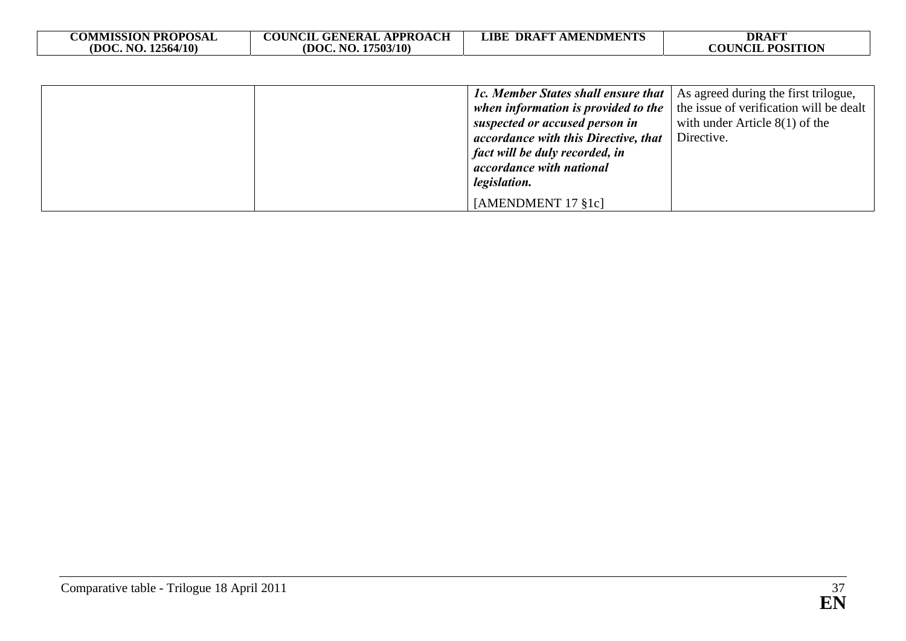| COMMISSION PROPOSAL (DOC. NO. 12564/10) | COUNCIL GENERAL APPROACH (DOC. NO. 17503/10) | LIBE DRAFT AMENDMENTS | DRAFT COUNCIL POSITION |
|---|---|---|---|
| | | ***1c. Member States shall ensure that when information is provided to the suspected or accused person in accordance with this Directive, that fact will be duly recorded, in accordance with national legislation.*** [AMENDMENT 17 §1c] | As agreed during the first trilogue, the issue of verification will be dealt with under Article 8(1) of the Directive. |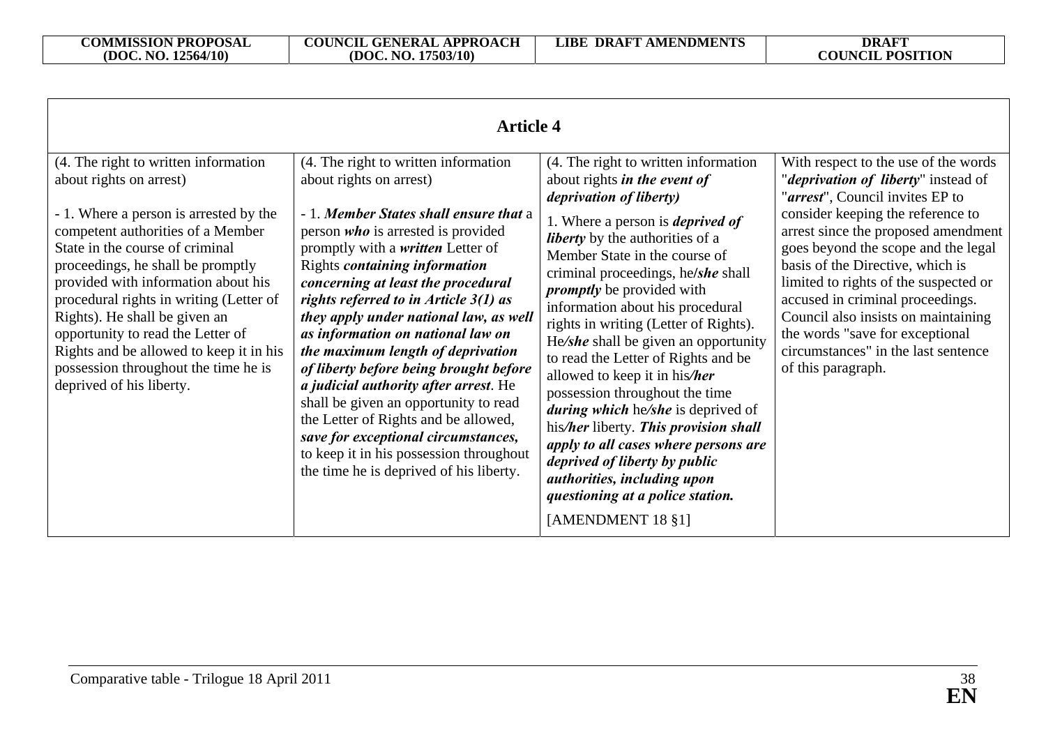| COMMISSION PROPOSAL (DOC. NO. 12564/10) | COUNCIL GENERAL APPROACH (DOC. NO. 17503/10) | LIBE DRAFT AMENDMENTS | DRAFT COUNCIL POSITION |
|---|---|---|---|
| **Article 4** | | | |
| (4. The right to written information about rights on arrest)<br><br>- 1. Where a person is arrested by the competent authorities of a Member State in the course of criminal proceedings, he shall be promptly provided with information about his procedural rights in writing (Letter of Rights). He shall be given an opportunity to read the Letter of Rights and be allowed to keep it in his possession throughout the time he is deprived of his liberty. | (4. The right to written information about rights on arrest)<br><br>- 1. ***Member States shall ensure that*** a person ***who*** is arrested is provided promptly with a ***written*** Letter of Rights ***containing information concerning at least the procedural rights referred to in Article 3(1) as they apply under national law, as well as information on national law on the maximum length of deprivation of liberty before being brought before a judicial authority after arrest***. He shall be given an opportunity to read the Letter of Rights and be allowed, ***save for exceptional circumstances,*** to keep it in his possession throughout the time he is deprived of his liberty. | (4. The right to written information about rights ***in the event of deprivation of liberty***)<br><br>1. Where a person is ***deprived of liberty*** by the authorities of a Member State in the course of criminal proceedings, he/***she*** shall ***promptly*** be provided with information about his procedural rights in writing (Letter of Rights). He***/she*** shall be given an opportunity to read the Letter of Rights and be allowed to keep it in his***/her*** possession throughout the time ***during which*** he***/she*** is deprived of his***/her*** liberty. ***This provision shall apply to all cases where persons are deprived of liberty by public authorities, including upon questioning at a police station.***<br><br>[AMENDMENT 18 §1] | With respect to the use of the words "***deprivation of liberty***" instead of "***arrest***", Council invites EP to consider keeping the reference to arrest since the proposed amendment goes beyond the scope and the legal basis of the Directive, which is limited to rights of the suspected or accused in criminal proceedings. Council also insists on maintaining the words "save for exceptional circumstances" in the last sentence of this paragraph. |

Comparative table - Trilogue 18 April 2011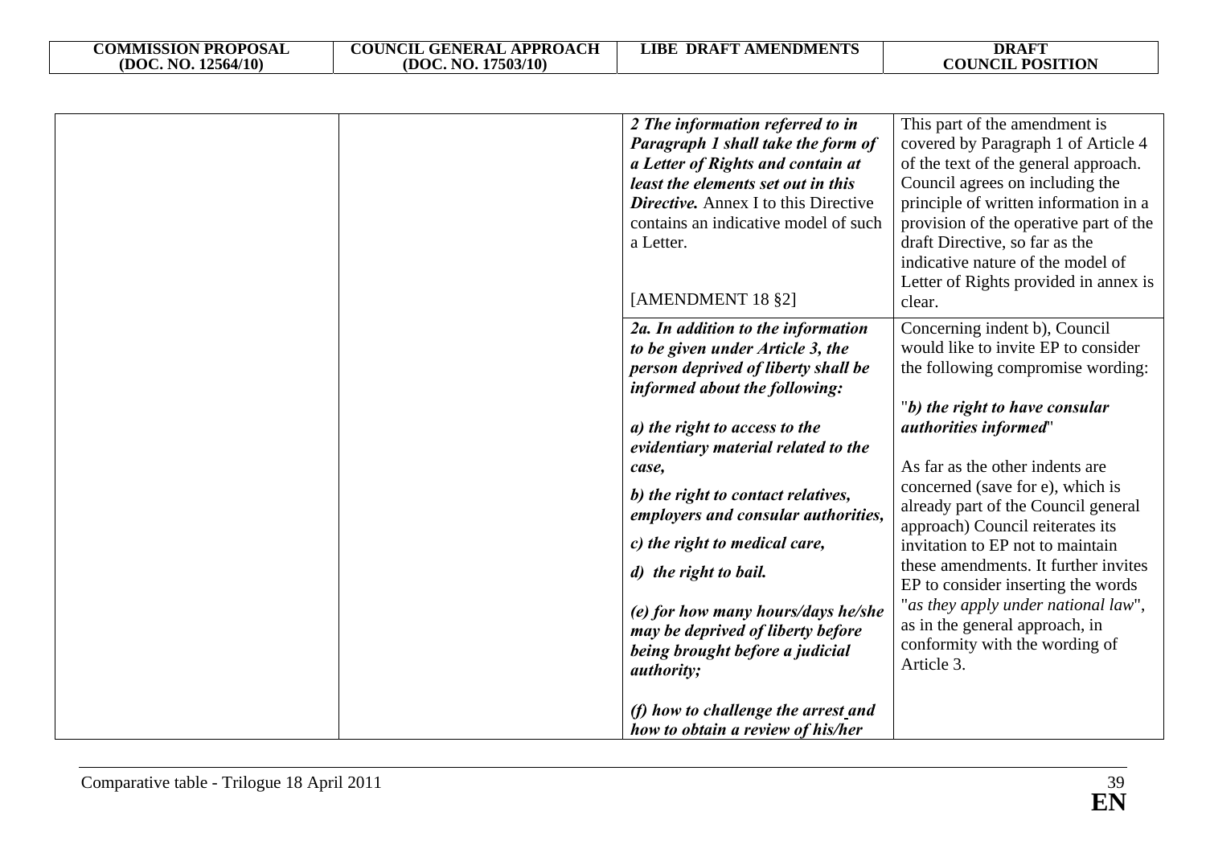| COMMISSION PROPOSAL (DOC. NO. 12564/10) | COUNCIL GENERAL APPROACH (DOC. NO. 17503/10) | LIBE DRAFT AMENDMENTS | DRAFT COUNCIL POSITION |
|---|---|---|---|
| | | ***2 The information referred to in Paragraph 1 shall take the form of a Letter of Rights and contain at least the elements set out in this Directive.*** Annex I to this Directive contains an indicative model of such a Letter.<br><br>[AMENDMENT 18 §2] | This part of the amendment is covered by Paragraph 1 of Article 4 of the text of the general approach. Council agrees on including the principle of written information in a provision of the operative part of the draft Directive, so far as the indicative nature of the model of Letter of Rights provided in annex is clear. |
| | | ***2a. In addition to the information to be given under Article 3, the person deprived of liberty shall be informed about the following:***<br><br>***a) the right to access to the evidentiary material related to the case,***<br><br>***b) the right to contact relatives, employers and consular authorities,***<br><br>***c) the right to medical care,***<br><br>***d) the right to bail.***<br><br>***(e) for how many hours/days he/she may be deprived of liberty before being brought before a judicial authority;***<br><br>***(f) how to challenge the arrest and how to obtain a review of his/her*** | Concerning indent b), Council would like to invite EP to consider the following compromise wording:<br><br>"***b) the right to have consular authorities informed***"<br><br>As far as the other indents are concerned (save for e), which is already part of the Council general approach) Council reiterates its invitation to EP not to maintain these amendments. It further invites EP to consider inserting the words "*as they apply under national law*", as in the general approach, in conformity with the wording of Article 3. |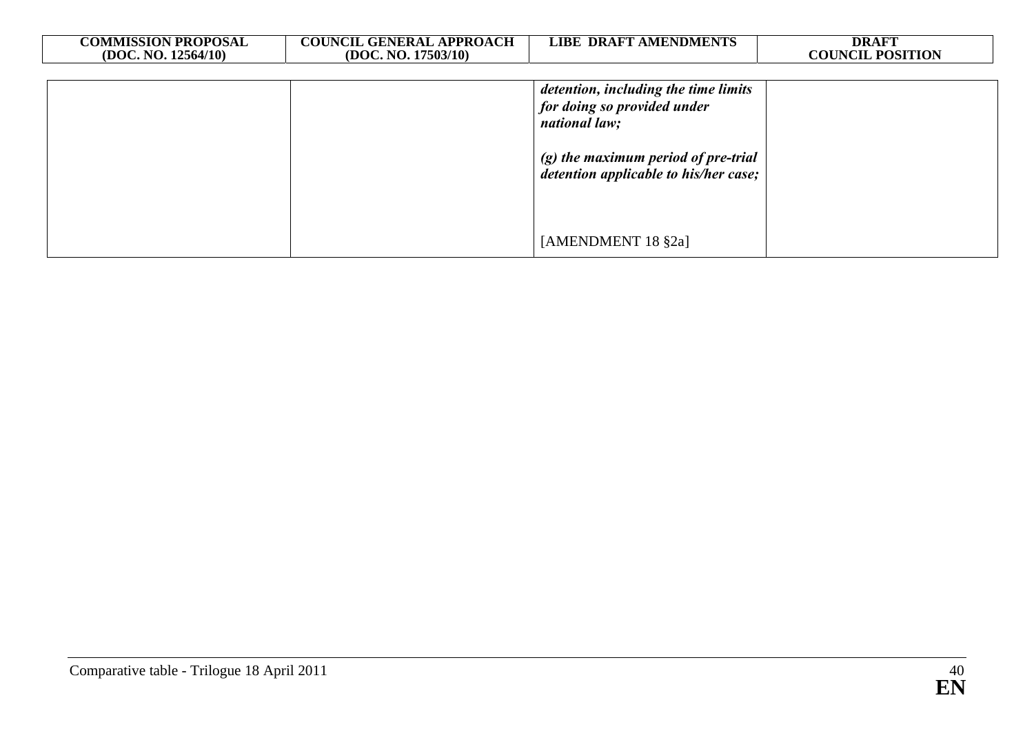| COMMISSION PROPOSAL (DOC. NO. 12564/10) | COUNCIL GENERAL APPROACH (DOC. NO. 17503/10) | LIBE DRAFT AMENDMENTS | DRAFT COUNCIL POSITION |
|---|---|---|---|
| | | ***detention, including the time limits for doing so provided under national law;*** <br><br> ***(g) the maximum period of pre-trial detention applicable to his/her case;*** <br><br> [AMENDMENT 18 §2a] | |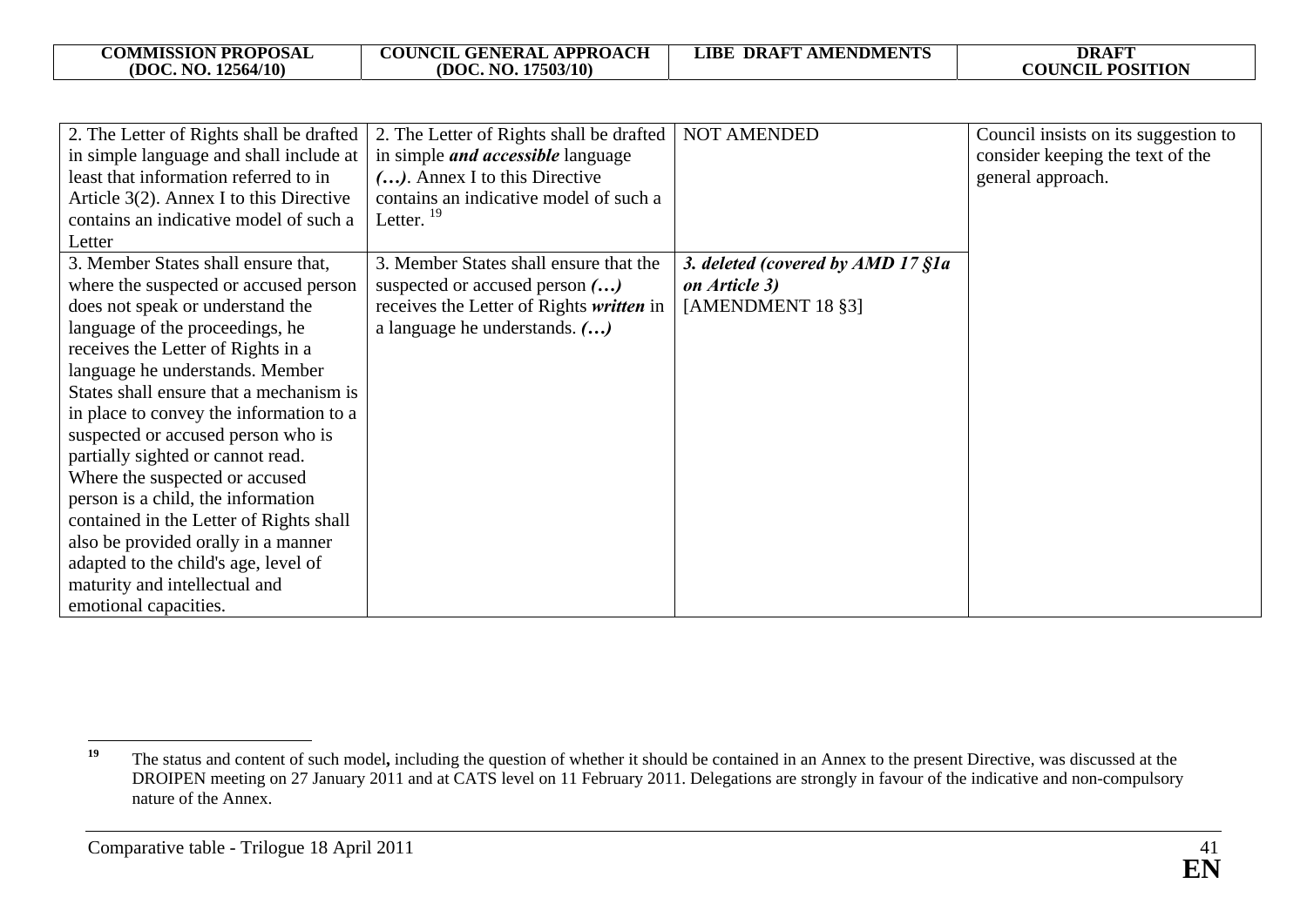| COMMISSION PROPOSAL (DOC. NO. 12564/10) | COUNCIL GENERAL APPROACH (DOC. NO. 17503/10) | LIBE DRAFT AMENDMENTS | DRAFT COUNCIL POSITION |
|---|---|---|---|
| 2. The Letter of Rights shall be drafted in simple language and shall include at least that information referred to in Article 3(2). Annex I to this Directive contains an indicative model of such a Letter | 2. The Letter of Rights shall be drafted in simple ***and accessible*** language ***(…)***. Annex I to this Directive contains an indicative model of such a Letter. [19] | NOT AMENDED | Council insists on its suggestion to consider keeping the text of the general approach. |
| 3. Member States shall ensure that, where the suspected or accused person does not speak or understand the language of the proceedings, he receives the Letter of Rights in a language he understands. Member States shall ensure that a mechanism is in place to convey the information to a suspected or accused person who is partially sighted or cannot read. Where the suspected or accused person is a child, the information contained in the Letter of Rights shall also be provided orally in a manner adapted to the child's age, level of maturity and intellectual and emotional capacities. | 3. Member States shall ensure that the suspected or accused person ***(…)*** receives the Letter of Rights ***written*** in a language he understands. ***(…)*** | ***3. deleted (covered by AMD 17 §1a on Article 3)*** [AMENDMENT 18 §3] | |

[19] The status and content of such model**,** including the question of whether it should be contained in an Annex to the present Directive, was discussed at the DROIPEN meeting on 27 January 2011 and at CATS level on 11 February 2011. Delegations are strongly in favour of the indicative and non-compulsory nature of the Annex.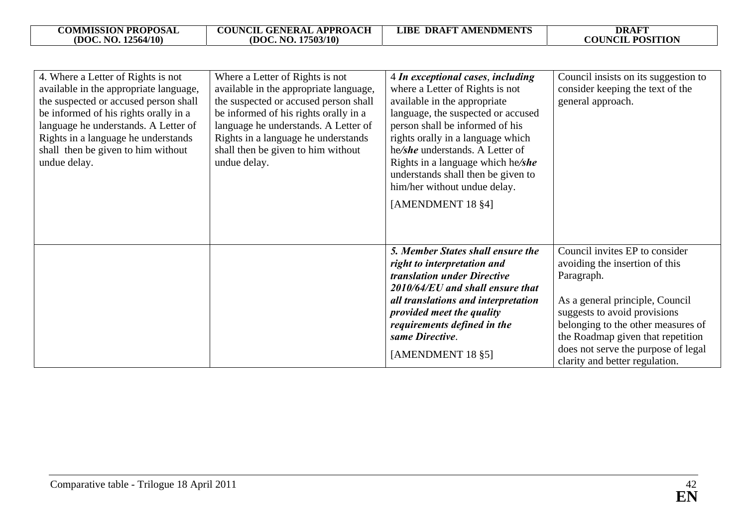| COMMISSION PROPOSAL (DOC. NO. 12564/10) | COUNCIL GENERAL APPROACH (DOC. NO. 17503/10) | LIBE DRAFT AMENDMENTS | DRAFT COUNCIL POSITION |
|---|---|---|---|
| 4. Where a Letter of Rights is not available in the appropriate language, the suspected or accused person shall be informed of his rights orally in a language he understands. A Letter of Rights in a language he understands shall then be given to him without undue delay. | Where a Letter of Rights is not available in the appropriate language, the suspected or accused person shall be informed of his rights orally in a language he understands. A Letter of Rights in a language he understands shall then be given to him without undue delay. | 4 ***In exceptional cases, including*** where a Letter of Rights is not available in the appropriate language, the suspected or accused person shall be informed of his rights orally in a language which he***/she*** understands. A Letter of Rights in a language which he***/she*** understands shall then be given to him/her without undue delay.<br><br>[AMENDMENT 18 §4] | Council insists on its suggestion to consider keeping the text of the general approach. |
| | | ***5. Member States shall ensure the right to interpretation and translation under Directive 2010/64/EU and shall ensure that all translations and interpretation provided meet the quality requirements defined in the same Directive.***<br><br>[AMENDMENT 18 §5] | Council invites EP to consider avoiding the insertion of this Paragraph.<br><br>As a general principle, Council suggests to avoid provisions belonging to the other measures of the Roadmap given that repetition does not serve the purpose of legal clarity and better regulation. |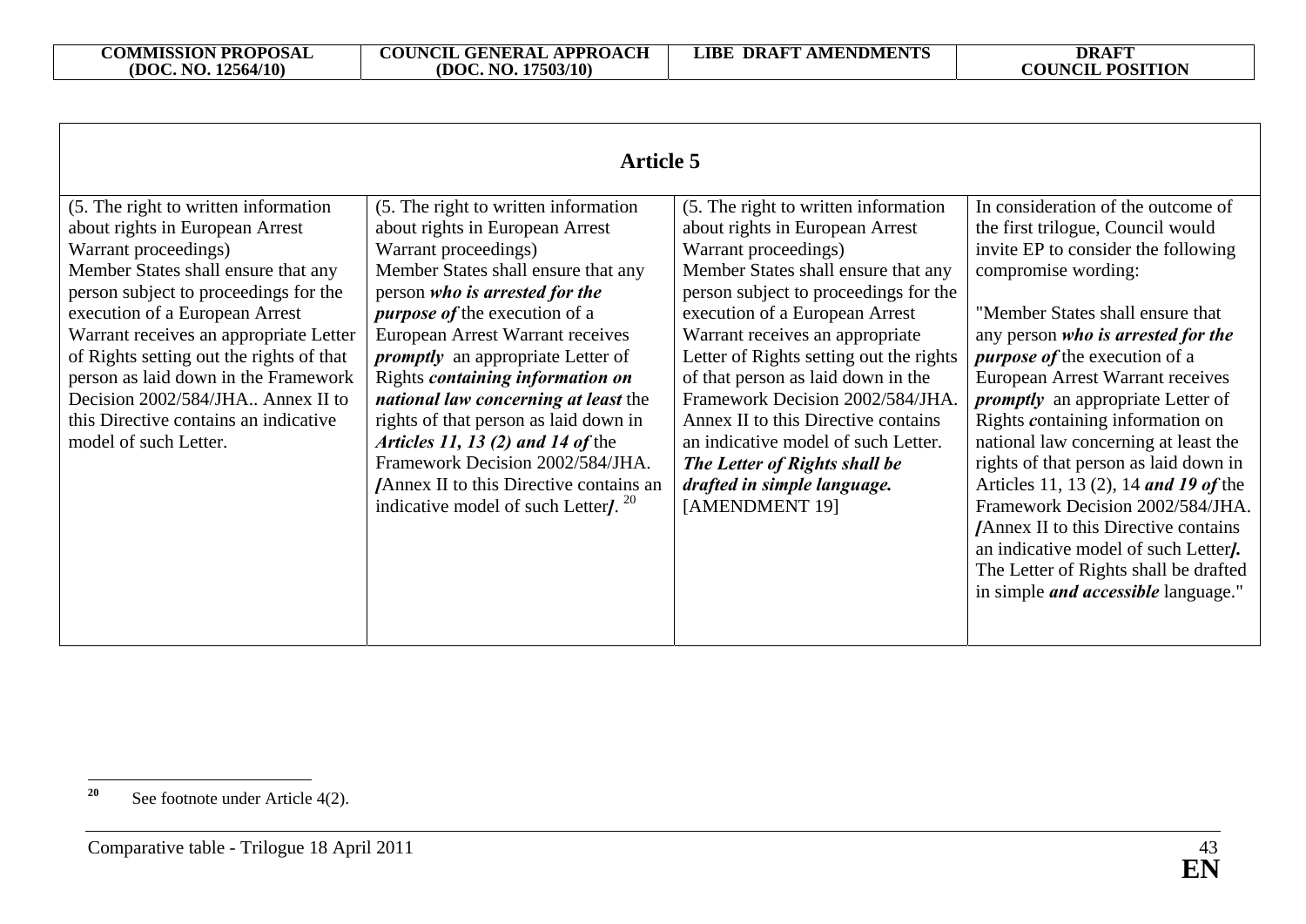| COMMISSION PROPOSAL (DOC. NO. 12564/10) | COUNCIL GENERAL APPROACH (DOC. NO. 17503/10) | LIBE DRAFT AMENDMENTS | DRAFT COUNCIL POSITION |
|---|---|---|---|
| **Article 5** | | | |
| (5. The right to written information about rights in European Arrest Warrant proceedings)<br>Member States shall ensure that any person subject to proceedings for the execution of a European Arrest Warrant receives an appropriate Letter of Rights setting out the rights of that person as laid down in the Framework Decision 2002/584/JHA.. Annex II to this Directive contains an indicative model of such Letter. | (5. The right to written information about rights in European Arrest Warrant proceedings)<br>Member States shall ensure that any person ***who is arrested for the purpose of*** the execution of a European Arrest Warrant receives ***promptly*** an appropriate Letter of Rights ***containing information on national law concerning at least*** the rights of that person as laid down in ***Articles 11, 13 (2) and 14 of*** the Framework Decision 2002/584/JHA. ***[***Annex II to this Directive contains an indicative model of such Letter***]***. [20] | (5. The right to written information about rights in European Arrest Warrant proceedings)<br>Member States shall ensure that any person subject to proceedings for the execution of a European Arrest Warrant receives an appropriate Letter of Rights setting out the rights of that person as laid down in the Framework Decision 2002/584/JHA. Annex II to this Directive contains an indicative model of such Letter. ***The Letter of Rights shall be drafted in simple language.***<br>[AMENDMENT 19] | In consideration of the outcome of the first trilogue, Council would invite EP to consider the following compromise wording:<br><br>"Member States shall ensure that any person ***who is arrested for the purpose of*** the execution of a European Arrest Warrant receives ***promptly*** an appropriate Letter of Rights ***c***ontaining information on national law concerning at least the rights of that person as laid down in Articles 11, 13 (2), 14 ***and 19 of*** the Framework Decision 2002/584/JHA. ***[***Annex II to this Directive contains an indicative model of such Letter***].*** The Letter of Rights shall be drafted in simple ***and accessible*** language." |

[20] See footnote under Article 4(2).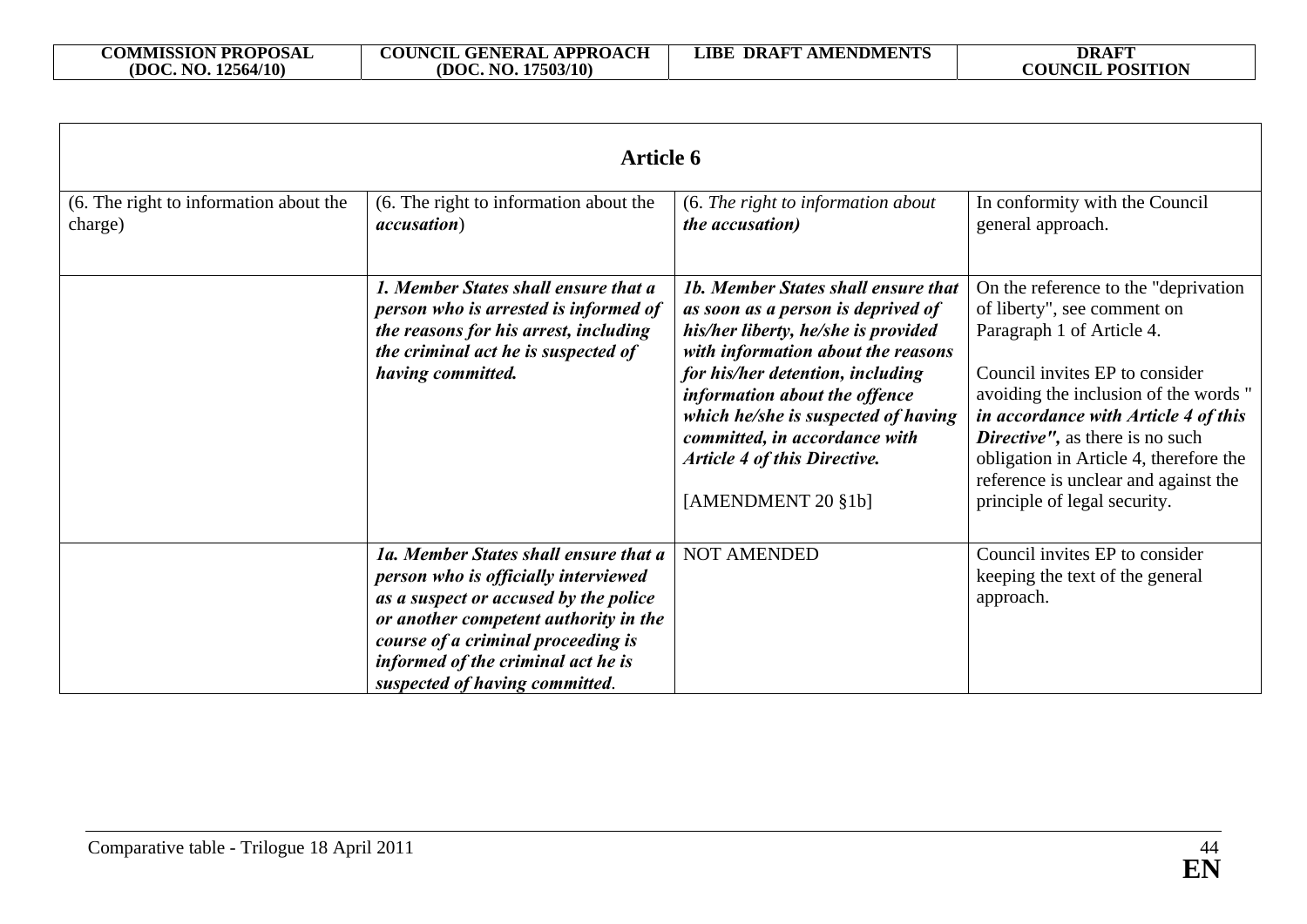| COMMISSION PROPOSAL (DOC. NO. 12564/10) | COUNCIL GENERAL APPROACH (DOC. NO. 17503/10) | LIBE DRAFT AMENDMENTS | DRAFT COUNCIL POSITION |
|---|---|---|---|
| **Article 6** | | | |
| (6. The right to information about the charge) | (6. The right to information about the *accusation*) | (6. *The right to information about the accusation)* | In conformity with the Council general approach. |
| | ***1. Member States shall ensure that a person who is arrested is informed of the reasons for his arrest, including the criminal act he is suspected of having committed.*** | ***1b. Member States shall ensure that as soon as a person is deprived of his/her liberty, he/she is provided with information about the reasons for his/her detention, including information about the offence which he/she is suspected of having committed, in accordance with Article 4 of this Directive.*** <br><br> [AMENDMENT 20 §1b] | On the reference to the "deprivation of liberty", see comment on Paragraph 1 of Article 4. <br><br> Council invites EP to consider avoiding the inclusion of the words " ***in accordance with Article 4 of this Directive"***, as there is no such obligation in Article 4, therefore the reference is unclear and against the principle of legal security. |
| | ***1a. Member States shall ensure that a person who is officially interviewed as a suspect or accused by the police or another competent authority in the course of a criminal proceeding is informed of the criminal act he is suspected of having committed***. | NOT AMENDED | Council invites EP to consider keeping the text of the general approach. |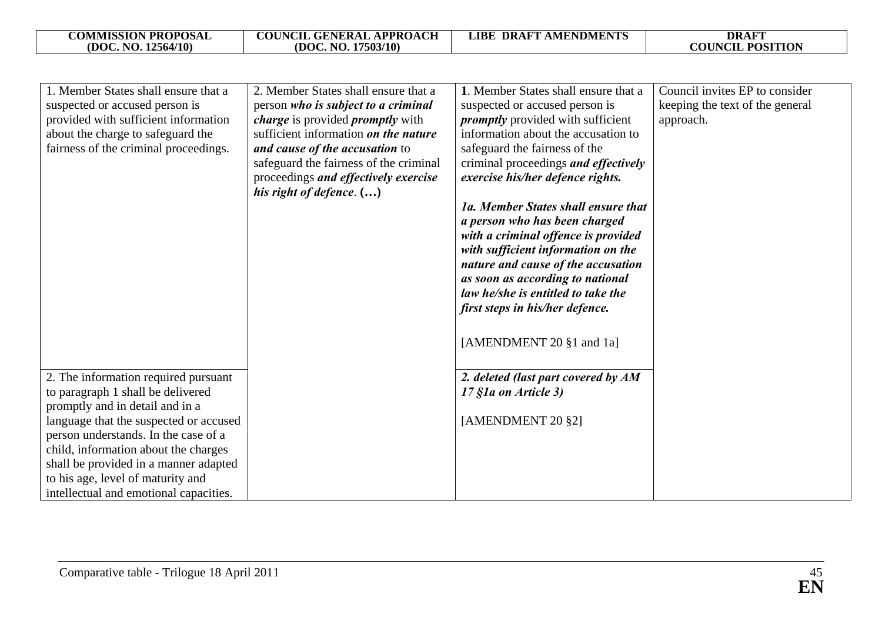| COMMISSION PROPOSAL (DOC. NO. 12564/10) | COUNCIL GENERAL APPROACH (DOC. NO. 17503/10) | LIBE DRAFT AMENDMENTS | DRAFT COUNCIL POSITION |
|---|---|---|---|
| 1. Member States shall ensure that a suspected or accused person is provided with sufficient information about the charge to safeguard the fairness of the criminal proceedings. | 2. Member States shall ensure that a person ***who is subject to a criminal charge*** is provided ***promptly*** with sufficient information ***on the nature and cause of the accusation*** to safeguard the fairness of the criminal proceedings ***and effectively exercise his right of defence***. **(…)** | **1**. Member States shall ensure that a suspected or accused person is ***promptly*** provided with sufficient information about the accusation to safeguard the fairness of the criminal proceedings ***and effectively exercise his/her defence rights.*** <br><br> ***1a. Member States shall ensure that a person who has been charged with a criminal offence is provided with sufficient information on the nature and cause of the accusation as soon as according to national law he/she is entitled to take the first steps in his/her defence.*** <br><br> [AMENDMENT 20 §1 and 1a] | Council invites EP to consider keeping the text of the general approach. |
| 2. The information required pursuant to paragraph 1 shall be delivered promptly and in detail and in a language that the suspected or accused person understands. In the case of a child, information about the charges shall be provided in a manner adapted to his age, level of maturity and intellectual and emotional capacities. | | ***2. deleted (last part covered by AM 17 §1a on Article 3)*** <br><br> [AMENDMENT 20 §2] | |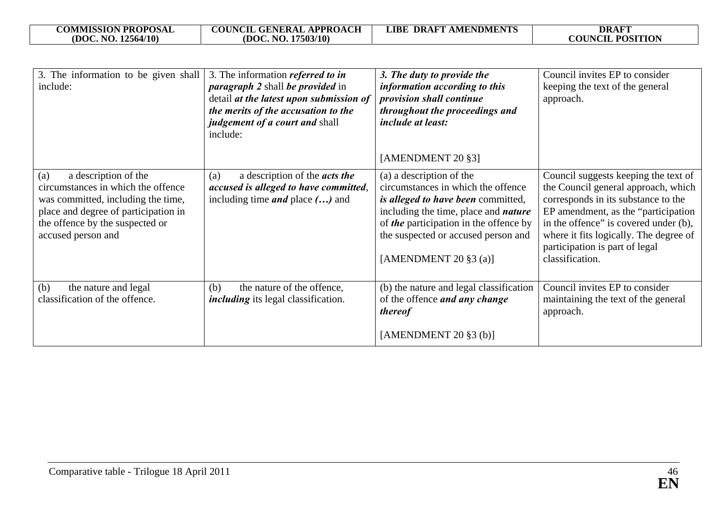| COMMISSION PROPOSAL (DOC. NO. 12564/10) | COUNCIL GENERAL APPROACH (DOC. NO. 17503/10) | LIBE DRAFT AMENDMENTS | DRAFT COUNCIL POSITION |
|---|---|---|---|
| 3. The information to be given shall include: | 3. The information ***referred to in paragraph 2*** shall ***be provided*** in detail ***at the latest upon submission of the merits of the accusation to the judgement of a court and*** shall include: | ***3. The duty to provide the information according to this provision shall continue throughout the proceedings and include at least:*** <br><br> [AMENDMENT 20 §3] | Council invites EP to consider keeping the text of the general approach. |
| (a) a description of the circumstances in which the offence was committed, including the time, place and degree of participation in the offence by the suspected or accused person and | (a) a description of the ***acts the accused is alleged to have committed***, including time ***and*** place ***(…)*** and | (a) a description of the circumstances in which the offence ***is alleged to have been*** committed, including the time, place and ***nature*** of ***the*** participation in the offence by the suspected or accused person and <br><br> [AMENDMENT 20 §3 (a)] | Council suggests keeping the text of the Council general approach, which corresponds in its substance to the EP amendment, as the "participation in the offence" is covered under (b), where it fits logically. The degree of participation is part of legal classification. |
| (b) the nature and legal classification of the offence. | (b) the nature of the offence, ***including*** its legal classification. | (b) the nature and legal classification of the offence ***and any change thereof*** <br><br> [AMENDMENT 20 §3 (b)] | Council invites EP to consider maintaining the text of the general approach. |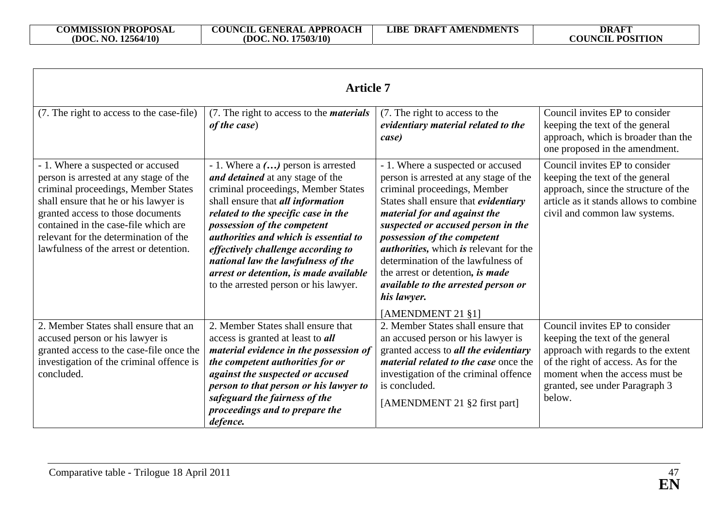| COMMISSION PROPOSAL (DOC. NO. 12564/10) | COUNCIL GENERAL APPROACH (DOC. NO. 17503/10) | LIBE DRAFT AMENDMENTS | DRAFT COUNCIL POSITION |
|---|---|---|---|
| **Article 7** | | | |
| (7. The right to access to the case-file) | (7. The right to access to the ***materials of the case***) | (7. The right to access to the ***evidentiary material related to the case)*** | Council invites EP to consider keeping the text of the general approach, which is broader than the one proposed in the amendment. |
| - 1. Where a suspected or accused person is arrested at any stage of the criminal proceedings, Member States shall ensure that he or his lawyer is granted access to those documents contained in the case-file which are relevant for the determination of the lawfulness of the arrest or detention. | - 1. Where a ***(…)*** person is arrested ***and detained*** at any stage of the criminal proceedings, Member States shall ensure that ***all information related to the specific case in the possession of the competent authorities and which is essential to effectively challenge according to national law the lawfulness of the arrest or detention, is made available*** to the arrested person or his lawyer. | - 1. Where a suspected or accused person is arrested at any stage of the criminal proceedings, Member States shall ensure that ***evidentiary material for and against the suspected or accused person in the possession of the competent authorities,*** which ***is*** relevant for the determination of the lawfulness of the arrest or detention***, is made available to the arrested person or his lawyer.*** [AMENDMENT 21 §1] | Council invites EP to consider keeping the text of the general approach, since the structure of the article as it stands allows to combine civil and common law systems. |
| 2. Member States shall ensure that an accused person or his lawyer is granted access to the case-file once the investigation of the criminal offence is concluded. | 2. Member States shall ensure that access is granted at least to ***all material evidence in the possession of the competent authorities for or against the suspected or accused person to that person or his lawyer to safeguard the fairness of the proceedings and to prepare the defence.*** | 2. Member States shall ensure that an accused person or his lawyer is granted access to ***all the evidentiary material related to the case*** once the investigation of the criminal offence is concluded. [AMENDMENT 21 §2 first part] | Council invites EP to consider keeping the text of the general approach with regards to the extent of the right of access. As for the moment when the access must be granted, see under Paragraph 3 below. |

Comparative table - Trilogue 18 April 2011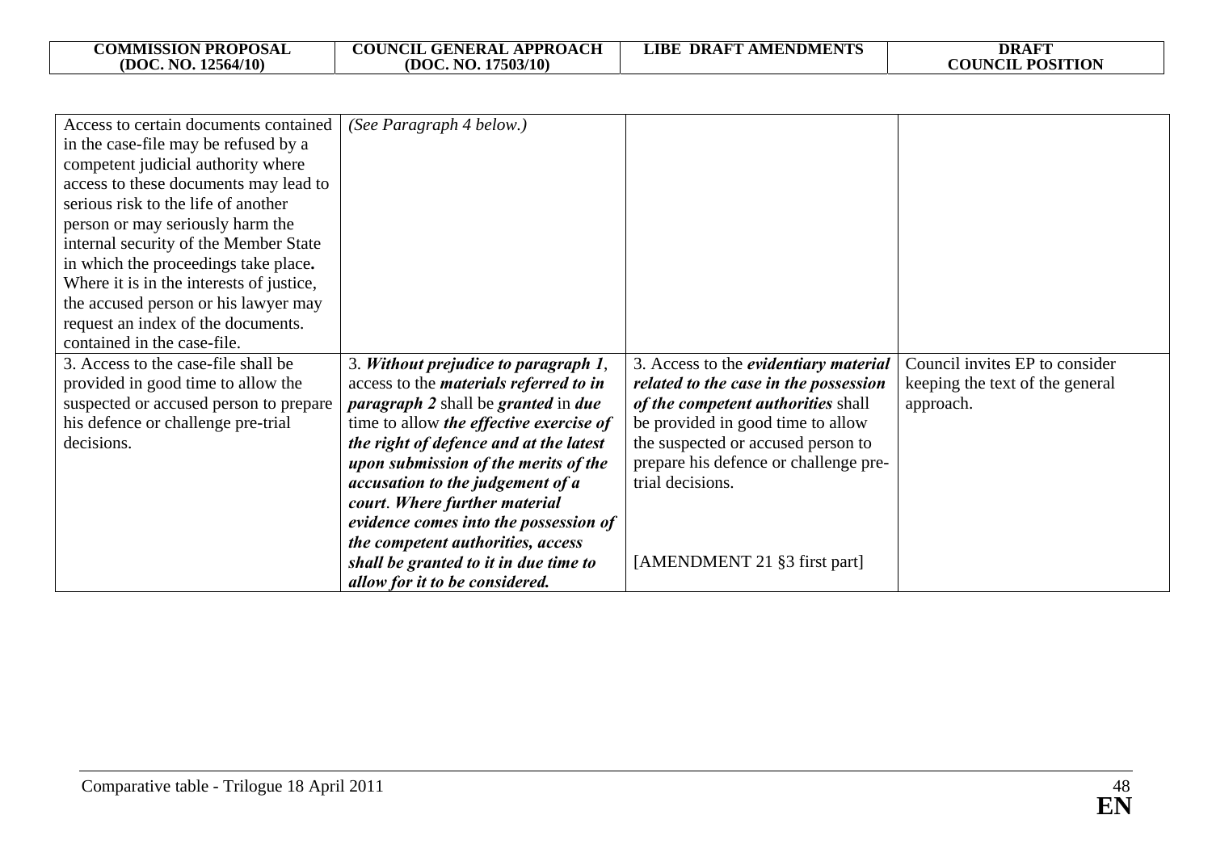| COMMISSION PROPOSAL (DOC. NO. 12564/10) | COUNCIL GENERAL APPROACH (DOC. NO. 17503/10) | LIBE DRAFT AMENDMENTS | DRAFT COUNCIL POSITION |
|---|---|---|---|
| Access to certain documents contained in the case-file may be refused by a competent judicial authority where access to these documents may lead to serious risk to the life of another person or may seriously harm the internal security of the Member State in which the proceedings take place**.** Where it is in the interests of justice, the accused person or his lawyer may request an index of the documents. contained in the case-file. | *(See Paragraph 4 below.)* | | |
| 3. Access to the case-file shall be provided in good time to allow the suspected or accused person to prepare his defence or challenge pre-trial decisions. | 3. ***Without prejudice to paragraph 1***, access to the ***materials referred to in paragraph 2*** shall be ***granted*** in ***due*** time to allow ***the effective exercise of the right of defence and at the latest upon submission of the merits of the accusation to the judgement of a court***. ***Where further material evidence comes into the possession of the competent authorities, access shall be granted to it in due time to allow for it to be considered.*** | 3. Access to the ***evidentiary material related to the case in the possession of the competent authorities*** shall be provided in good time to allow the suspected or accused person to prepare his defence or challenge pre-trial decisions.<br><br>[AMENDMENT 21 §3 first part] | Council invites EP to consider keeping the text of the general approach. |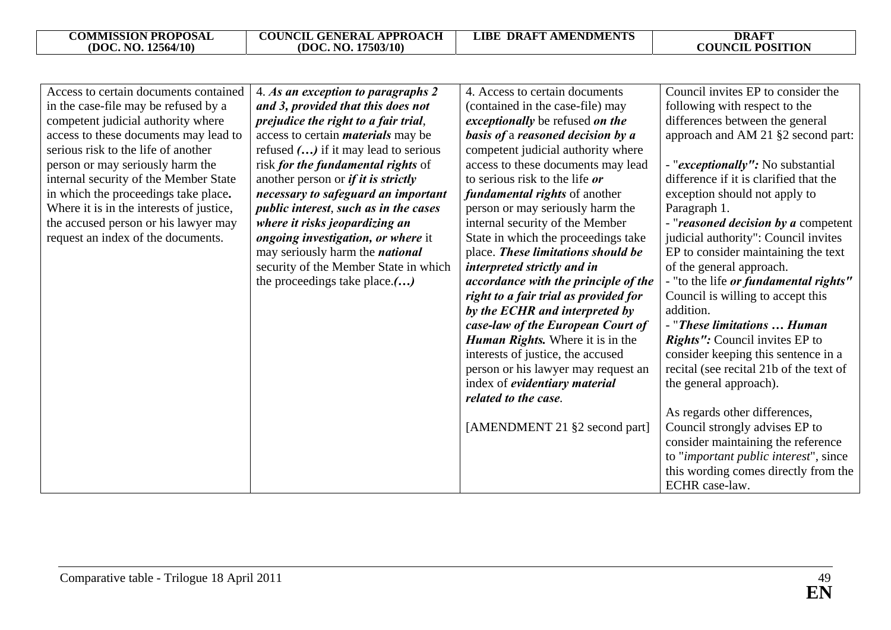| COMMISSION PROPOSAL (DOC. NO. 12564/10) | COUNCIL GENERAL APPROACH (DOC. NO. 17503/10) | LIBE DRAFT AMENDMENTS | DRAFT COUNCIL POSITION |
|---|---|---|---|
| Access to certain documents contained in the case-file may be refused by a competent judicial authority where access to these documents may lead to serious risk to the life of another person or may seriously harm the internal security of the Member State in which the proceedings take place**.** Where it is in the interests of justice, the accused person or his lawyer may request an index of the documents. | 4. ***As an exception to paragraphs 2 and 3, provided that this does not prejudice the right to a fair trial***, access to certain ***materials*** may be refused ***(…)*** if it may lead to serious risk ***for the fundamental rights*** of another person or ***if it is strictly necessary to safeguard an important public interest***, ***such as in the cases where it risks jeopardizing an ongoing investigation, or where*** it may seriously harm the ***national*** security of the Member State in which the proceedings take place.***(…)*** | 4. Access to certain documents (contained in the case-file) may ***exceptionally*** be refused ***on the basis of*** a ***reasoned decision by a*** competent judicial authority where access to these documents may lead to serious risk to the life ***or fundamental rights*** of another person or may seriously harm the internal security of the Member State in which the proceedings take place. ***These limitations should be interpreted strictly and in accordance with the principle of the right to a fair trial as provided for by the ECHR and interpreted by case-law of the European Court of Human Rights.*** Where it is in the interests of justice, the accused person or his lawyer may request an index of ***evidentiary material related to the case***.<br><br>[AMENDMENT 21 §2 second part] | Council invites EP to consider the following with respect to the differences between the general approach and AM 21 §2 second part:<br><br>- "***exceptionally":*** No substantial difference if it is clarified that the exception should not apply to Paragraph 1.<br>- "***reasoned decision by a*** competent judicial authority": Council invites EP to consider maintaining the text of the general approach.<br>- "to the life ***or fundamental rights"*** Council is willing to accept this addition.<br>- "***These limitations … Human Rights":*** Council invites EP to consider keeping this sentence in a recital (see recital 21b of the text of the general approach).<br><br>As regards other differences, Council strongly advises EP to consider maintaining the reference to "*important public interest*", since this wording comes directly from the ECHR case-law. |

Comparative table - Trilogue 18 April 2011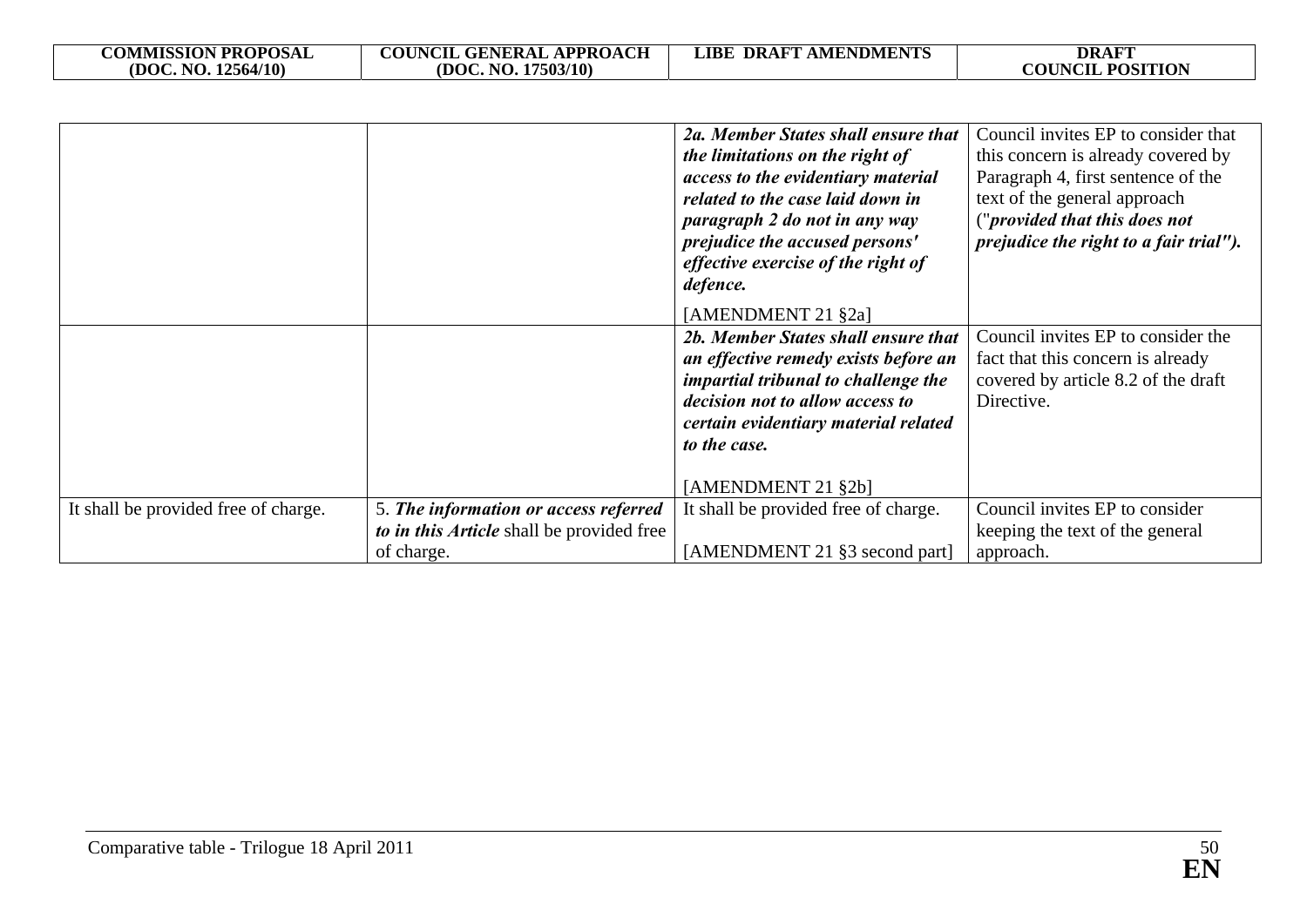| COMMISSION PROPOSAL (DOC. NO. 12564/10) | COUNCIL GENERAL APPROACH (DOC. NO. 17503/10) | LIBE DRAFT AMENDMENTS | DRAFT COUNCIL POSITION |
|---|---|---|---|
| | | ***2a. Member States shall ensure that the limitations on the right of access to the evidentiary material related to the case laid down in paragraph 2 do not in any way prejudice the accused persons' effective exercise of the right of defence.*** [AMENDMENT 21 §2a] | Council invites EP to consider that this concern is already covered by Paragraph 4, first sentence of the text of the general approach ("***provided that this does not prejudice the right to a fair trial").*** |
| | | ***2b. Member States shall ensure that an effective remedy exists before an impartial tribunal to challenge the decision not to allow access to certain evidentiary material related to the case.*** [AMENDMENT 21 §2b] | Council invites EP to consider the fact that this concern is already covered by article 8.2 of the draft Directive. |
| It shall be provided free of charge. | 5. ***The information or access referred to in this Article*** shall be provided free of charge. | It shall be provided free of charge. [AMENDMENT 21 §3 second part] | Council invites EP to consider keeping the text of the general approach. |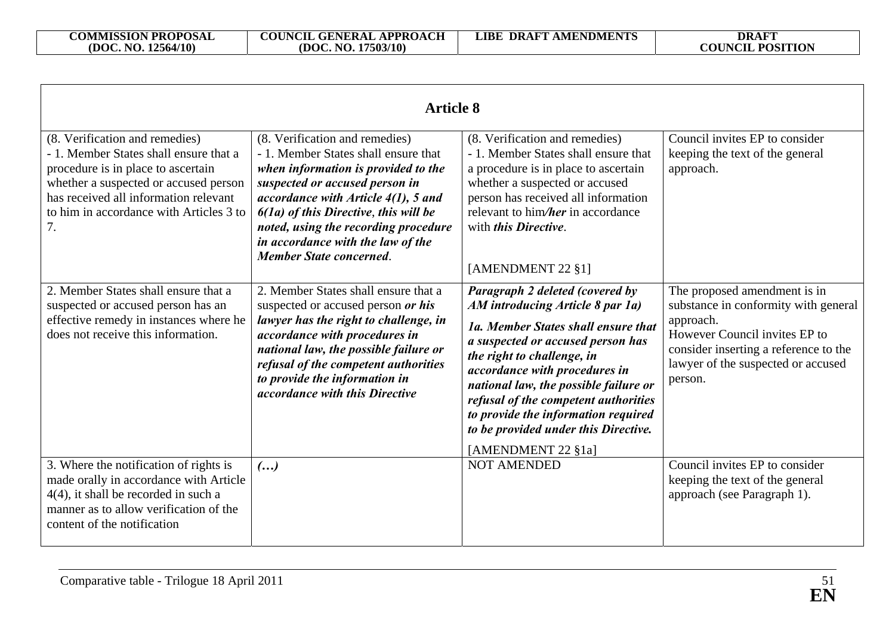| COMMISSION PROPOSAL (DOC. NO. 12564/10) | COUNCIL GENERAL APPROACH (DOC. NO. 17503/10) | LIBE DRAFT AMENDMENTS | DRAFT COUNCIL POSITION |
|---|---|---|---|
| **Article 8** | | | |
| (8. Verification and remedies) - 1. Member States shall ensure that a procedure is in place to ascertain whether a suspected or accused person has received all information relevant to him in accordance with Articles 3 to 7. | (8. Verification and remedies) - 1. Member States shall ensure that ***when information is provided to the suspected or accused person in accordance with Article 4(1), 5 and 6(1a) of this Directive***, ***this will be noted, using the recording procedure in accordance with the law of the Member State concerned***. | (8. Verification and remedies) - 1. Member States shall ensure that a procedure is in place to ascertain whether a suspected or accused person has received all information relevant to him***/her*** in accordance with ***this Directive***.<br><br>[AMENDMENT 22 §1] | Council invites EP to consider keeping the text of the general approach. |
| 2. Member States shall ensure that a suspected or accused person has an effective remedy in instances where he does not receive this information. | 2. Member States shall ensure that a suspected or accused person ***or his lawyer has the right to challenge, in accordance with procedures in national law, the possible failure or refusal of the competent authorities to provide the information in accordance with this Directive*** | ***Paragraph 2 deleted (covered by AM introducing Article 8 par 1a)***<br><br>***1a. Member States shall ensure that a suspected or accused person has the right to challenge, in accordance with procedures in national law, the possible failure or refusal of the competent authorities to provide the information required to be provided under this Directive.***<br><br>[AMENDMENT 22 §1a] | The proposed amendment is in substance in conformity with general approach.<br>However Council invites EP to consider inserting a reference to the lawyer of the suspected or accused person. |
| 3. Where the notification of rights is made orally in accordance with Article 4(4), it shall be recorded in such a manner as to allow verification of the content of the notification | ***(…)*** | NOT AMENDED | Council invites EP to consider keeping the text of the general approach (see Paragraph 1). |

Comparative table - Trilogue 18 April 2011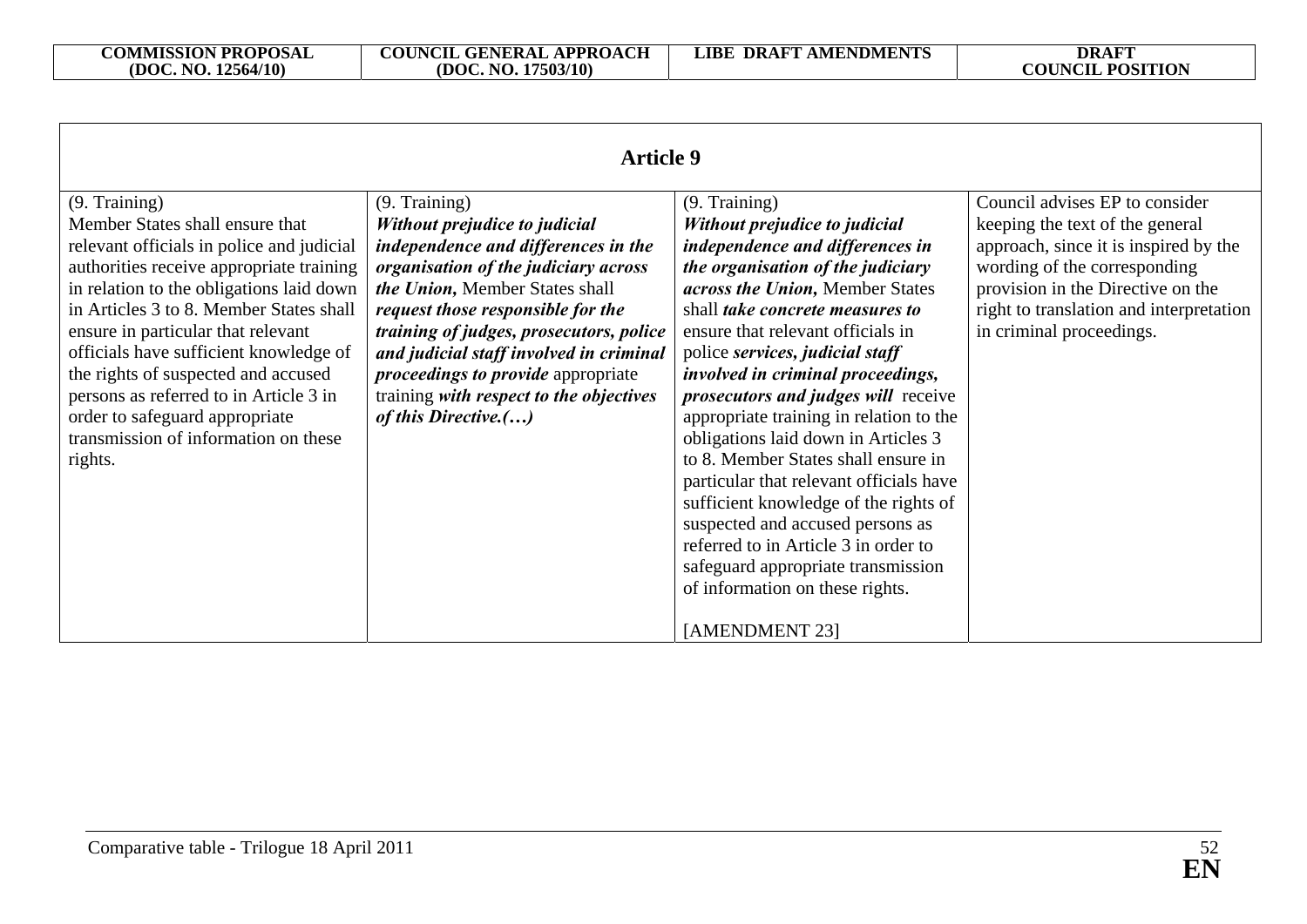| COMMISSION PROPOSAL (DOC. NO. 12564/10) | COUNCIL GENERAL APPROACH (DOC. NO. 17503/10) | LIBE DRAFT AMENDMENTS | DRAFT COUNCIL POSITION |
|---|---|---|---|
| **Article 9** | | | |
| (9. Training) Member States shall ensure that relevant officials in police and judicial authorities receive appropriate training in relation to the obligations laid down in Articles 3 to 8. Member States shall ensure in particular that relevant officials have sufficient knowledge of the rights of suspected and accused persons as referred to in Article 3 in order to safeguard appropriate transmission of information on these rights. | (9. Training) ***Without prejudice to judicial independence and differences in the organisation of the judiciary across the Union,*** Member States shall ***request those responsible for the training of judges, prosecutors, police and judicial staff involved in criminal proceedings to provide*** appropriate training ***with respect to the objectives of this Directive.(…)*** | (9. Training) ***Without prejudice to judicial independence and differences in the organisation of the judiciary across the Union,*** Member States shall ***take concrete measures to*** ensure that relevant officials in police ***services, judicial staff involved in criminal proceedings, prosecutors and judges will*** receive appropriate training in relation to the obligations laid down in Articles 3 to 8. Member States shall ensure in particular that relevant officials have sufficient knowledge of the rights of suspected and accused persons as referred to in Article 3 in order to safeguard appropriate transmission of information on these rights. [AMENDMENT 23] | Council advises EP to consider keeping the text of the general approach, since it is inspired by the wording of the corresponding provision in the Directive on the right to translation and interpretation in criminal proceedings. |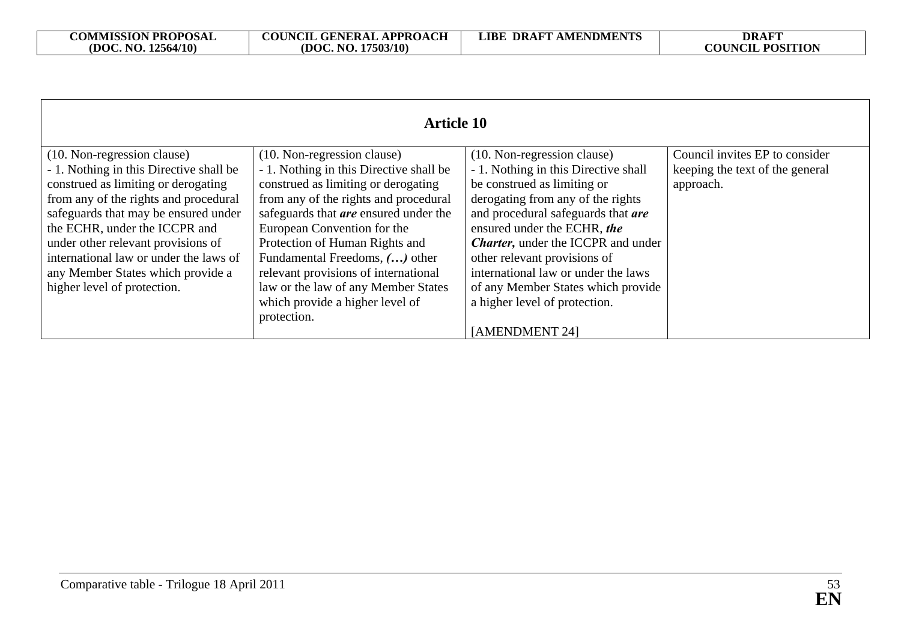| COMMISSION PROPOSAL (DOC. NO. 12564/10) | COUNCIL GENERAL APPROACH (DOC. NO. 17503/10) | LIBE DRAFT AMENDMENTS | DRAFT COUNCIL POSITION |
|---|---|---|---|
| **Article 10** | | | |
| (10. Non-regression clause)<br>- 1. Nothing in this Directive shall be construed as limiting or derogating from any of the rights and procedural safeguards that may be ensured under the ECHR, under the ICCPR and under other relevant provisions of international law or under the laws of any Member States which provide a higher level of protection. | (10. Non-regression clause)<br>- 1. Nothing in this Directive shall be construed as limiting or derogating from any of the rights and procedural safeguards that ***are*** ensured under the European Convention for the Protection of Human Rights and Fundamental Freedoms, ***(…)*** other relevant provisions of international law or the law of any Member States which provide a higher level of protection. | (10. Non-regression clause)<br>- 1. Nothing in this Directive shall be construed as limiting or derogating from any of the rights and procedural safeguards that ***are*** ensured under the ECHR, ***the Charter,*** under the ICCPR and under other relevant provisions of international law or under the laws of any Member States which provide a higher level of protection.<br><br>[AMENDMENT 24] | Council invites EP to consider keeping the text of the general approach. |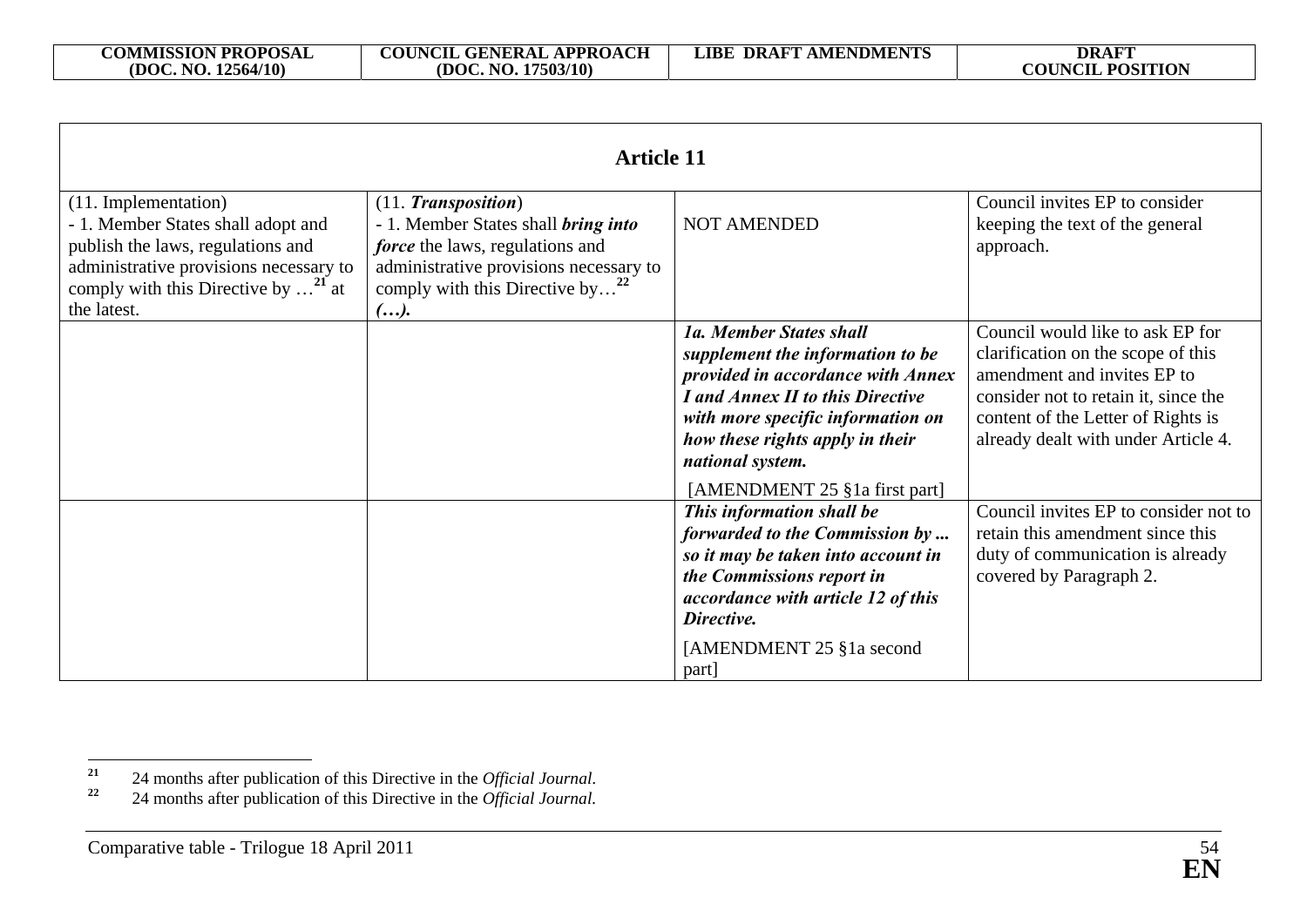| COMMISSION PROPOSAL (DOC. NO. 12564/10) | COUNCIL GENERAL APPROACH (DOC. NO. 17503/10) | LIBE DRAFT AMENDMENTS | DRAFT COUNCIL POSITION |
|---|---|---|---|
| **Article 11** | | | |
| (11. Implementation) - 1. Member States shall adopt and publish the laws, regulations and administrative provisions necessary to comply with this Directive by …[21] at the latest. | (11. ***Transposition***) - 1. Member States shall ***bring into force*** the laws, regulations and administrative provisions necessary to comply with this Directive by…[22] ***(…).*** | NOT AMENDED | Council invites EP to consider keeping the text of the general approach. |
| | | ***1a. Member States shall supplement the information to be provided in accordance with Annex I and Annex II to this Directive with more specific information on how these rights apply in their national system.*** [AMENDMENT 25 §1a first part] | Council would like to ask EP for clarification on the scope of this amendment and invites EP to consider not to retain it, since the content of the Letter of Rights is already dealt with under Article 4. |
| | | ***This information shall be forwarded to the Commission by ... so it may be taken into account in the Commissions report in accordance with article 12 of this Directive.*** [AMENDMENT 25 §1a second part] | Council invites EP to consider not to retain this amendment since this duty of communication is already covered by Paragraph 2. |

[21] 24 months after publication of this Directive in the *Official Journal*.

[22] 24 months after publication of this Directive in the *Official Journal*.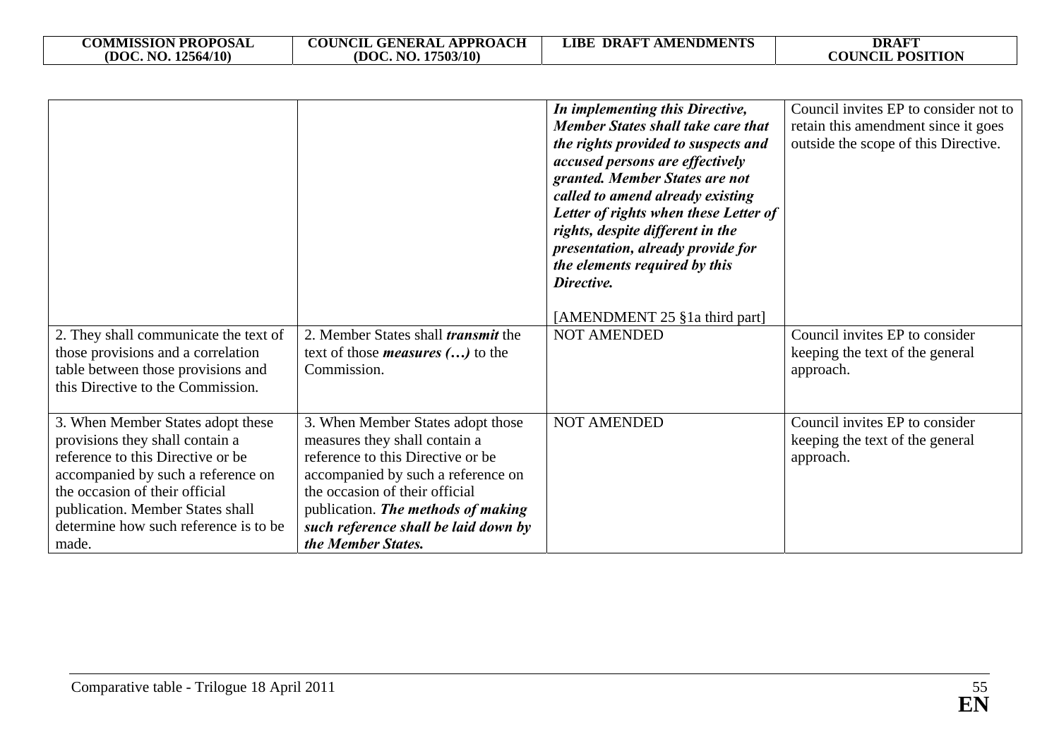| COMMISSION PROPOSAL (DOC. NO. 12564/10) | COUNCIL GENERAL APPROACH (DOC. NO. 17503/10) | LIBE DRAFT AMENDMENTS | DRAFT COUNCIL POSITION |
|---|---|---|---|
| | | ***In implementing this Directive, Member States shall take care that the rights provided to suspects and accused persons are effectively granted. Member States are not called to amend already existing Letter of rights when these Letter of rights, despite different in the presentation, already provide for the elements required by this Directive.*** <br><br> [AMENDMENT 25 §1a third part] | Council invites EP to consider not to retain this amendment since it goes outside the scope of this Directive. |
| 2. They shall communicate the text of those provisions and a correlation table between those provisions and this Directive to the Commission. | 2. Member States shall ***transmit*** the text of those ***measures (…)*** to the Commission. | NOT AMENDED | Council invites EP to consider keeping the text of the general approach. |
| 3. When Member States adopt these provisions they shall contain a reference to this Directive or be accompanied by such a reference on the occasion of their official publication. Member States shall determine how such reference is to be made. | 3. When Member States adopt those measures they shall contain a reference to this Directive or be accompanied by such a reference on the occasion of their official publication. ***The methods of making such reference shall be laid down by the Member States.*** | NOT AMENDED | Council invites EP to consider keeping the text of the general approach. |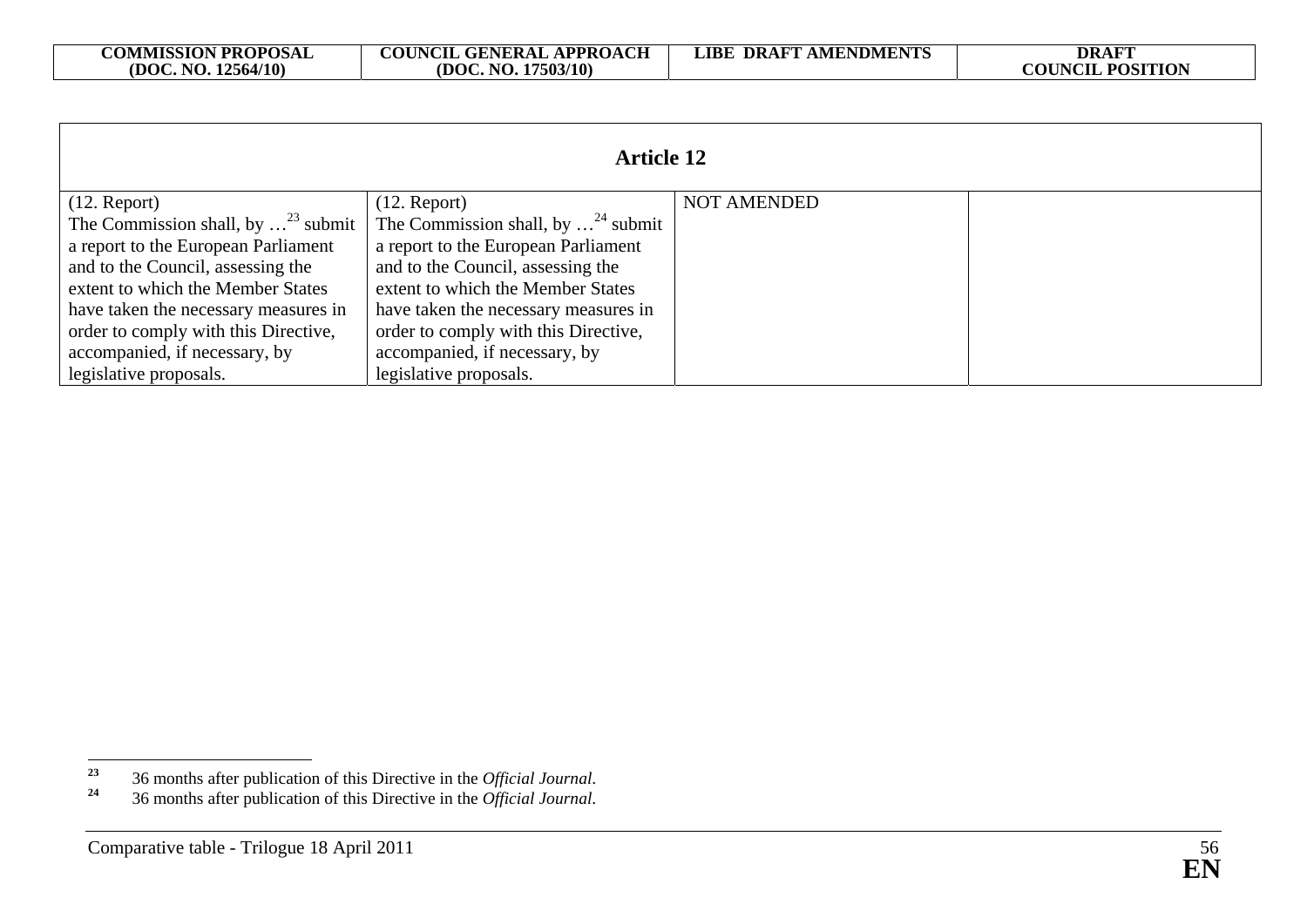| COMMISSION PROPOSAL (DOC. NO. 12564/10) | COUNCIL GENERAL APPROACH (DOC. NO. 17503/10) | LIBE DRAFT AMENDMENTS | DRAFT COUNCIL POSITION |
|---|---|---|---|

## Article 12

| | | | |
|---|---|---|---|
| (12. Report) The Commission shall, by …[23] submit a report to the European Parliament and to the Council, assessing the extent to which the Member States have taken the necessary measures in order to comply with this Directive, accompanied, if necessary, by legislative proposals. | (12. Report) The Commission shall, by …[24] submit a report to the European Parliament and to the Council, assessing the extent to which the Member States have taken the necessary measures in order to comply with this Directive, accompanied, if necessary, by legislative proposals. | NOT AMENDED | |

[23] 36 months after publication of this Directive in the *Official Journal*.

[24] 36 months after publication of this Directive in the *Official Journal*.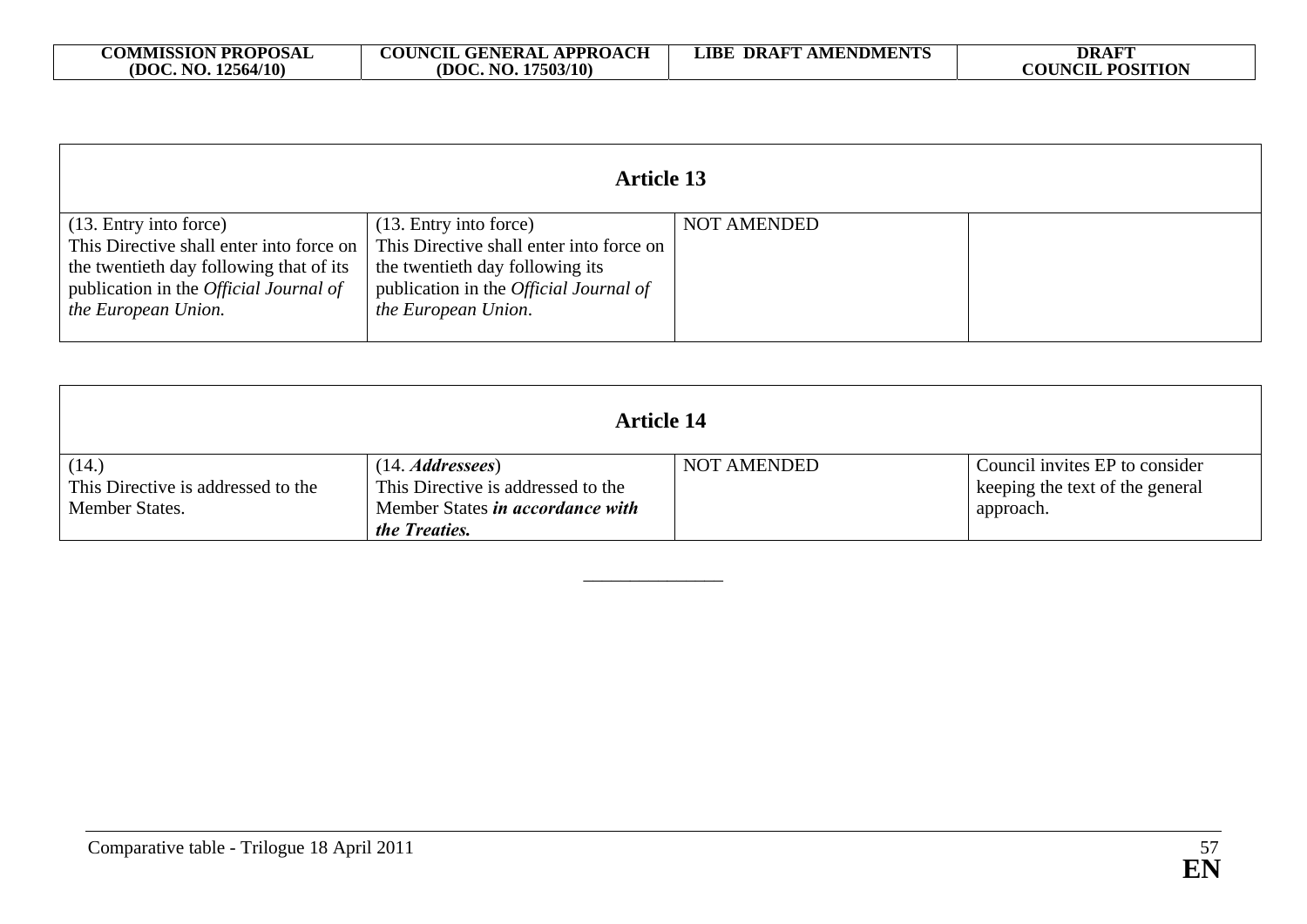| COMMISSION PROPOSAL (DOC. NO. 12564/10) | COUNCIL GENERAL APPROACH (DOC. NO. 17503/10) | LIBE DRAFT AMENDMENTS | DRAFT COUNCIL POSITION |
|---|---|---|---|
| **Article 13** | | | |
| (13. Entry into force) This Directive shall enter into force on the twentieth day following that of its publication in the *Official Journal of the European Union.* | (13. Entry into force) This Directive shall enter into force on the twentieth day following its publication in the *Official Journal of the European Union*. | NOT AMENDED | |
| **Article 14** | | | |
| (14.) This Directive is addressed to the Member States. | (14. ***Addressees***) This Directive is addressed to the Member States ***in accordance with the Treaties.*** | NOT AMENDED | Council invites EP to consider keeping the text of the general approach. |

_______________

Comparative table - Trilogue 18 April 2011